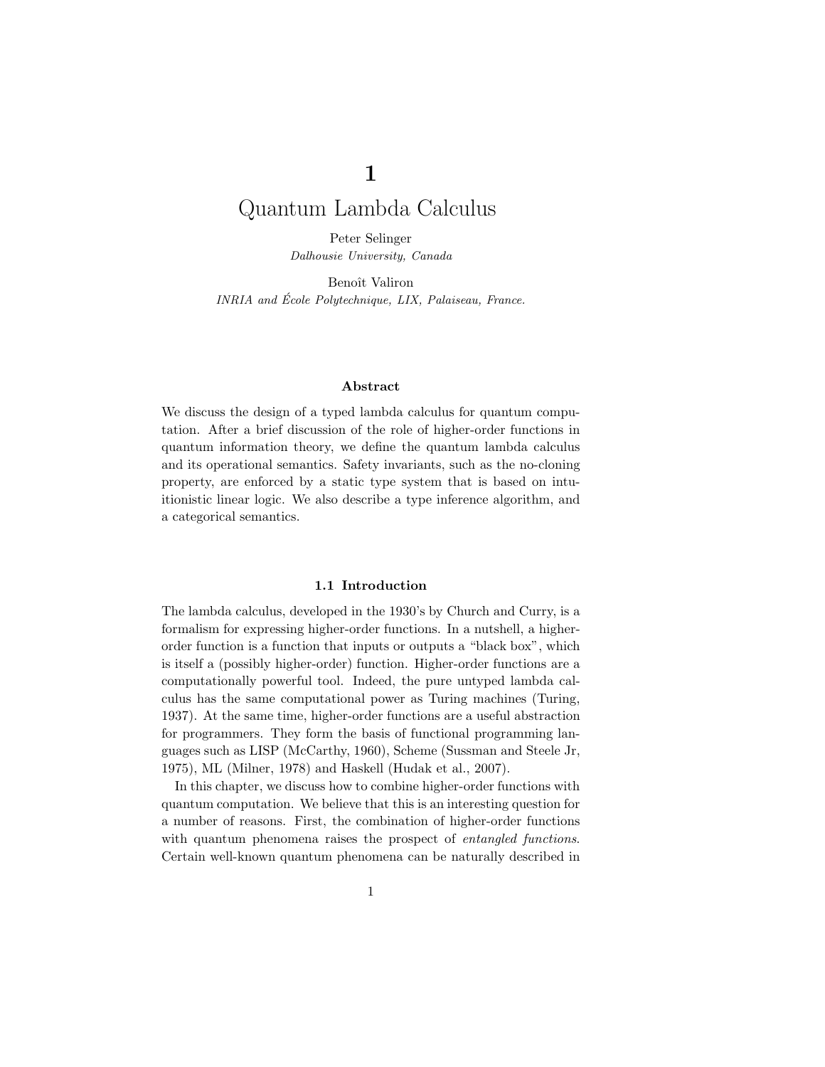# 1

# Quantum Lambda Calculus

Peter Selinger
*Dalhousie University, Canada*

Benoît Valiron
*INRIA and École Polytechnique, LIX, Palaiseau, France.*

### Abstract

We discuss the design of a typed lambda calculus for quantum computation. After a brief discussion of the role of higher-order functions in quantum information theory, we define the quantum lambda calculus and its operational semantics. Safety invariants, such as the no-cloning property, are enforced by a static type system that is based on intuitionistic linear logic. We also describe a type inference algorithm, and a categorical semantics.

## 1.1 Introduction

The lambda calculus, developed in the 1930's by Church and Curry, is a formalism for expressing higher-order functions. In a nutshell, a higher-order function is a function that inputs or outputs a "black box", which is itself a (possibly higher-order) function. Higher-order functions are a computationally powerful tool. Indeed, the pure untyped lambda calculus has the same computational power as Turing machines (Turing, 1937). At the same time, higher-order functions are a useful abstraction for programmers. They form the basis of functional programming languages such as LISP (McCarthy, 1960), Scheme (Sussman and Steele Jr, 1975), ML (Milner, 1978) and Haskell (Hudak et al., 2007).

In this chapter, we discuss how to combine higher-order functions with quantum computation. We believe that this is an interesting question for a number of reasons. First, the combination of higher-order functions with quantum phenomena raises the prospect of *entangled functions*. Certain well-known quantum phenomena can be naturally described in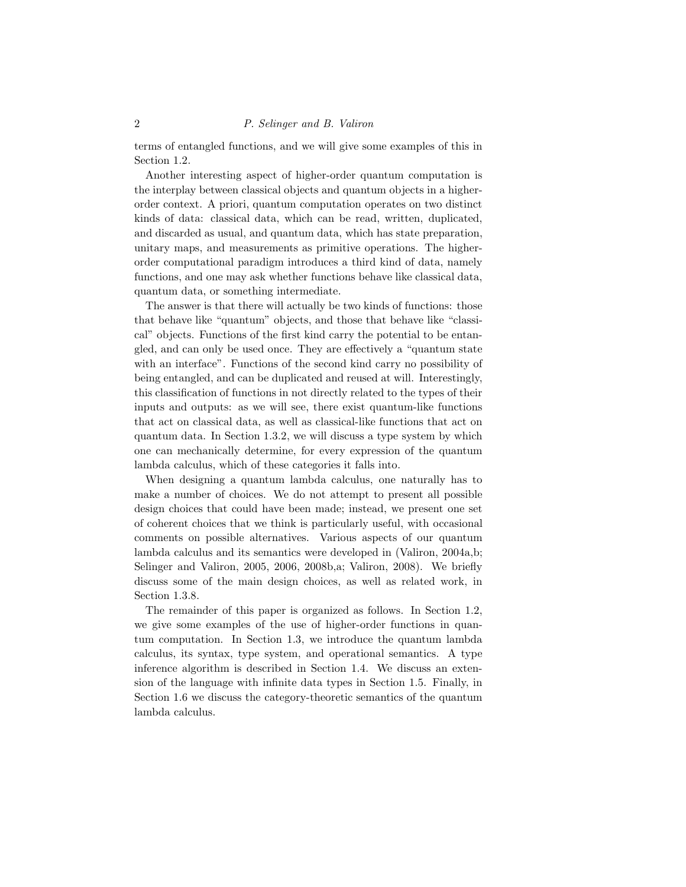terms of entangled functions, and we will give some examples of this in Section 1.2.

Another interesting aspect of higher-order quantum computation is the interplay between classical objects and quantum objects in a higher-order context. A priori, quantum computation operates on two distinct kinds of data: classical data, which can be read, written, duplicated, and discarded as usual, and quantum data, which has state preparation, unitary maps, and measurements as primitive operations. The higher-order computational paradigm introduces a third kind of data, namely functions, and one may ask whether functions behave like classical data, quantum data, or something intermediate.

The answer is that there will actually be two kinds of functions: those that behave like "quantum" objects, and those that behave like "classical" objects. Functions of the first kind carry the potential to be entangled, and can only be used once. They are effectively a "quantum state with an interface". Functions of the second kind carry no possibility of being entangled, and can be duplicated and reused at will. Interestingly, this classification of functions in not directly related to the types of their inputs and outputs: as we will see, there exist quantum-like functions that act on classical data, as well as classical-like functions that act on quantum data. In Section 1.3.2, we will discuss a type system by which one can mechanically determine, for every expression of the quantum lambda calculus, which of these categories it falls into.

When designing a quantum lambda calculus, one naturally has to make a number of choices. We do not attempt to present all possible design choices that could have been made; instead, we present one set of coherent choices that we think is particularly useful, with occasional comments on possible alternatives. Various aspects of our quantum lambda calculus and its semantics were developed in (Valiron, 2004a,b; Selinger and Valiron, 2005, 2006, 2008b,a; Valiron, 2008). We briefly discuss some of the main design choices, as well as related work, in Section 1.3.8.

The remainder of this paper is organized as follows. In Section 1.2, we give some examples of the use of higher-order functions in quantum computation. In Section 1.3, we introduce the quantum lambda calculus, its syntax, type system, and operational semantics. A type inference algorithm is described in Section 1.4. We discuss an extension of the language with infinite data types in Section 1.5. Finally, in Section 1.6 we discuss the category-theoretic semantics of the quantum lambda calculus.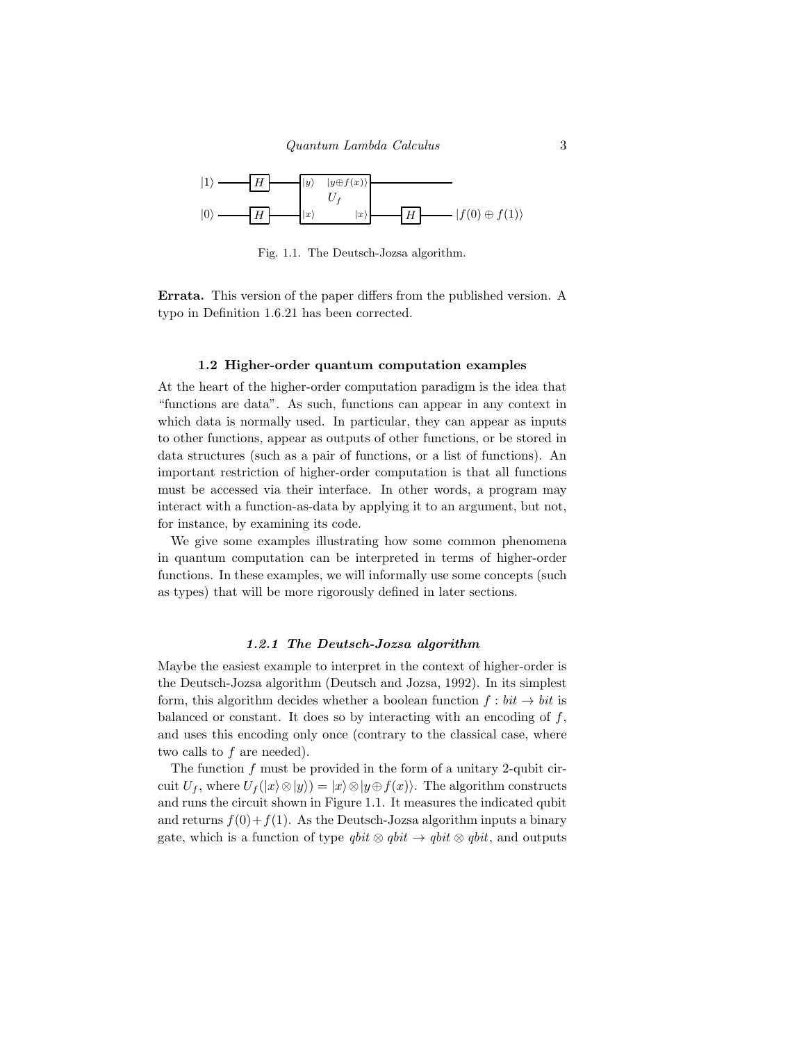Fig. 1.1. The Deutsch-Jozsa algorithm.

**Errata.** This version of the paper differs from the published version. A typo in Definition 1.6.21 has been corrected.

## 1.2 Higher-order quantum computation examples

At the heart of the higher-order computation paradigm is the idea that "functions are data". As such, functions can appear in any context in which data is normally used. In particular, they can appear as inputs to other functions, appear as outputs of other functions, or be stored in data structures (such as a pair of functions, or a list of functions). An important restriction of higher-order computation is that all functions must be accessed via their interface. In other words, a program may interact with a function-as-data by applying it to an argument, but not, for instance, by examining its code.

We give some examples illustrating how some common phenomena in quantum computation can be interpreted in terms of higher-order functions. In these examples, we will informally use some concepts (such as types) that will be more rigorously defined in later sections.

### *1.2.1 The Deutsch-Jozsa algorithm*

Maybe the easiest example to interpret in the context of higher-order is the Deutsch-Jozsa algorithm (Deutsch and Jozsa, 1992). In its simplest form, this algorithm decides whether a boolean function $f : bit \to bit$ is balanced or constant. It does so by interacting with an encoding of $f$, and uses this encoding only once (contrary to the classical case, where two calls to $f$ are needed).

The function $f$ must be provided in the form of a unitary 2-qubit circuit $U_f$, where $U_f(|x\rangle \otimes |y\rangle) = |x\rangle \otimes |y \oplus f(x)\rangle$. The algorithm constructs and runs the circuit shown in Figure 1.1. It measures the indicated qubit and returns $f(0)+f(1)$. As the Deutsch-Jozsa algorithm inputs a binary gate, which is a function of type $qbit \otimes qbit \to qbit \otimes qbit$, and outputs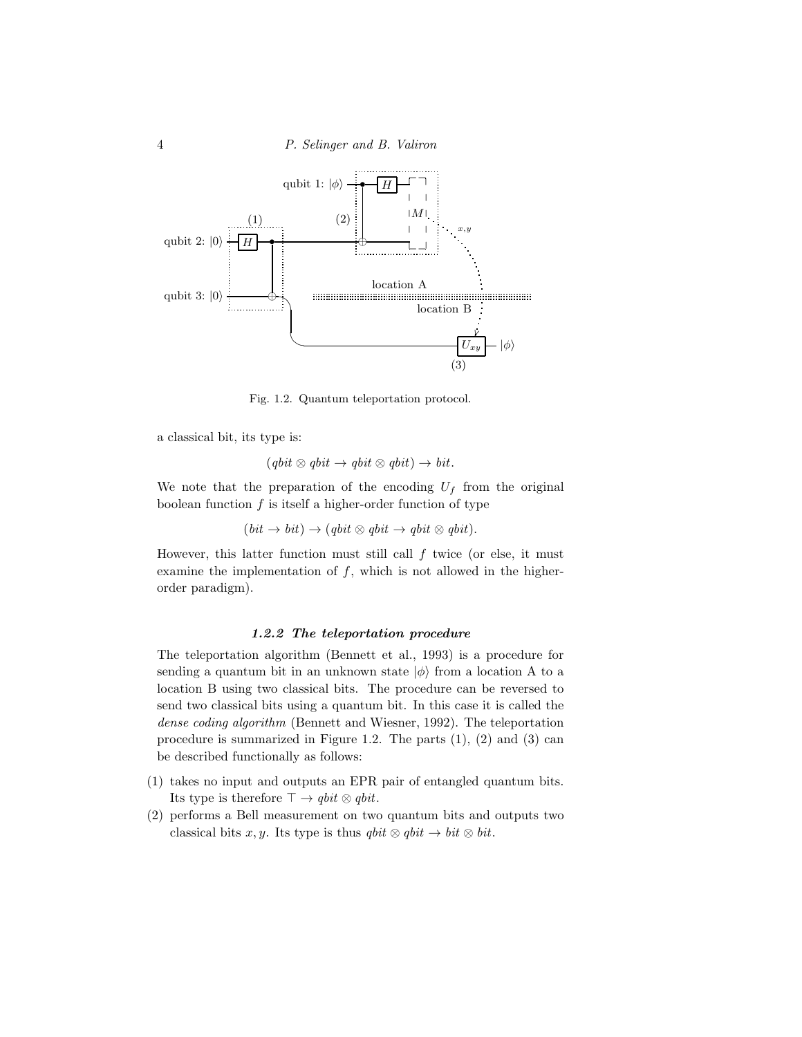Fig. 1.2. Quantum teleportation protocol.

a classical bit, its type is:

$$(qbit \otimes qbit \to qbit \otimes qbit) \to bit.$$

We note that the preparation of the encoding $U_f$ from the original boolean function $f$ is itself a higher-order function of type

$$(bit \to bit) \to (qbit \otimes qbit \to qbit \otimes qbit).$$

However, this latter function must still call $f$ twice (or else, it must examine the implementation of $f$, which is not allowed in the higher-order paradigm).

### 1.2.2 The teleportation procedure

The teleportation algorithm (Bennett et al., 1993) is a procedure for sending a quantum bit in an unknown state $|\phi\rangle$ from a location A to a location B using two classical bits. The procedure can be reversed to send two classical bits using a quantum bit. In this case it is called the *dense coding algorithm* (Bennett and Wiesner, 1992). The teleportation procedure is summarized in Figure 1.2. The parts (1), (2) and (3) can be described functionally as follows:

(1) takes no input and outputs an EPR pair of entangled quantum bits. Its type is therefore $\top \to qbit \otimes qbit$.

(2) performs a Bell measurement on two quantum bits and outputs two classical bits $x, y$. Its type is thus $qbit \otimes qbit \to bit \otimes bit$.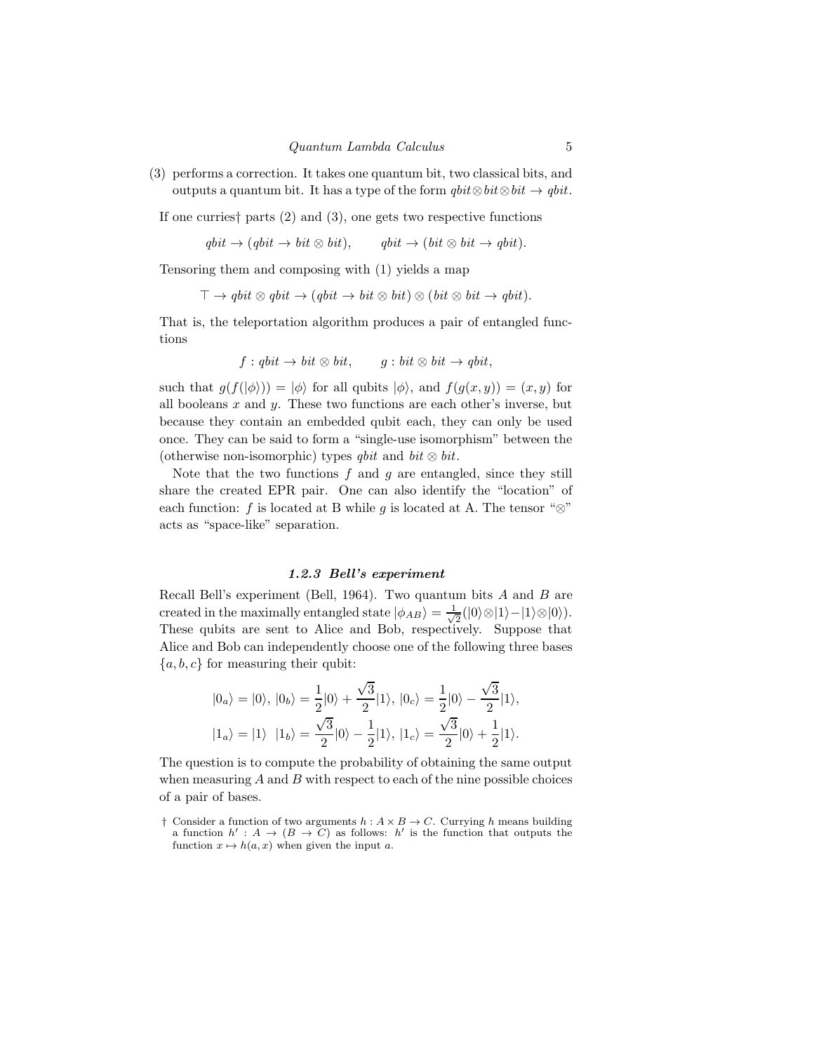(3) performs a correction. It takes one quantum bit, two classical bits, and outputs a quantum bit. It has a type of the form $qbit \otimes bit \otimes bit \to qbit$.

If one curries† parts (2) and (3), one gets two respective functions

$$qbit \to (qbit \to bit \otimes bit), \qquad qbit \to (bit \otimes bit \to qbit).$$

Tensoring them and composing with (1) yields a map

$$\top \to qbit \otimes qbit \to (qbit \to bit \otimes bit) \otimes (bit \otimes bit \to qbit).$$

That is, the teleportation algorithm produces a pair of entangled functions

$$f : qbit \to bit \otimes bit, \qquad g : bit \otimes bit \to qbit,$$

such that $g(f(|\phi\rangle)) = |\phi\rangle$ for all qubits $|\phi\rangle$, and $f(g(x, y)) = (x, y)$ for all booleans $x$ and $y$. These two functions are each other's inverse, but because they contain an embedded qubit each, they can only be used once. They can be said to form a "single-use isomorphism" between the (otherwise non-isomorphic) types $qbit$ and $bit \otimes bit$.

Note that the two functions $f$ and $g$ are entangled, since they still share the created EPR pair. One can also identify the "location" of each function: $f$ is located at B while $g$ is located at A. The tensor "$\otimes$" acts as "space-like" separation.

### *1.2.3 Bell's experiment*

Recall Bell's experiment (Bell, 1964). Two quantum bits $A$ and $B$ are created in the maximally entangled state $|\phi_{AB}\rangle = \frac{1}{\sqrt{2}}(|0\rangle \otimes |1\rangle - |1\rangle \otimes |0\rangle)$. These qubits are sent to Alice and Bob, respectively. Suppose that Alice and Bob can independently choose one of the following three bases $\{a, b, c\}$ for measuring their qubit:

$$|0_a\rangle = |0\rangle,\ |0_b\rangle = \frac{1}{2}|0\rangle + \frac{\sqrt{3}}{2}|1\rangle,\ |0_c\rangle = \frac{1}{2}|0\rangle - \frac{\sqrt{3}}{2}|1\rangle,$$
$$|1_a\rangle = |1\rangle\ \ |1_b\rangle = \frac{\sqrt{3}}{2}|0\rangle - \frac{1}{2}|1\rangle,\ |1_c\rangle = \frac{\sqrt{3}}{2}|0\rangle + \frac{1}{2}|1\rangle.$$

The question is to compute the probability of obtaining the same output when measuring $A$ and $B$ with respect to each of the nine possible choices of a pair of bases.

† Consider a function of two arguments $h : A \times B \to C$. Currying $h$ means building a function $h' : A \to (B \to C)$ as follows: $h'$ is the function that outputs the function $x \mapsto h(a, x)$ when given the input $a$.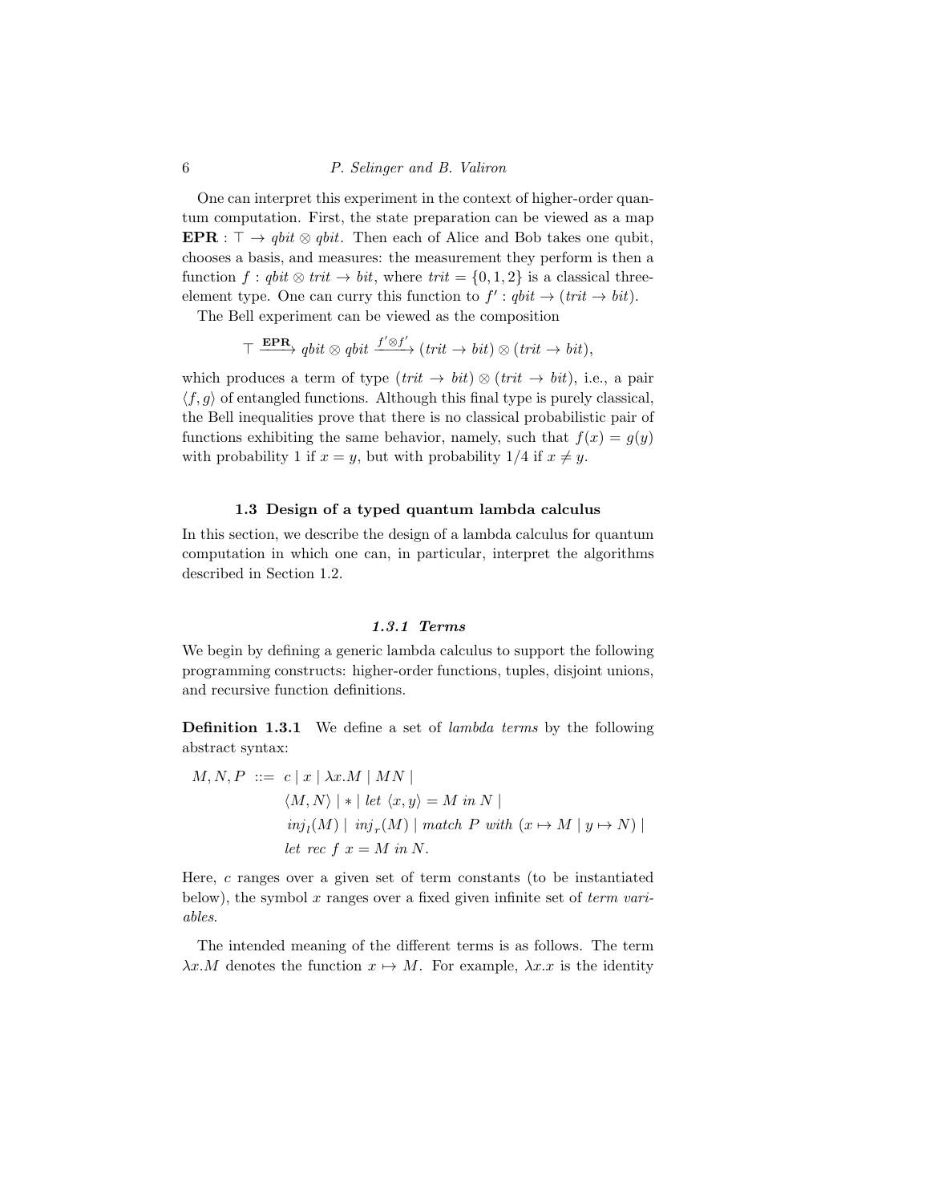One can interpret this experiment in the context of higher-order quantum computation. First, the state preparation can be viewed as a map $\mathbf{EPR} : \top \to \mathit{qbit} \otimes \mathit{qbit}$. Then each of Alice and Bob takes one qubit, chooses a basis, and measures: the measurement they perform is then a function $f : \mathit{qbit} \otimes \mathit{trit} \to \mathit{bit}$, where $\mathit{trit} = \{0, 1, 2\}$ is a classical three-element type. One can curry this function to $f' : \mathit{qbit} \to (\mathit{trit} \to \mathit{bit})$.

The Bell experiment can be viewed as the composition

$$\top \xrightarrow{\mathbf{EPR}} \mathit{qbit} \otimes \mathit{qbit} \xrightarrow{f' \otimes f'} (\mathit{trit} \to \mathit{bit}) \otimes (\mathit{trit} \to \mathit{bit}),$$

which produces a term of type $(\mathit{trit} \to \mathit{bit}) \otimes (\mathit{trit} \to \mathit{bit})$, i.e., a pair $\langle f, g \rangle$ of entangled functions. Although this final type is purely classical, the Bell inequalities prove that there is no classical probabilistic pair of functions exhibiting the same behavior, namely, such that $f(x) = g(y)$ with probability 1 if $x = y$, but with probability 1/4 if $x \neq y$.

## 1.3 Design of a typed quantum lambda calculus

In this section, we describe the design of a lambda calculus for quantum computation in which one can, in particular, interpret the algorithms described in Section 1.2.

### 1.3.1 Terms

We begin by defining a generic lambda calculus to support the following programming constructs: higher-order functions, tuples, disjoint unions, and recursive function definitions.

**Definition 1.3.1** We define a set of *lambda terms* by the following abstract syntax:

$$\begin{aligned} M, N, P \ ::= \ & c \mid x \mid \lambda x.M \mid MN \mid \\ & \langle M, N \rangle \mid * \mid \mathit{let}\ \langle x, y \rangle = M\ \mathit{in}\ N \mid \\ & \mathit{inj}_l(M) \mid \mathit{inj}_r(M) \mid \mathit{match}\ P\ \mathit{with}\ (x \mapsto M \mid y \mapsto N) \mid \\ & \mathit{let\ rec}\ f\ x = M\ \mathit{in}\ N. \end{aligned}$$

Here, $c$ ranges over a given set of term constants (to be instantiated below), the symbol $x$ ranges over a fixed given infinite set of *term variables*.

The intended meaning of the different terms is as follows. The term $\lambda x.M$ denotes the function $x \mapsto M$. For example, $\lambda x.x$ is the identity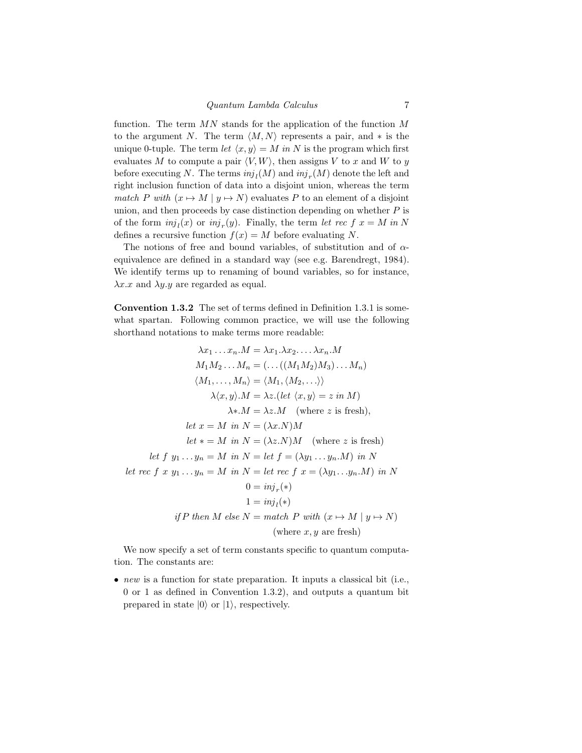function. The term $MN$ stands for the application of the function $M$ to the argument $N$. The term $\langle M, N\rangle$ represents a pair, and $*$ is the unique 0-tuple. The term *let* $\langle x, y\rangle = M$ *in* $N$ is the program which first evaluates $M$ to compute a pair $\langle V, W\rangle$, then assigns $V$ to $x$ and $W$ to $y$ before executing $N$. The terms $inj_l(M)$ and $inj_r(M)$ denote the left and right inclusion function of data into a disjoint union, whereas the term *match* $P$ *with* $(x \mapsto M \mid y \mapsto N)$ evaluates $P$ to an element of a disjoint union, and then proceeds by case distinction depending on whether $P$ is of the form $inj_l(x)$ or $inj_r(y)$. Finally, the term *let rec* $f\ x = M$ *in* $N$ defines a recursive function $f(x) = M$ before evaluating $N$.

The notions of free and bound variables, of substitution and of $\alpha$-equivalence are defined in a standard way (see e.g. Barendregt, 1984). We identify terms up to renaming of bound variables, so for instance, $\lambda x.x$ and $\lambda y.y$ are regarded as equal.

**Convention 1.3.2** The set of terms defined in Definition 1.3.1 is somewhat spartan. Following common practice, we will use the following shorthand notations to make terms more readable:

$$
\begin{aligned}
\lambda x_1 \ldots x_n.M &= \lambda x_1.\lambda x_2.\ldots\lambda x_n.M \\
M_1 M_2 \ldots M_n &= (\ldots((M_1 M_2) M_3)\ldots M_n) \\
\langle M_1, \ldots, M_n\rangle &= \langle M_1, \langle M_2, \ldots\rangle\rangle \\
\lambda\langle x, y\rangle.M &= \lambda z.(\mathit{let}\ \langle x, y\rangle = z\ \mathit{in}\ M) \\
\lambda *.M &= \lambda z.M \quad \text{(where } z \text{ is fresh)}, \\
\mathit{let}\ x = M\ \mathit{in}\ N &= (\lambda x.N)M \\
\mathit{let}\ * = M\ \mathit{in}\ N &= (\lambda z.N)M \quad \text{(where } z \text{ is fresh)} \\
\mathit{let}\ f\ y_1 \ldots y_n = M\ \mathit{in}\ N &= \mathit{let}\ f = (\lambda y_1 \ldots y_n.M)\ \mathit{in}\ N \\
\mathit{let\ rec}\ f\ x\ y_1 \ldots y_n = M\ \mathit{in}\ N &= \mathit{let\ rec}\ f\ x = (\lambda y_1 \ldots y_n.M)\ \mathit{in}\ N \\
0 &= inj_r(*) \\
1 &= inj_l(*) \\
\mathit{if}\, P\ \mathit{then}\ M\ \mathit{else}\ N &= \mathit{match}\ P\ \mathit{with}\ (x \mapsto M \mid y \mapsto N) \\
&\qquad \text{(where } x, y \text{ are fresh)}
\end{aligned}
$$

We now specify a set of term constants specific to quantum computation. The constants are:

- *new* is a function for state preparation. It inputs a classical bit (i.e., 0 or 1 as defined in Convention 1.3.2), and outputs a quantum bit prepared in state $|0\rangle$ or $|1\rangle$, respectively.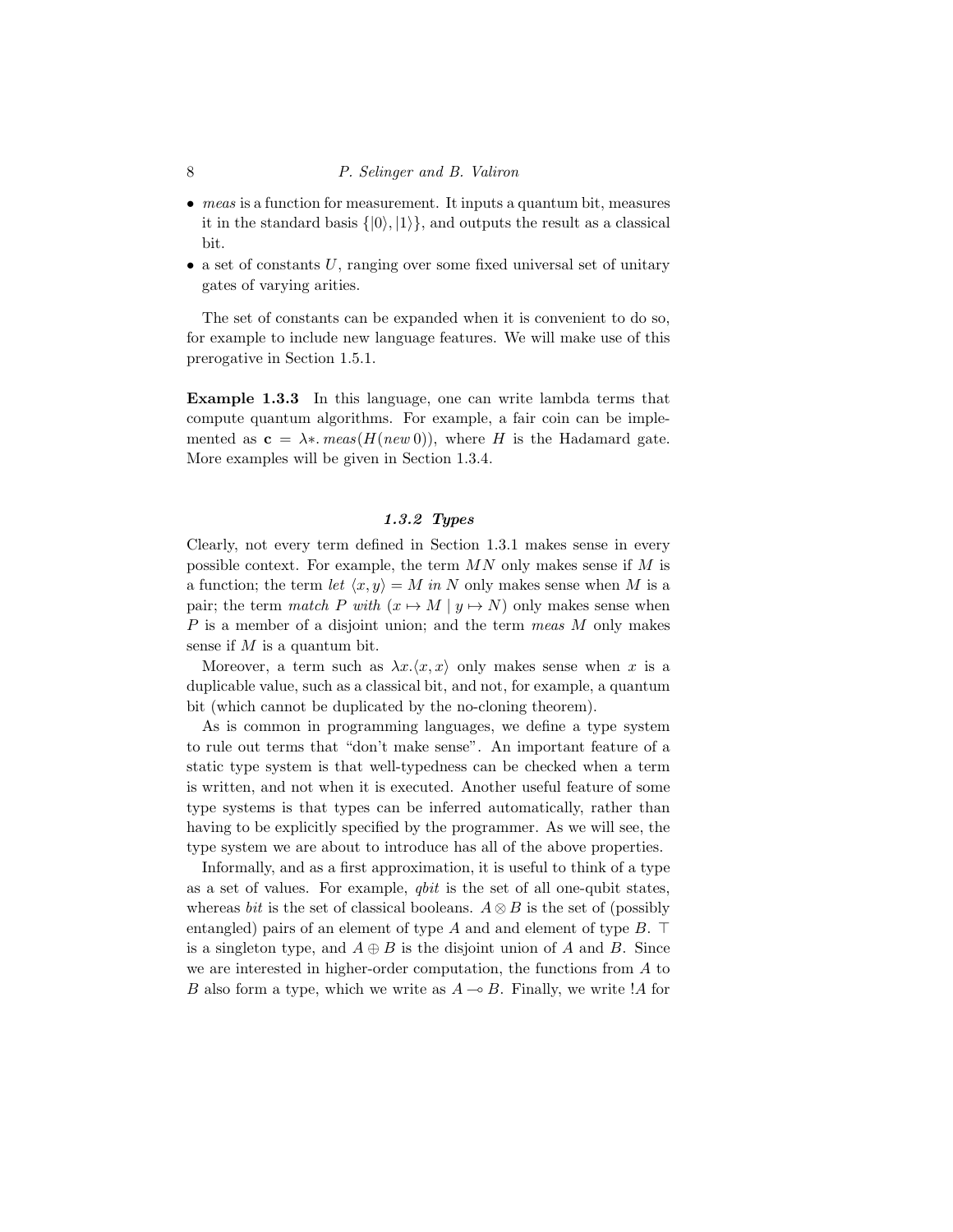- *meas* is a function for measurement. It inputs a quantum bit, measures it in the standard basis $\{|0\rangle, |1\rangle\}$, and outputs the result as a classical bit.
- a set of constants $U$, ranging over some fixed universal set of unitary gates of varying arities.

The set of constants can be expanded when it is convenient to do so, for example to include new language features. We will make use of this prerogative in Section 1.5.1.

**Example 1.3.3** In this language, one can write lambda terms that compute quantum algorithms. For example, a fair coin can be implemented as $\mathbf{c} = \lambda *.\, \mathit{meas}(H(\mathit{new}\, 0))$, where $H$ is the Hadamard gate. More examples will be given in Section 1.3.4.

### 1.3.2 Types

Clearly, not every term defined in Section 1.3.1 makes sense in every possible context. For example, the term $MN$ only makes sense if $M$ is a function; the term *let* $\langle x, y\rangle = M$ *in* $N$ only makes sense when $M$ is a pair; the term *match* $P$ *with* $(x \mapsto M \mid y \mapsto N)$ only makes sense when $P$ is a member of a disjoint union; and the term *meas* $M$ only makes sense if $M$ is a quantum bit.

Moreover, a term such as $\lambda x.\langle x, x\rangle$ only makes sense when $x$ is a duplicable value, such as a classical bit, and not, for example, a quantum bit (which cannot be duplicated by the no-cloning theorem).

As is common in programming languages, we define a type system to rule out terms that "don't make sense". An important feature of a static type system is that well-typedness can be checked when a term is written, and not when it is executed. Another useful feature of some type systems is that types can be inferred automatically, rather than having to be explicitly specified by the programmer. As we will see, the type system we are about to introduce has all of the above properties.

Informally, and as a first approximation, it is useful to think of a type as a set of values. For example, *qbit* is the set of all one-qubit states, whereas *bit* is the set of classical booleans. $A \otimes B$ is the set of (possibly entangled) pairs of an element of type $A$ and and element of type $B$. $\top$ is a singleton type, and $A \oplus B$ is the disjoint union of $A$ and $B$. Since we are interested in higher-order computation, the functions from $A$ to $B$ also form a type, which we write as $A \multimap B$. Finally, we write $!A$ for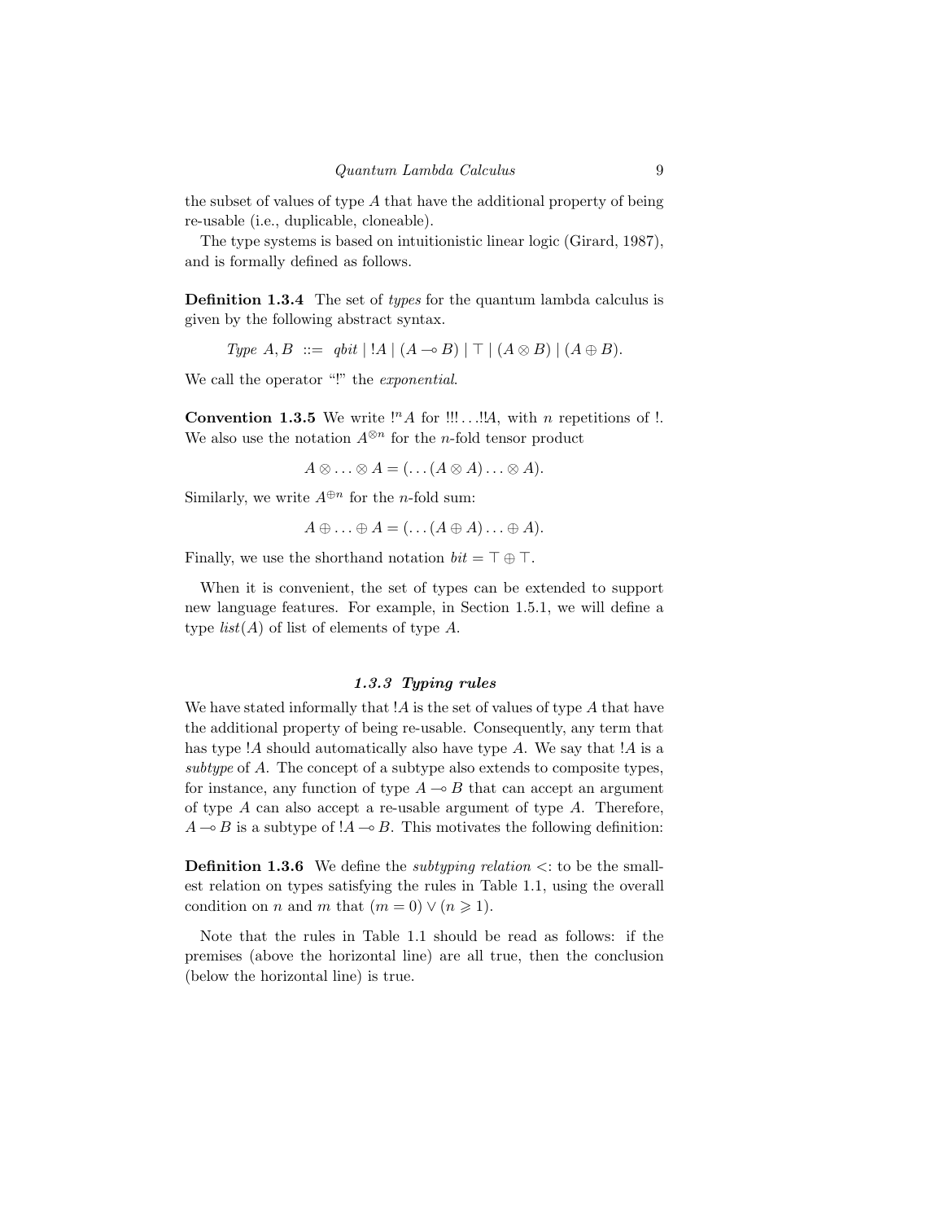the subset of values of type $A$ that have the additional property of being re-usable (i.e., duplicable, cloneable).

The type systems is based on intuitionistic linear logic (Girard, 1987), and is formally defined as follows.

**Definition 1.3.4** The set of *types* for the quantum lambda calculus is given by the following abstract syntax.

$$\textit{Type } A, B \ ::= \ \textit{qbit} \mid !A \mid (A \multimap B) \mid \top \mid (A \otimes B) \mid (A \oplus B).$$

We call the operator "!" the *exponential*.

**Convention 1.3.5** We write $!^n A$ for $!!! \ldots !!A$, with $n$ repetitions of !. We also use the notation $A^{\otimes n}$ for the $n$-fold tensor product

$$A \otimes \ldots \otimes A = (\ldots (A \otimes A) \ldots \otimes A).$$

Similarly, we write $A^{\oplus n}$ for the $n$-fold sum:

$$A \oplus \ldots \oplus A = (\ldots (A \oplus A) \ldots \oplus A).$$

Finally, we use the shorthand notation $\textit{bit} = \top \oplus \top$.

When it is convenient, the set of types can be extended to support new language features. For example, in Section 1.5.1, we will define a type $\textit{list}(A)$ of list of elements of type $A$.

### *1.3.3 Typing rules*

We have stated informally that $!A$ is the set of values of type $A$ that have the additional property of being re-usable. Consequently, any term that has type $!A$ should automatically also have type $A$. We say that $!A$ is a *subtype* of $A$. The concept of a subtype also extends to composite types, for instance, any function of type $A \multimap B$ that can accept an argument of type $A$ can also accept a re-usable argument of type $A$. Therefore, $A \multimap B$ is a subtype of $!A \multimap B$. This motivates the following definition:

**Definition 1.3.6** We define the *subtyping relation* $<:$ to be the smallest relation on types satisfying the rules in Table 1.1, using the overall condition on $n$ and $m$ that $(m = 0) \vee (n \geqslant 1)$.

Note that the rules in Table 1.1 should be read as follows: if the premises (above the horizontal line) are all true, then the conclusion (below the horizontal line) is true.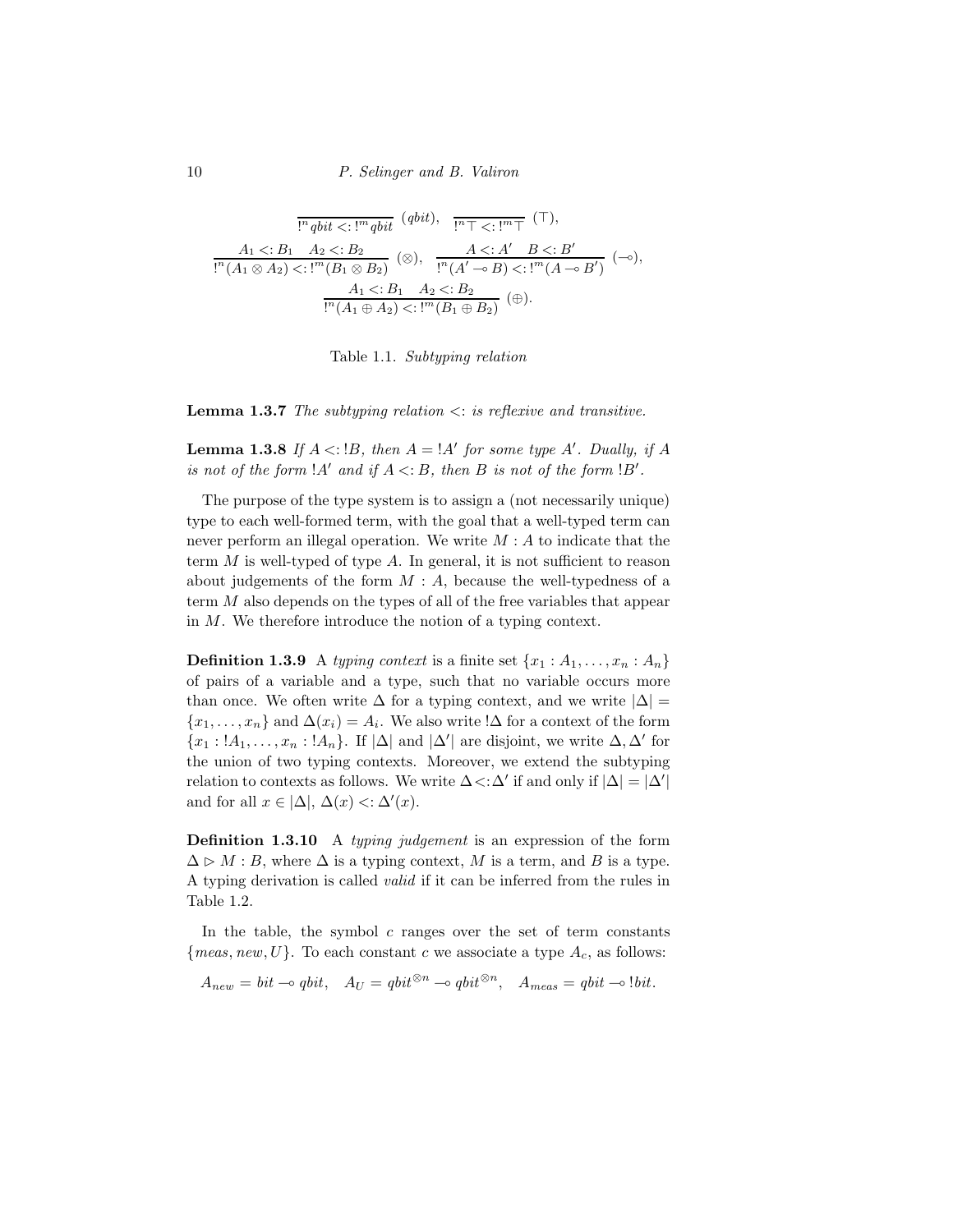$$\frac{}{!^n qbit <: !^m qbit}\ (qbit), \quad \frac{}{!^n \top <: !^m \top}\ (\top),$$

$$\frac{A_1 <: B_1 \quad A_2 <: B_2}{!^n(A_1 \otimes A_2) <: !^m(B_1 \otimes B_2)}\ (\otimes), \quad \frac{A <: A' \quad B <: B'}{!^n(A' \multimap B) <: !^m(A \multimap B')}\ (\multimap),$$

$$\frac{A_1 <: B_1 \quad A_2 <: B_2}{!^n(A_1 \oplus A_2) <: !^m(B_1 \oplus B_2)}\ (\oplus).$$

Table 1.1. *Subtyping relation*

**Lemma 1.3.7** *The subtyping relation $<:$ is reflexive and transitive.*

**Lemma 1.3.8** *If $A <: !B$, then $A = !A'$ for some type $A'$. Dually, if $A$ is not of the form $!A'$ and if $A <: B$, then $B$ is not of the form $!B'$.*

The purpose of the type system is to assign a (not necessarily unique) type to each well-formed term, with the goal that a well-typed term can never perform an illegal operation. We write $M : A$ to indicate that the term $M$ is well-typed of type $A$. In general, it is not sufficient to reason about judgements of the form $M : A$, because the well-typedness of a term $M$ also depends on the types of all of the free variables that appear in $M$. We therefore introduce the notion of a typing context.

**Definition 1.3.9** A *typing context* is a finite set $\{x_1 : A_1, \ldots, x_n : A_n\}$ of pairs of a variable and a type, such that no variable occurs more than once. We often write $\Delta$ for a typing context, and we write $|\Delta| = \{x_1, \ldots, x_n\}$ and $\Delta(x_i) = A_i$. We also write $!\Delta$ for a context of the form $\{x_1 : !A_1, \ldots, x_n : !A_n\}$. If $|\Delta|$ and $|\Delta'|$ are disjoint, we write $\Delta, \Delta'$ for the union of two typing contexts. Moreover, we extend the subtyping relation to contexts as follows. We write $\Delta <: \Delta'$ if and only if $|\Delta| = |\Delta'|$ and for all $x \in |\Delta|$, $\Delta(x) <: \Delta'(x)$.

**Definition 1.3.10** A *typing judgement* is an expression of the form $\Delta \rhd M : B$, where $\Delta$ is a typing context, $M$ is a term, and $B$ is a type. A typing derivation is called *valid* if it can be inferred from the rules in Table 1.2.

In the table, the symbol $c$ ranges over the set of term constants $\{meas, new, U\}$. To each constant $c$ we associate a type $A_c$, as follows:

$$A_{new} = bit \multimap qbit, \quad A_U = qbit^{\otimes n} \multimap qbit^{\otimes n}, \quad A_{meas} = qbit \multimap !bit.$$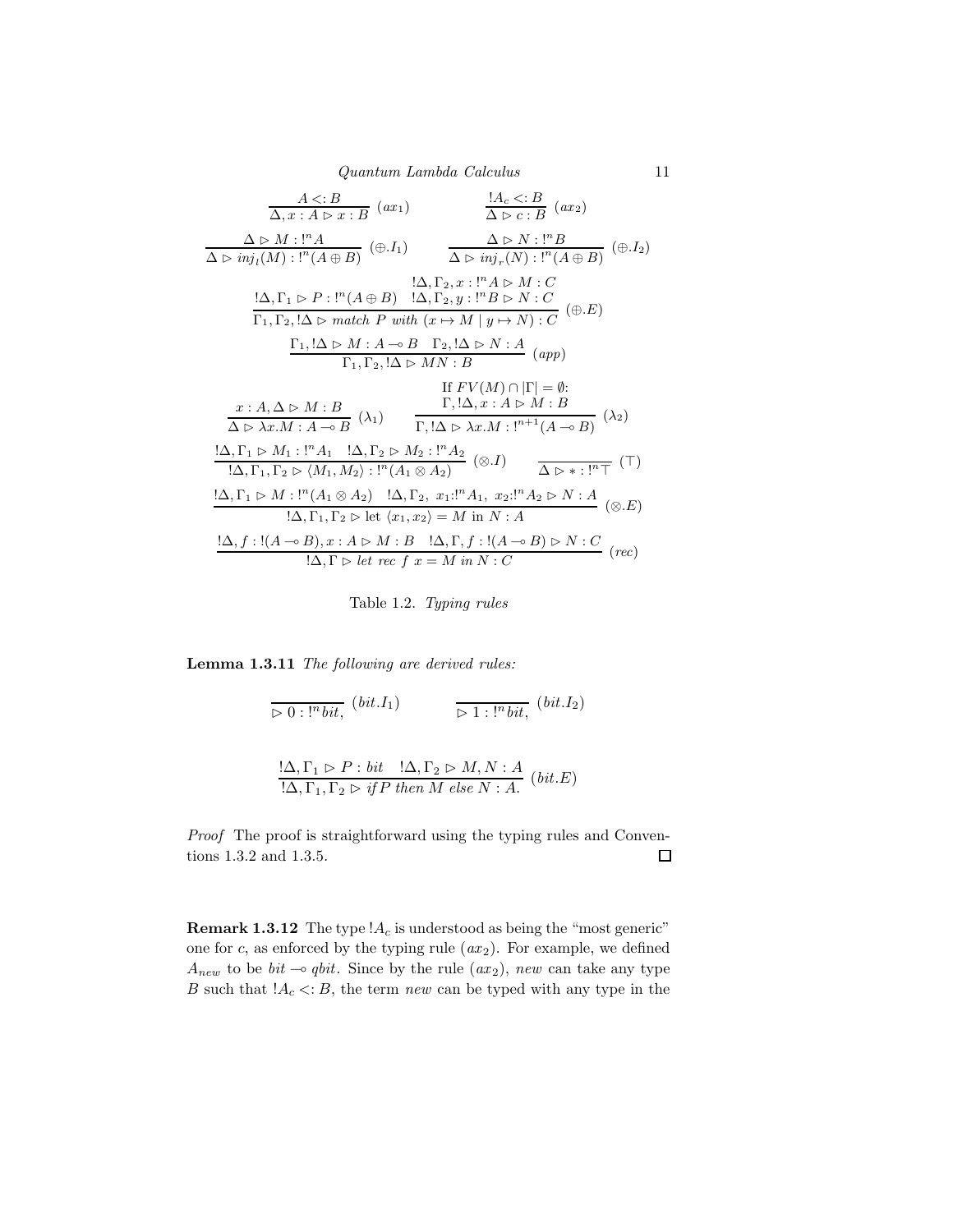$$\frac{A <: B}{\Delta, x : A \rhd x : B}\ (ax_1) \qquad \frac{!A_c <: B}{\Delta \rhd c : B}\ (ax_2)$$

$$\frac{\Delta \rhd M : !^n A}{\Delta \rhd inj_l(M) : !^n(A \oplus B)}\ (\oplus.I_1) \qquad \frac{\Delta \rhd N : !^n B}{\Delta \rhd inj_r(N) : !^n(A \oplus B)}\ (\oplus.I_2)$$

$$\frac{!\Delta, \Gamma_1 \rhd P : !^n(A \oplus B) \quad \begin{array}{c} !\Delta, \Gamma_2, x : !^n A \rhd M : C \\ !\Delta, \Gamma_2, y : !^n B \rhd N : C \end{array}}{\Gamma_1, \Gamma_2, !\Delta \rhd match\ P\ with\ (x \mapsto M \mid y \mapsto N) : C}\ (\oplus.E)$$

$$\frac{\Gamma_1, !\Delta \rhd M : A \multimap B \quad \Gamma_2, !\Delta \rhd N : A}{\Gamma_1, \Gamma_2, !\Delta \rhd MN : B}\ (app)$$

$$\frac{x : A, \Delta \rhd M : B}{\Delta \rhd \lambda x.M : A \multimap B}\ (\lambda_1) \qquad \frac{\text{If } FV(M) \cap |\Gamma| = \emptyset\text{:} \quad \Gamma, !\Delta, x : A \rhd M : B}{\Gamma, !\Delta \rhd \lambda x.M : !^{n+1}(A \multimap B)}\ (\lambda_2)$$

$$\frac{!\Delta, \Gamma_1 \rhd M_1 : !^n A_1 \quad !\Delta, \Gamma_2 \rhd M_2 : !^n A_2}{!\Delta, \Gamma_1, \Gamma_2 \rhd \langle M_1, M_2 \rangle : !^n(A_1 \otimes A_2)}\ (\otimes.I) \qquad \frac{}{\Delta \rhd * : !^n \top}\ (\top)$$

$$\frac{!\Delta, \Gamma_1 \rhd M : !^n(A_1 \otimes A_2) \quad !\Delta, \Gamma_2,\ x_1 : !^n A_1,\ x_2 : !^n A_2 \rhd N : A}{!\Delta, \Gamma_1, \Gamma_2 \rhd \text{let } \langle x_1, x_2 \rangle = M \text{ in } N : A}\ (\otimes.E)$$

$$\frac{!\Delta, f : !(A \multimap B), x : A \rhd M : B \quad !\Delta, \Gamma, f : !(A \multimap B) \rhd N : C}{!\Delta, \Gamma \rhd let\ rec\ f\ x = M\ in\ N : C}\ (rec)$$

Table 1.2. *Typing rules*

**Lemma 1.3.11** *The following are derived rules:*

$$\frac{}{\rhd 0 : !^n bit,}\ (bit.I_1) \qquad \frac{}{\rhd 1 : !^n bit,}\ (bit.I_2)$$

$$\frac{!\Delta, \Gamma_1 \rhd P : bit \quad !\Delta, \Gamma_2 \rhd M, N : A}{!\Delta, \Gamma_1, \Gamma_2 \rhd if\, P\ then\ M\ else\ N : A.}\ (bit.E)$$

*Proof* The proof is straightforward using the typing rules and Conventions 1.3.2 and 1.3.5. □

**Remark 1.3.12** The type $!A_c$ is understood as being the "most generic" one for $c$, as enforced by the typing rule $(ax_2)$. For example, we defined $A_{new}$ to be $bit \multimap qbit$. Since by the rule $(ax_2)$, *new* can take any type $B$ such that $!A_c <: B$, the term *new* can be typed with any type in the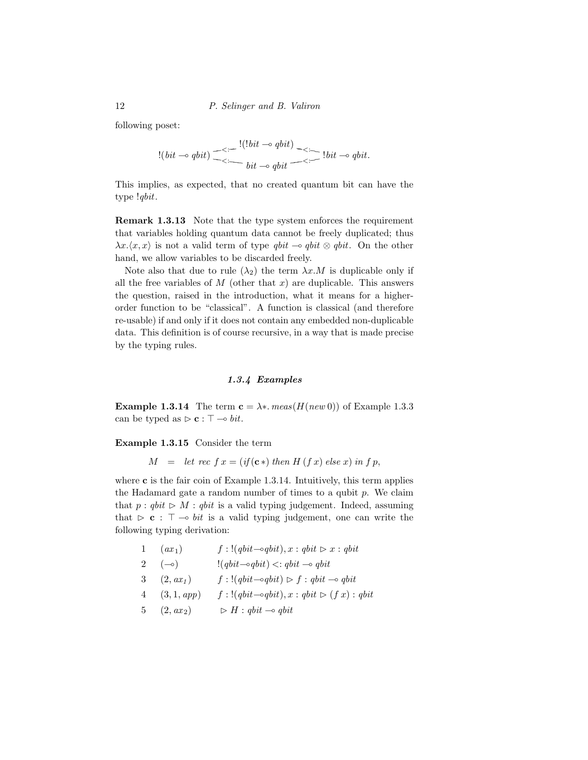following poset:

$$!(bit \multimap qbit) \begin{array}{c} \nearrow^{<:} \; !(!bit \multimap qbit) \; \searrow^{<:} \\ \searrow_{<:} \; bit \multimap qbit \; \nearrow_{<:} \end{array} !bit \multimap qbit.$$

This implies, as expected, that no created quantum bit can have the type $!qbit$.

**Remark 1.3.13** Note that the type system enforces the requirement that variables holding quantum data cannot be freely duplicated; thus $\lambda x.\langle x, x\rangle$ is not a valid term of type $qbit \multimap qbit \otimes qbit$. On the other hand, we allow variables to be discarded freely.

Note also that due to rule $(\lambda_2)$ the term $\lambda x.M$ is duplicable only if all the free variables of $M$ (other that $x$) are duplicable. This answers the question, raised in the introduction, what it means for a higher-order function to be "classical". A function is classical (and therefore re-usable) if and only if it does not contain any embedded non-duplicable data. This definition is of course recursive, in a way that is made precise by the typing rules.

### 1.3.4 Examples

**Example 1.3.14** The term $\mathbf{c} = \lambda *.\, meas(H(new\, 0))$ of Example 1.3.3 can be typed as $\rhd\, \mathbf{c} : \top \multimap bit$.

**Example 1.3.15** Consider the term

$$M \quad = \quad let\ rec\ f\, x = (if\, (\mathbf{c}\, *)\ then\ H\, (f\, x)\ else\ x)\ in\ f\, p,$$

where $\mathbf{c}$ is the fair coin of Example 1.3.14. Intuitively, this term applies the Hadamard gate a random number of times to a qubit $p$. We claim that $p : qbit \rhd M : qbit$ is a valid typing judgement. Indeed, assuming that $\rhd\, \mathbf{c} : \top \multimap bit$ is a valid typing judgement, one can write the following typing derivation:

| | | |
|---|---|---|
| 1 | $(ax_1)$ | $f : !(qbit \multimap qbit), x : qbit \rhd x : qbit$ |
| 2 | $(\multimap)$ | $!(qbit \multimap qbit) <: qbit \multimap qbit$ |
| 3 | $(2, ax_1)$ | $f : !(qbit \multimap qbit) \rhd f : qbit \multimap qbit$ |
| 4 | $(3, 1, app)$ | $f : !(qbit \multimap qbit), x : qbit \rhd (f\, x) : qbit$ |
| 5 | $(2, ax_2)$ | $\rhd H : qbit \multimap qbit$ |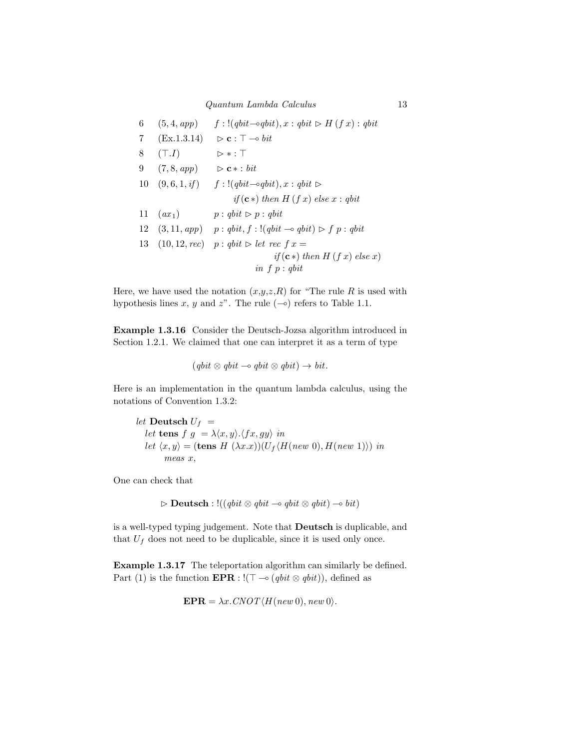| | | |
|---|---|---|
| 6 | $(5, 4, app)$ | $f : !(qbit \multimap qbit), x : qbit \rhd H\,(f\,x) : qbit$ |
| 7 | (Ex.1.3.14) | $\rhd\, \mathbf{c} : \top \multimap bit$ |
| 8 | $(\top.I)$ | $\rhd * : \top$ |
| 9 | $(7, 8, app)$ | $\rhd\, \mathbf{c}* : bit$ |
| 10 | $(9, 6, 1, if)$ | $f : !(qbit \multimap qbit), x : qbit \rhd$ $if\,(\mathbf{c}*)\ then\ H\,(f\,x)\ else\ x : qbit$ |
| 11 | $(ax_1)$ | $p : qbit \rhd p : qbit$ |
| 12 | $(3, 11, app)$ | $p : qbit, f : !(qbit \multimap qbit) \rhd f\ p : qbit$ |
| 13 | $(10, 12, rec)$ | $p : qbit \rhd let\ rec\ f\,x =$ $if\,(\mathbf{c}*)\ then\ H\,(f\,x)\ else\ x)$ $in\ f\ p : qbit$ |

Here, we have used the notation ($x$,$y$,$z$,$R$) for "The rule $R$ is used with hypothesis lines $x$, $y$ and $z$". The rule ($\multimap$) refers to Table 1.1.

**Example 1.3.16** Consider the Deutsch-Jozsa algorithm introduced in Section 1.2.1. We claimed that one can interpret it as a term of type

$$(qbit \otimes qbit \multimap qbit \otimes qbit) \to bit.$$

Here is an implementation in the quantum lambda calculus, using the notations of Convention 1.3.2:

$$\begin{array}{l} let\ \mathbf{Deutsch}\ U_f\ = \\ \quad let\ \mathbf{tens}\ f\ g\ = \lambda\langle x, y\rangle.\langle fx, gy\rangle\ in \\ \quad let\ \langle x, y\rangle = (\mathbf{tens}\ H\ (\lambda x.x))(U_f\langle H(new\ 0), H(new\ 1)\rangle)\ in \\ \qquad meas\ x, \end{array}$$

One can check that

$$\rhd\, \mathbf{Deutsch} : !((qbit \otimes qbit \multimap qbit \otimes qbit) \multimap bit)$$

is a well-typed typing judgement. Note that **Deutsch** is duplicable, and that $U_f$ does not need to be duplicable, since it is used only once.

**Example 1.3.17** The teleportation algorithm can similarly be defined. Part (1) is the function $\mathbf{EPR} : !(\top \multimap (qbit \otimes qbit))$, defined as

$$\mathbf{EPR} = \lambda x.CNOT\langle H(new\,0), new\,0\rangle.$$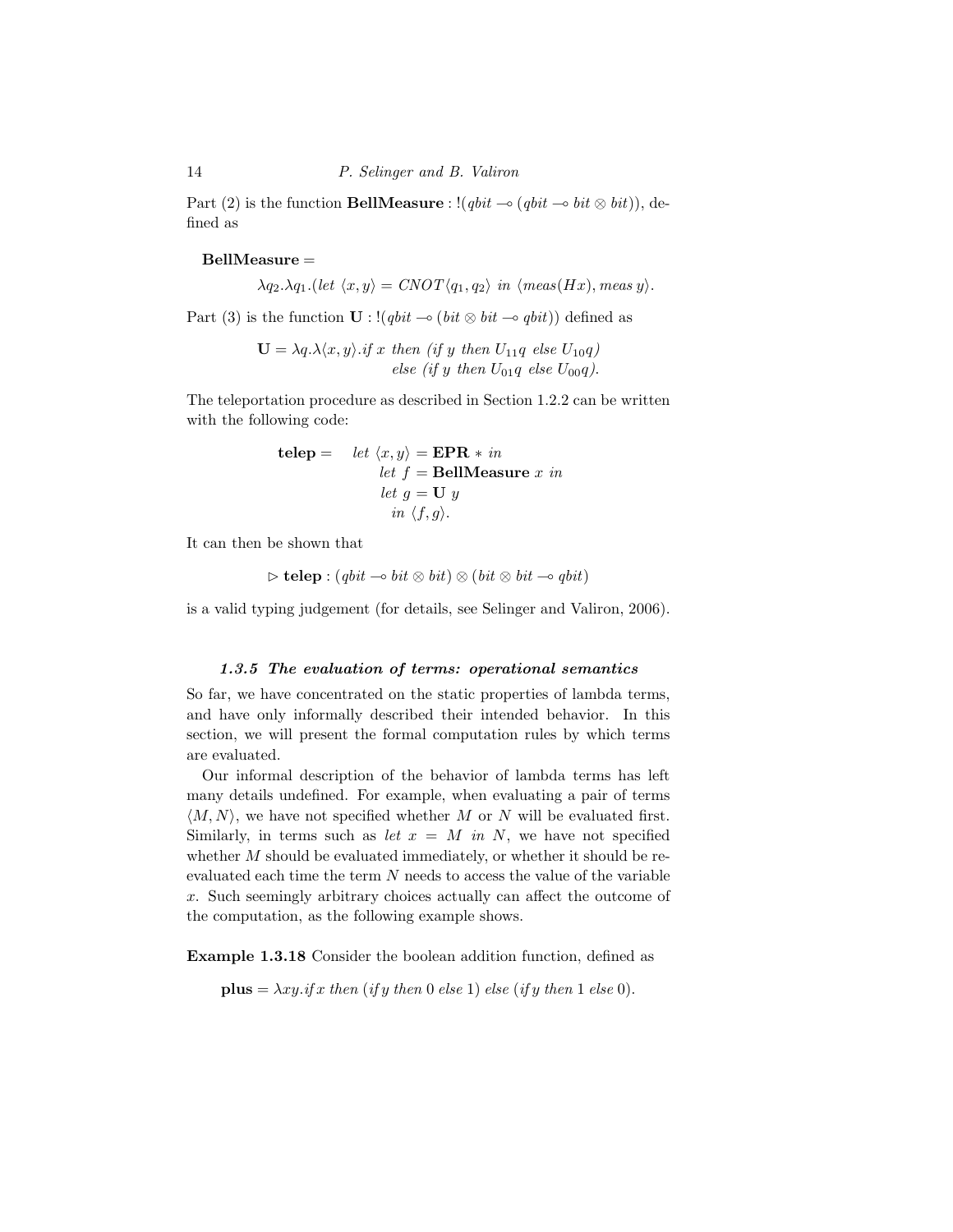Part (2) is the function **BellMeasure** : $!(qbit \multimap (qbit \multimap bit \otimes bit))$, defined as

**BellMeasure** =

$$\lambda q_2.\lambda q_1.(let\ \langle x, y\rangle = CNOT\langle q_1, q_2\rangle\ in\ \langle meas(Hx), meas\ y\rangle.$$

Part (3) is the function $\mathbf{U}$ : $!(qbit \multimap (bit \otimes bit \multimap qbit))$ defined as

$$\begin{aligned}\mathbf{U} = \lambda q.\lambda\langle x, y\rangle.&if\ x\ then\ (if\ y\ then\ U_{11}q\ else\ U_{10}q)\\ &else\ (if\ y\ then\ U_{01}q\ else\ U_{00}q).\end{aligned}$$

The teleportation procedure as described in Section 1.2.2 can be written with the following code:

$$\begin{aligned}\mathbf{telep} = \quad & let\ \langle x, y\rangle = \mathbf{EPR} * in\\ & let\ f = \mathbf{BellMeasure}\ x\ in\\ & let\ g = \mathbf{U}\ y\\ & \quad in\ \langle f, g\rangle.\end{aligned}$$

It can then be shown that

$$\rhd\ \mathbf{telep} : (qbit \multimap bit \otimes bit) \otimes (bit \otimes bit \multimap qbit)$$

is a valid typing judgement (for details, see Selinger and Valiron, 2006).

### 1.3.5 The evaluation of terms: operational semantics

So far, we have concentrated on the static properties of lambda terms, and have only informally described their intended behavior. In this section, we will present the formal computation rules by which terms are evaluated.

Our informal description of the behavior of lambda terms has left many details undefined. For example, when evaluating a pair of terms $\langle M, N\rangle$, we have not specified whether $M$ or $N$ will be evaluated first. Similarly, in terms such as *let* $x = M$ *in* $N$, we have not specified whether $M$ should be evaluated immediately, or whether it should be re-evaluated each time the term $N$ needs to access the value of the variable $x$. Such seemingly arbitrary choices actually can affect the outcome of the computation, as the following example shows.

**Example 1.3.18** Consider the boolean addition function, defined as

$$\mathbf{plus} = \lambda xy.if\, x\ then\ (if\, y\ then\ 0\ else\ 1)\ else\ (if\, y\ then\ 1\ else\ 0).$$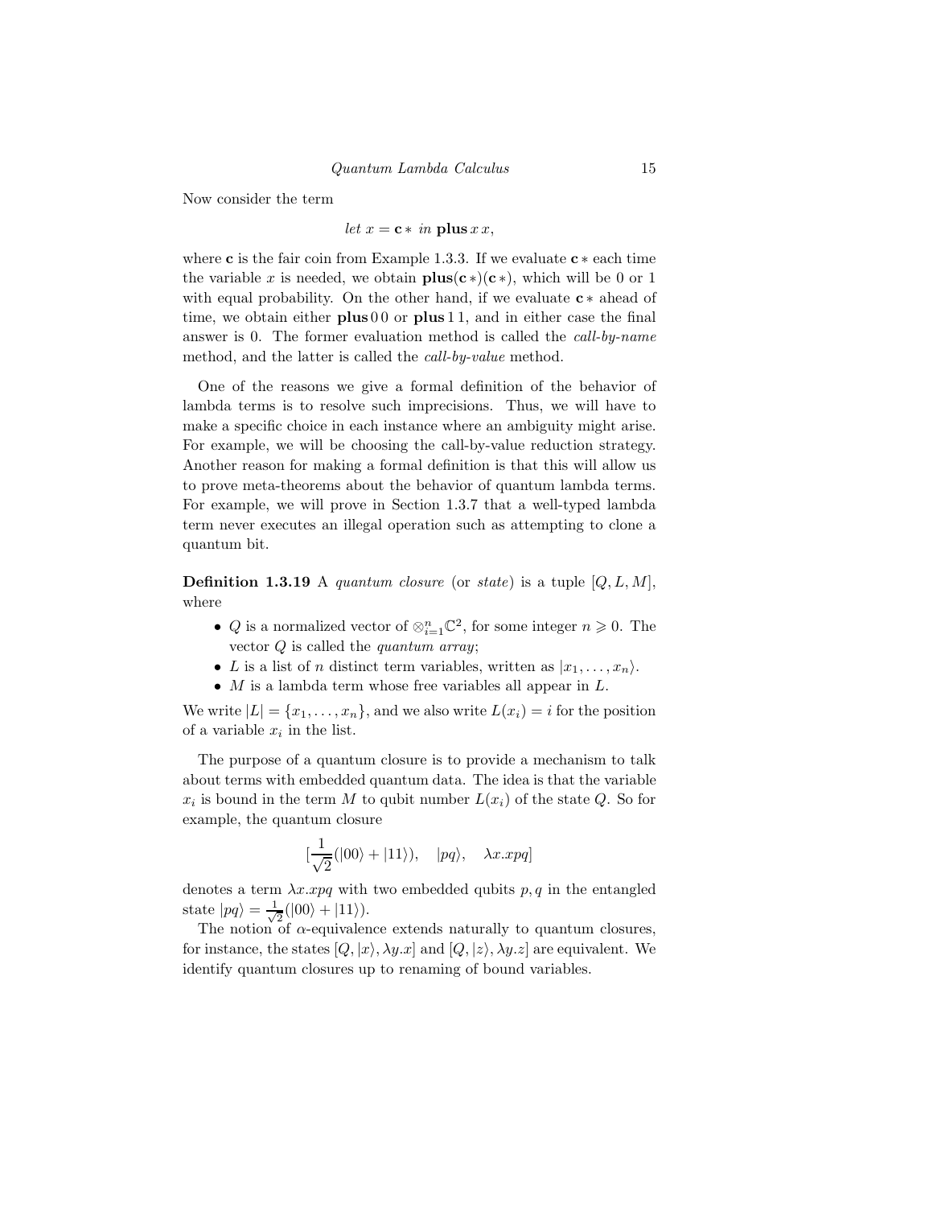Now consider the term

$$let\ x = \mathbf{c}*\ in\ \mathbf{plus}\, x\, x,$$

where $\mathbf{c}$ is the fair coin from Example 1.3.3. If we evaluate $\mathbf{c}*$ each time the variable $x$ is needed, we obtain $\mathbf{plus}(\mathbf{c}*)(\mathbf{c}*)$, which will be 0 or 1 with equal probability. On the other hand, if we evaluate $\mathbf{c}*$ ahead of time, we obtain either $\mathbf{plus}\, 0\, 0$ or $\mathbf{plus}\, 1\, 1$, and in either case the final answer is 0. The former evaluation method is called the *call-by-name* method, and the latter is called the *call-by-value* method.

One of the reasons we give a formal definition of the behavior of lambda terms is to resolve such imprecisions. Thus, we will have to make a specific choice in each instance where an ambiguity might arise. For example, we will be choosing the call-by-value reduction strategy. Another reason for making a formal definition is that this will allow us to prove meta-theorems about the behavior of quantum lambda terms. For example, we will prove in Section 1.3.7 that a well-typed lambda term never executes an illegal operation such as attempting to clone a quantum bit.

**Definition 1.3.19** A *quantum closure* (or *state*) is a tuple $[Q, L, M]$, where

- $Q$ is a normalized vector of $\otimes_{i=1}^{n}\mathbb{C}^2$, for some integer $n \geqslant 0$. The vector $Q$ is called the *quantum array*;
- $L$ is a list of $n$ distinct term variables, written as $|x_1, \ldots, x_n\rangle$.
- $M$ is a lambda term whose free variables all appear in $L$.

We write $|L| = \{x_1, \ldots, x_n\}$, and we also write $L(x_i) = i$ for the position of a variable $x_i$ in the list.

The purpose of a quantum closure is to provide a mechanism to talk about terms with embedded quantum data. The idea is that the variable $x_i$ is bound in the term $M$ to qubit number $L(x_i)$ of the state $Q$. So for example, the quantum closure

$$[\frac{1}{\sqrt{2}}(|00\rangle + |11\rangle), \quad |pq\rangle, \quad \lambda x.xpq]$$

denotes a term $\lambda x.xpq$ with two embedded qubits $p, q$ in the entangled state $|pq\rangle = \frac{1}{\sqrt{2}}(|00\rangle + |11\rangle)$.

The notion of $\alpha$-equivalence extends naturally to quantum closures, for instance, the states $[Q, |x\rangle, \lambda y.x]$ and $[Q, |z\rangle, \lambda y.z]$ are equivalent. We identify quantum closures up to renaming of bound variables.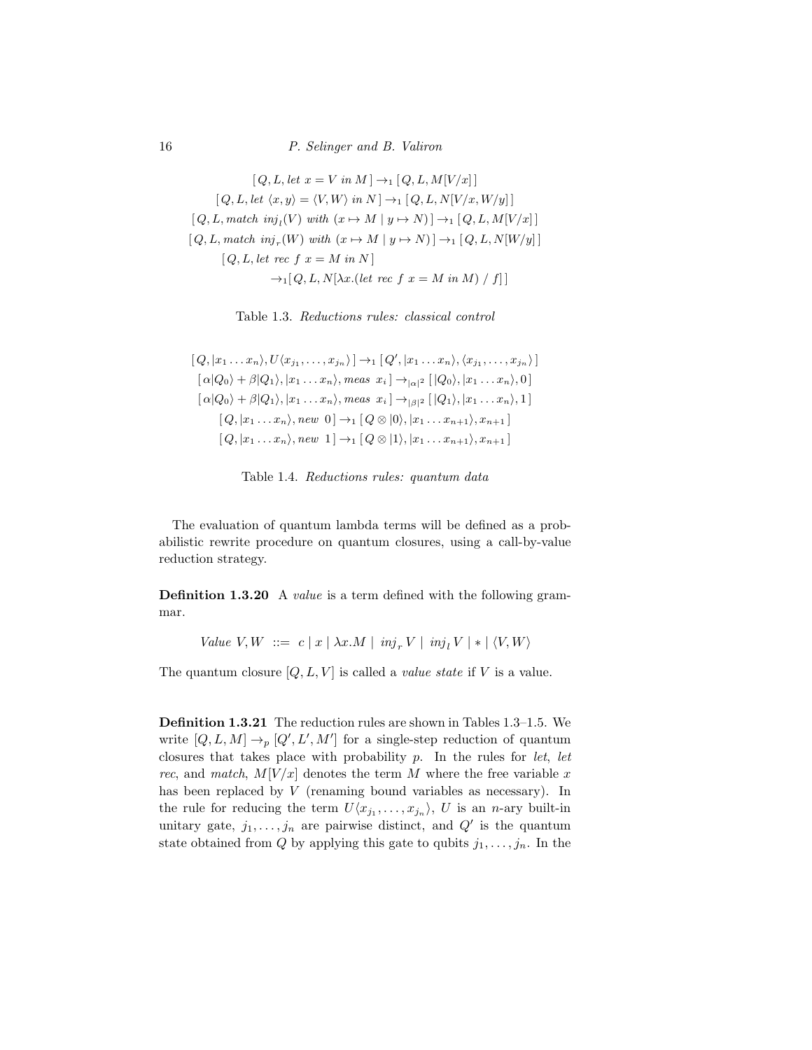$$[\,Q, L, \mathit{let}\ x = V\ \mathit{in}\ M\,] \to_1 [\,Q, L, M[V/x]\,]$$

$$[\,Q, L, \mathit{let}\ \langle x, y\rangle = \langle V, W\rangle\ \mathit{in}\ N\,] \to_1 [\,Q, L, N[V/x, W/y]\,]$$

$$[\,Q, L, \mathit{match}\ \mathit{inj}_l(V)\ \mathit{with}\ (x \mapsto M \mid y \mapsto N)\,] \to_1 [\,Q, L, M[V/x]\,]$$

$$[\,Q, L, \mathit{match}\ \mathit{inj}_r(W)\ \mathit{with}\ (x \mapsto M \mid y \mapsto N)\,] \to_1 [\,Q, L, N[W/y]\,]$$

$$[\,Q, L, \mathit{let}\ \mathit{rec}\ f\ x = M\ \mathit{in}\ N\,] \to_1 [\,Q, L, N[\lambda x.(\mathit{let}\ \mathit{rec}\ f\ x = M\ \mathit{in}\ M)\ /\ f]\,]$$

Table 1.3. *Reductions rules: classical control*

$$[\,Q, |x_1 \dots x_n\rangle, U\langle x_{j_1}, \dots, x_{j_n}\rangle\,] \to_1 [\,Q', |x_1 \dots x_n\rangle, \langle x_{j_1}, \dots, x_{j_n}\rangle\,]$$

$$[\,\alpha|Q_0\rangle + \beta|Q_1\rangle, |x_1 \dots x_n\rangle, \mathit{meas}\ x_i\,] \to_{|\alpha|^2} [\,|Q_0\rangle, |x_1 \dots x_n\rangle, 0\,]$$

$$[\,\alpha|Q_0\rangle + \beta|Q_1\rangle, |x_1 \dots x_n\rangle, \mathit{meas}\ x_i\,] \to_{|\beta|^2} [\,|Q_1\rangle, |x_1 \dots x_n\rangle, 1\,]$$

$$[\,Q, |x_1 \dots x_n\rangle, \mathit{new}\ 0\,] \to_1 [\,Q \otimes |0\rangle, |x_1 \dots x_{n+1}\rangle, x_{n+1}\,]$$

$$[\,Q, |x_1 \dots x_n\rangle, \mathit{new}\ 1\,] \to_1 [\,Q \otimes |1\rangle, |x_1 \dots x_{n+1}\rangle, x_{n+1}\,]$$

Table 1.4. *Reductions rules: quantum data*

The evaluation of quantum lambda terms will be defined as a probabilistic rewrite procedure on quantum closures, using a call-by-value reduction strategy.

**Definition 1.3.20** A *value* is a term defined with the following grammar.

$$\mathit{Value}\ V, W \ ::=\ c \mid x \mid \lambda x.M \mid \mathit{inj}_r\, V \mid \mathit{inj}_l\, V \mid * \mid \langle V, W\rangle$$

The quantum closure $[Q, L, V]$ is called a *value state* if $V$ is a value.

**Definition 1.3.21** The reduction rules are shown in Tables 1.3–1.5. We write $[Q, L, M] \to_p [Q', L', M']$ for a single-step reduction of quantum closures that takes place with probability $p$. In the rules for *let*, *let rec*, and *match*, $M[V/x]$ denotes the term $M$ where the free variable $x$ has been replaced by $V$ (renaming bound variables as necessary). In the rule for reducing the term $U\langle x_{j_1}, \dots, x_{j_n}\rangle$, $U$ is an $n$-ary built-in unitary gate, $j_1, \dots, j_n$ are pairwise distinct, and $Q'$ is the quantum state obtained from $Q$ by applying this gate to qubits $j_1, \dots, j_n$. In the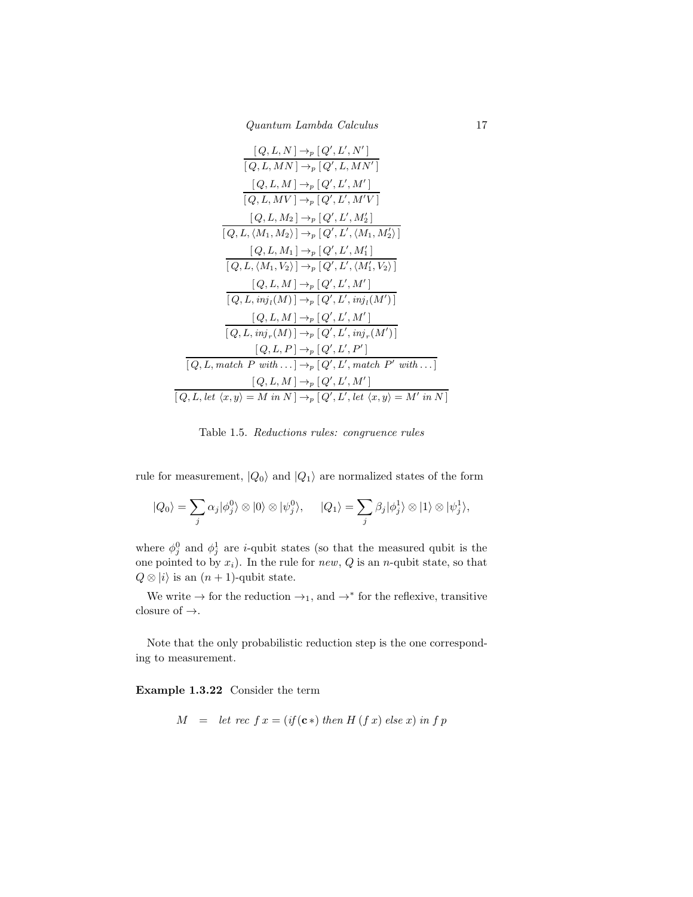$$\frac{[\,Q, L, N\,] \to_p [\,Q', L', N'\,]}{[\,Q, L, MN\,] \to_p [\,Q', L, MN'\,]}$$

$$\frac{[\,Q, L, M\,] \to_p [\,Q', L', M'\,]}{[\,Q, L, MV\,] \to_p [\,Q', L', M'V\,]}$$

$$\frac{[\,Q, L, M_2\,] \to_p [\,Q', L', M_2'\,]}{[\,Q, L, \langle M_1, M_2\rangle\,] \to_p [\,Q', L', \langle M_1, M_2'\rangle\,]}$$

$$\frac{[\,Q, L, M_1\,] \to_p [\,Q', L', M_1'\,]}{[\,Q, L, \langle M_1, V_2\rangle\,] \to_p [\,Q', L', \langle M_1', V_2\rangle\,]}$$

$$\frac{[\,Q, L, M\,] \to_p [\,Q', L', M'\,]}{[\,Q, L, inj_l(M)\,] \to_p [\,Q', L', inj_l(M')\,]}$$

$$\frac{[\,Q, L, M\,] \to_p [\,Q', L', M'\,]}{[\,Q, L, inj_r(M)\,] \to_p [\,Q', L', inj_r(M')\,]}$$

$$\frac{[\,Q, L, P\,] \to_p [\,Q', L', P'\,]}{[\,Q, L, match\ P\ with \ldots\,] \to_p [\,Q', L', match\ P'\ with \ldots\,]}$$

$$\frac{[\,Q, L, M\,] \to_p [\,Q', L', M'\,]}{[\,Q, L, let\ \langle x, y\rangle = M\ in\ N\,] \to_p [\,Q', L', let\ \langle x, y\rangle = M'\ in\ N\,]}$$

Table 1.5. *Reductions rules: congruence rules*

rule for measurement, $|Q_0\rangle$ and $|Q_1\rangle$ are normalized states of the form

$$|Q_0\rangle = \sum_j \alpha_j |\phi_j^0\rangle \otimes |0\rangle \otimes |\psi_j^0\rangle, \qquad |Q_1\rangle = \sum_j \beta_j |\phi_j^1\rangle \otimes |1\rangle \otimes |\psi_j^1\rangle,$$

where $\phi_j^0$ and $\phi_j^1$ are $i$-qubit states (so that the measured qubit is the one pointed to by $x_i$). In the rule for *new*, $Q$ is an $n$-qubit state, so that $Q \otimes |i\rangle$ is an $(n+1)$-qubit state.

We write $\to$ for the reduction $\to_1$, and $\to^*$ for the reflexive, transitive closure of $\to$.

Note that the only probabilistic reduction step is the one corresponding to measurement.

**Example 1.3.22** Consider the term

$$M \quad = \quad let\ rec\ f\,x = (if\,(\mathbf{c}\,*)\ then\ H\,(f\,x)\ else\ x)\ in\ f\,p$$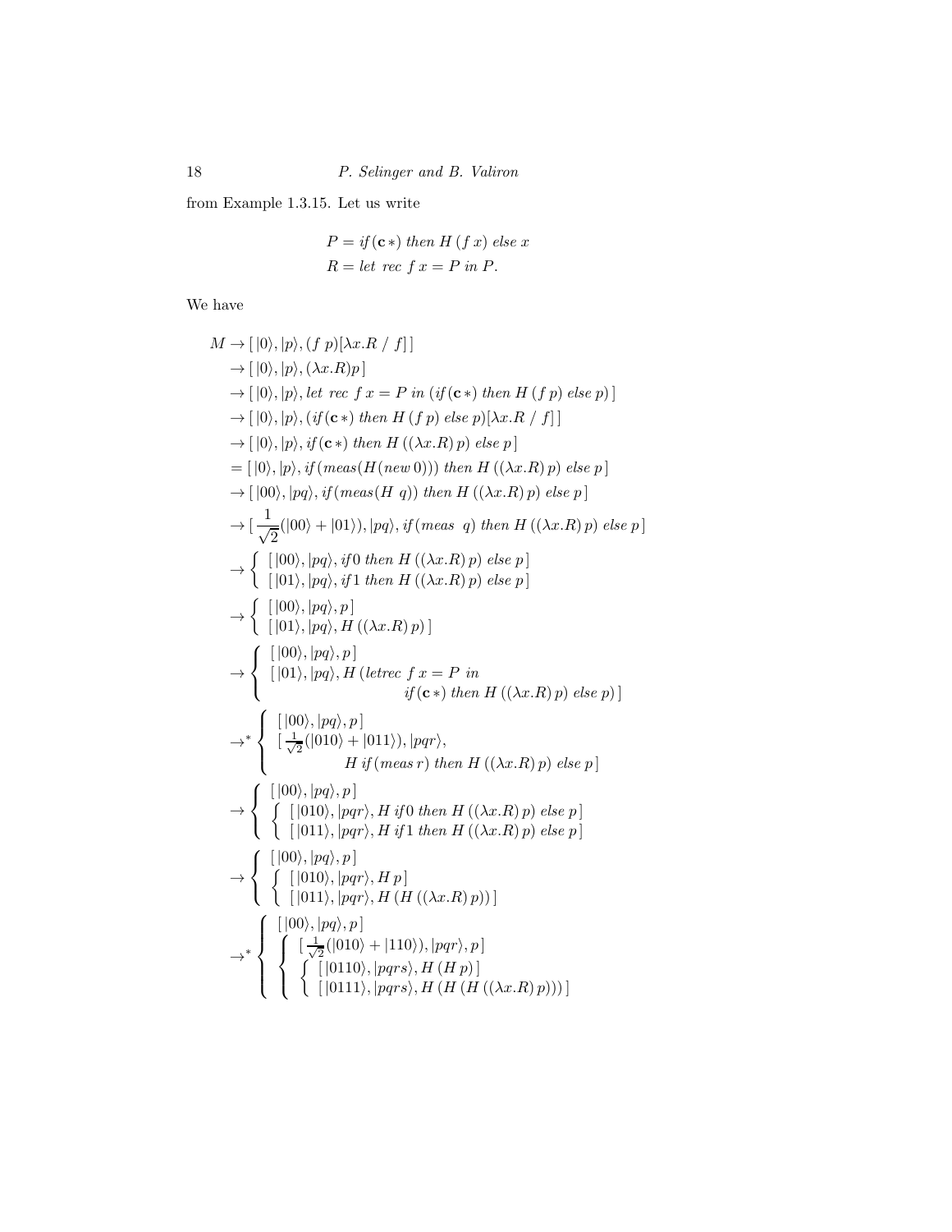from Example 1.3.15. Let us write

$$
\begin{aligned}
P &= \mathit{if}\,(\mathbf{c}\,*)\ \mathit{then}\ H\,(f\,x)\ \mathit{else}\ x \\
R &= \mathit{let\ rec}\ f\,x = P\ \mathit{in}\ P.
\end{aligned}
$$

We have

$$
\begin{aligned}
M &\to [\,|0\rangle, |p\rangle, (f\ p)[\lambda x.R\ /\ f]\,] \\
&\to [\,|0\rangle, |p\rangle, (\lambda x.R)p\,] \\
&\to [\,|0\rangle, |p\rangle, \mathit{let\ rec}\ f\,x = P\ \mathit{in}\ (\mathit{if}\,(\mathbf{c}\,*)\ \mathit{then}\ H\,(f\,p)\ \mathit{else}\ p)\,] \\
&\to [\,|0\rangle, |p\rangle, (\mathit{if}\,(\mathbf{c}\,*)\ \mathit{then}\ H\,(f\,p)\ \mathit{else}\ p)[\lambda x.R\ /\ f]\,] \\
&\to [\,|0\rangle, |p\rangle, \mathit{if}\,(\mathbf{c}\,*)\ \mathit{then}\ H\,((\lambda x.R)\,p)\ \mathit{else}\ p\,] \\
&= [\,|0\rangle, |p\rangle, \mathit{if}\,(\mathit{meas}(H(\mathit{new}\,0)))\ \mathit{then}\ H\,((\lambda x.R)\,p)\ \mathit{else}\ p\,] \\
&\to [\,|00\rangle, |pq\rangle, \mathit{if}\,(\mathit{meas}(H\ q))\ \mathit{then}\ H\,((\lambda x.R)\,p)\ \mathit{else}\ p\,] \\
&\to [\,\frac{1}{\sqrt{2}}(|00\rangle + |01\rangle), |pq\rangle, \mathit{if}\,(\mathit{meas}\ \ q)\ \mathit{then}\ H\,((\lambda x.R)\,p)\ \mathit{else}\ p\,] \\
&\to \left\{ \begin{array}{l} [\,|00\rangle, |pq\rangle, \mathit{if}\,0\ \mathit{then}\ H\,((\lambda x.R)\,p)\ \mathit{else}\ p\,] \\ [\,|01\rangle, |pq\rangle, \mathit{if}\,1\ \mathit{then}\ H\,((\lambda x.R)\,p)\ \mathit{else}\ p\,] \end{array} \right. \\
&\to \left\{ \begin{array}{l} [\,|00\rangle, |pq\rangle, p\,] \\ [\,|01\rangle, |pq\rangle, H\,((\lambda x.R)\,p)\,] \end{array} \right. \\
&\to \left\{ \begin{array}{l} [\,|00\rangle, |pq\rangle, p\,] \\ [\,|01\rangle, |pq\rangle, H\,(\mathit{letrec}\ f\,x = P\ \mathit{in} \\ \qquad\qquad\qquad \mathit{if}\,(\mathbf{c}\,*)\ \mathit{then}\ H\,((\lambda x.R)\,p)\ \mathit{else}\ p)\,] \end{array} \right. \\
&\to^* \left\{ \begin{array}{l} [\,|00\rangle, |pq\rangle, p\,] \\ [\,\frac{1}{\sqrt{2}}(|010\rangle + |011\rangle), |pqr\rangle, \\ \qquad\qquad H\ \mathit{if}\,(\mathit{meas}\,r)\ \mathit{then}\ H\,((\lambda x.R)\,p)\ \mathit{else}\ p\,] \end{array} \right. \\
&\to \left\{ \begin{array}{l} [\,|00\rangle, |pq\rangle, p\,] \\ \left\{ \begin{array}{l} [\,|010\rangle, |pqr\rangle, H\ \mathit{if}\,0\ \mathit{then}\ H\,((\lambda x.R)\,p)\ \mathit{else}\ p\,] \\ [\,|011\rangle, |pqr\rangle, H\ \mathit{if}\,1\ \mathit{then}\ H\,((\lambda x.R)\,p)\ \mathit{else}\ p\,] \end{array} \right. \end{array} \right. \\
&\to \left\{ \begin{array}{l} [\,|00\rangle, |pq\rangle, p\,] \\ \left\{ \begin{array}{l} [\,|010\rangle, |pqr\rangle, H\,p\,] \\ [\,|011\rangle, |pqr\rangle, H\,(H\,((\lambda x.R)\,p))\,] \end{array} \right. \end{array} \right. \\
&\to^* \left\{ \begin{array}{l} [\,|00\rangle, |pq\rangle, p\,] \\ \left\{ \begin{array}{l} [\,\frac{1}{\sqrt{2}}(|010\rangle + |110\rangle), |pqr\rangle, p\,] \\ \left\{ \begin{array}{l} [\,|0110\rangle, |pqrs\rangle, H\,(H\,p)\,] \\ [\,|0111\rangle, |pqrs\rangle, H\,(H\,(H\,((\lambda x.R)\,p)))\,] \end{array} \right. \end{array} \right. \end{array} \right.
\end{aligned}
$$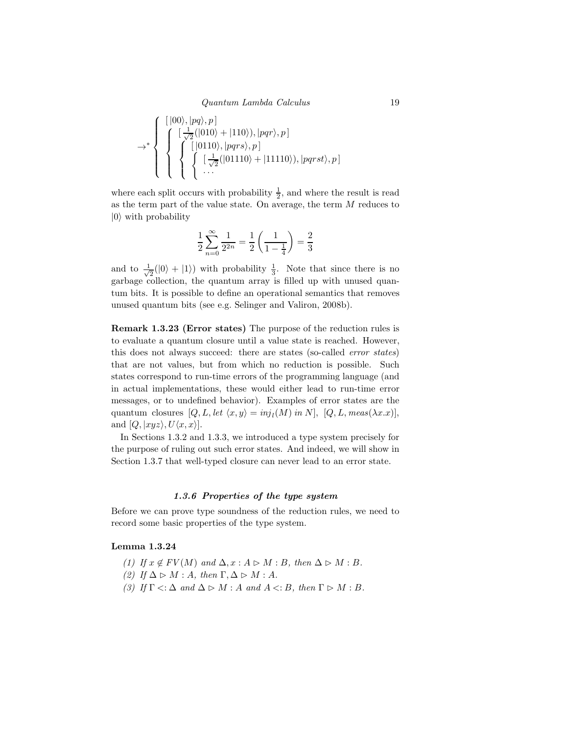$$
\to^* \left\{ \begin{array}{l} [\,|00\rangle, |pq\rangle, p\,] \\ \left\{ \begin{array}{l} [\,\frac{1}{\sqrt{2}}(|010\rangle + |110\rangle), |pqr\rangle, p\,] \\ \left\{ \begin{array}{l} [\,|0110\rangle, |pqrs\rangle, p\,] \\ \left\{ \begin{array}{l} [\,\frac{1}{\sqrt{2}}(|01110\rangle + |11110\rangle), |pqrst\rangle, p\,] \\ \cdots \end{array} \right. \end{array} \right. \end{array} \right. \end{array} \right.
$$

where each split occurs with probability $\frac{1}{2}$, and where the result is read as the term part of the value state. On average, the term $M$ reduces to $|0\rangle$ with probability

$$
\frac{1}{2}\sum_{n=0}^{\infty} \frac{1}{2^{2n}} = \frac{1}{2}\left(\frac{1}{1-\frac{1}{4}}\right) = \frac{2}{3}
$$

and to $\frac{1}{\sqrt{2}}(|0\rangle + |1\rangle)$ with probability $\frac{1}{3}$. Note that since there is no garbage collection, the quantum array is filled up with unused quantum bits. It is possible to define an operational semantics that removes unused quantum bits (see e.g. Selinger and Valiron, 2008b).

**Remark 1.3.23 (Error states)** The purpose of the reduction rules is to evaluate a quantum closure until a value state is reached. However, this does not always succeed: there are states (so-called *error states*) that are not values, but from which no reduction is possible. Such states correspond to run-time errors of the programming language (and in actual implementations, these would either lead to run-time error messages, or to undefined behavior). Examples of error states are the quantum closures $[Q, L, let\ \langle x, y\rangle = inj_l(M)\ in\ N]$, $[Q, L, meas(\lambda x.x)]$, and $[Q, |xyz\rangle, U\langle x, x\rangle]$.

In Sections 1.3.2 and 1.3.3, we introduced a type system precisely for the purpose of ruling out such error states. And indeed, we will show in Section 1.3.7 that well-typed closure can never lead to an error state.

### 1.3.6 Properties of the type system

Before we can prove type soundness of the reduction rules, we need to record some basic properties of the type system.

**Lemma 1.3.24**

*(1) If $x \notin FV(M)$ and $\Delta, x : A \rhd M : B$, then $\Delta \rhd M : B$.*

*(2) If $\Delta \rhd M : A$, then $\Gamma, \Delta \rhd M : A$.*

*(3) If $\Gamma <: \Delta$ and $\Delta \rhd M : A$ and $A <: B$, then $\Gamma \rhd M : B$.*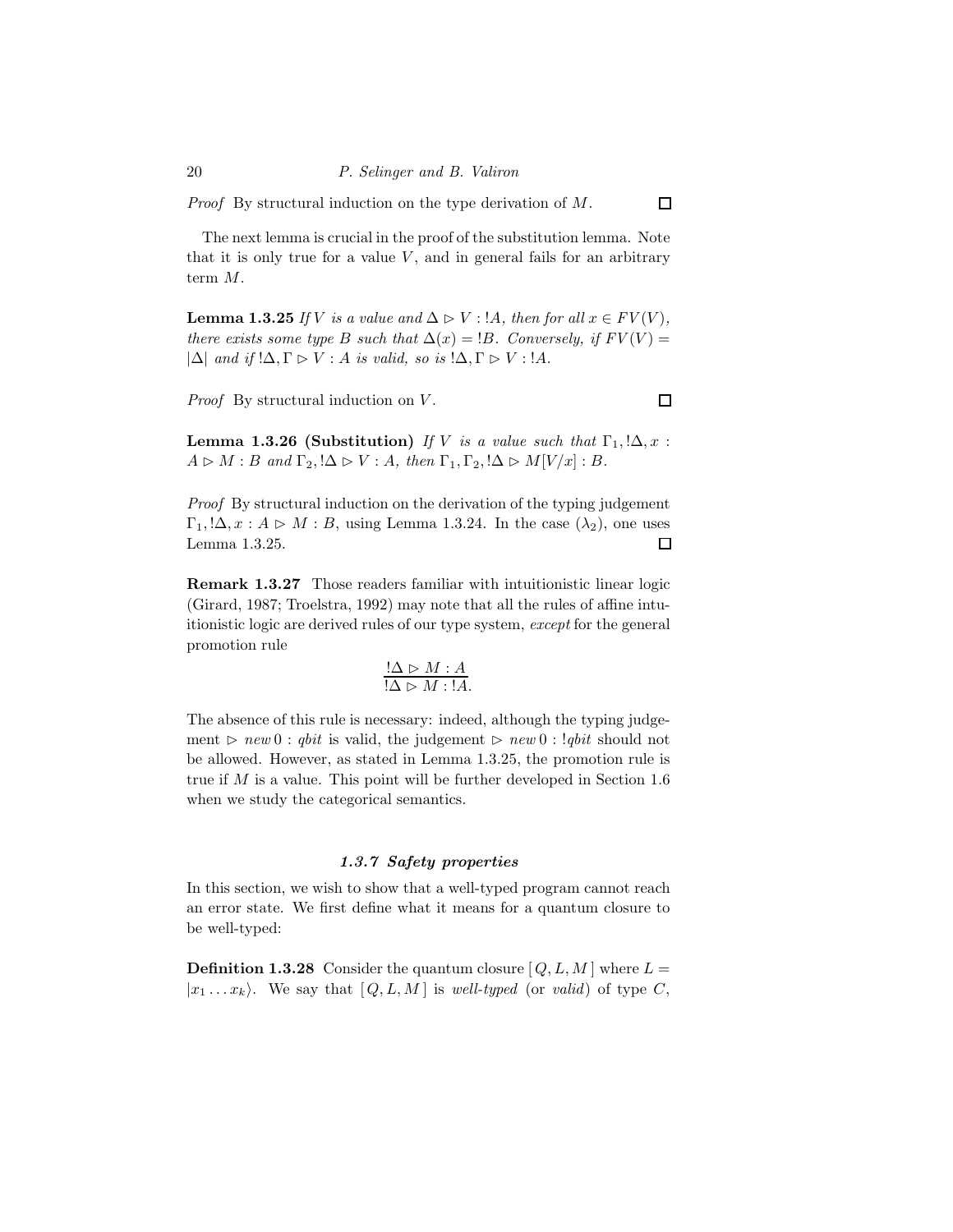*Proof* By structural induction on the type derivation of $M$. □

The next lemma is crucial in the proof of the substitution lemma. Note that it is only true for a value $V$, and in general fails for an arbitrary term $M$.

**Lemma 1.3.25** *If $V$ is a value and $\Delta \rhd V : !A$, then for all $x \in FV(V)$, there exists some type $B$ such that $\Delta(x) = !B$. Conversely, if $FV(V) = |\Delta|$ and if $!\Delta, \Gamma \rhd V : A$ is valid, so is $!\Delta, \Gamma \rhd V : !A$.*

*Proof* By structural induction on $V$. □

**Lemma 1.3.26 (Substitution)** *If $V$ is a value such that $\Gamma_1, !\Delta, x : A \rhd M : B$ and $\Gamma_2, !\Delta \rhd V : A$, then $\Gamma_1, \Gamma_2, !\Delta \rhd M[V/x] : B$.*

*Proof* By structural induction on the derivation of the typing judgement $\Gamma_1, !\Delta, x : A \rhd M : B$, using Lemma 1.3.24. In the case $(\lambda_2)$, one uses Lemma 1.3.25. □

**Remark 1.3.27** Those readers familiar with intuitionistic linear logic (Girard, 1987; Troelstra, 1992) may note that all the rules of affine intuitionistic logic are derived rules of our type system, *except* for the general promotion rule

$$\frac{!\Delta \rhd M : A}{!\Delta \rhd M : !A.}$$

The absence of this rule is necessary: indeed, although the typing judgement $\rhd\ new\, 0 : qbit$ is valid, the judgement $\rhd\ new\, 0 : !qbit$ should not be allowed. However, as stated in Lemma 1.3.25, the promotion rule is true if $M$ is a value. This point will be further developed in Section 1.6 when we study the categorical semantics.

### 1.3.7 Safety properties

In this section, we wish to show that a well-typed program cannot reach an error state. We first define what it means for a quantum closure to be well-typed:

**Definition 1.3.28** Consider the quantum closure $[\,Q, L, M\,]$ where $L = |x_1 \dots x_k\rangle$. We say that $[\,Q, L, M\,]$ is *well-typed* (or *valid*) of type $C$,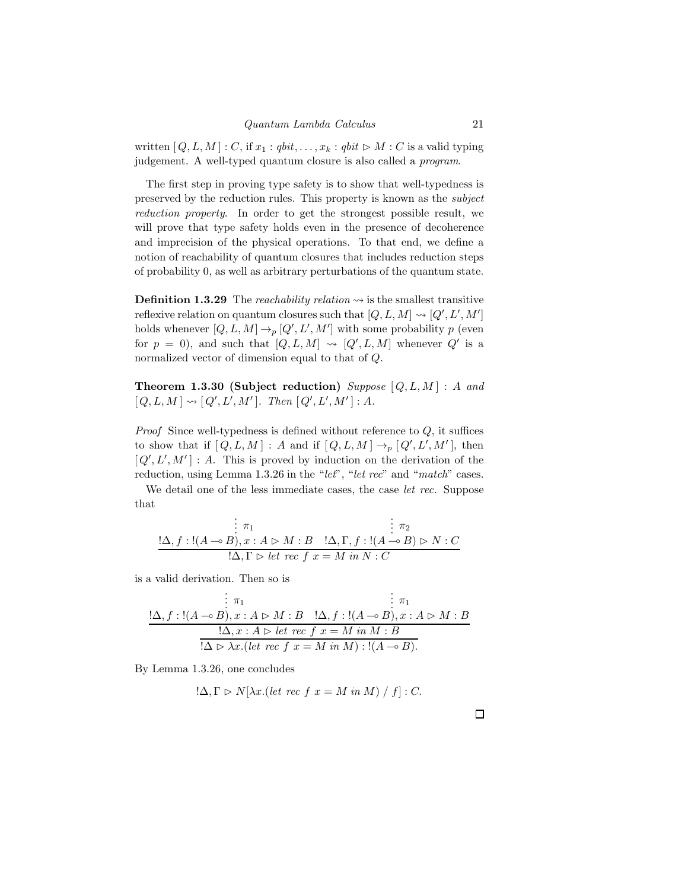written $[Q, L, M] : C$, if $x_1 : qbit, \ldots, x_k : qbit \rhd M : C$ is a valid typing judgement. A well-typed quantum closure is also called a *program*.

The first step in proving type safety is to show that well-typedness is preserved by the reduction rules. This property is known as the *subject reduction property*. In order to get the strongest possible result, we will prove that type safety holds even in the presence of decoherence and imprecision of the physical operations. To that end, we define a notion of reachability of quantum closures that includes reduction steps of probability 0, as well as arbitrary perturbations of the quantum state.

**Definition 1.3.29** The *reachability relation* $\rightsquigarrow$ is the smallest transitive reflexive relation on quantum closures such that $[Q, L, M] \rightsquigarrow [Q', L', M']$ holds whenever $[Q, L, M] \to_p [Q', L', M']$ with some probability $p$ (even for $p = 0$), and such that $[Q, L, M] \rightsquigarrow [Q', L, M]$ whenever $Q'$ is a normalized vector of dimension equal to that of $Q$.

**Theorem 1.3.30 (Subject reduction)** *Suppose* $[Q, L, M] : A$ *and* $[Q, L, M] \rightsquigarrow [Q', L', M']$*. Then* $[Q', L', M'] : A$*.*

*Proof* Since well-typedness is defined without reference to $Q$, it suffices to show that if $[Q, L, M] : A$ and if $[Q, L, M] \to_p [Q', L', M']$, then $[Q', L', M'] : A$. This is proved by induction on the derivation of the reduction, using Lemma 1.3.26 in the "*let*", "*let rec*" and "*match*" cases.

We detail one of the less immediate cases, the case *let rec*. Suppose that

$$\dfrac{\begin{array}{c}\vdots\ \pi_1 \\ !\Delta, f : !(A \multimap B), x : A \rhd M : B\end{array} \quad \begin{array}{c}\vdots\ \pi_2 \\ !\Delta, \Gamma, f : !(A \multimap B) \rhd N : C\end{array}}{!\Delta, \Gamma \rhd \mathit{let\ rec\ } f\ x = M \mathit{\ in\ } N : C}$$

is a valid derivation. Then so is

$$\dfrac{\dfrac{\begin{array}{c}\vdots\ \pi_1 \\ !\Delta, f : !(A \multimap B), x : A \rhd M : B\end{array} \quad \begin{array}{c}\vdots\ \pi_1 \\ !\Delta, f : !(A \multimap B), x : A \rhd M : B\end{array}}{!\Delta, x : A \rhd \mathit{let\ rec\ } f\ x = M \mathit{\ in\ } M : B}}{!\Delta \rhd \lambda x.(\mathit{let\ rec\ } f\ x = M \mathit{\ in\ } M) : !(A \multimap B).}$$

By Lemma 1.3.26, one concludes

$$!\Delta, \Gamma \rhd N[\lambda x.(\mathit{let\ rec\ } f\ x = M \mathit{\ in\ } M) \ / \ f] : C.$$

□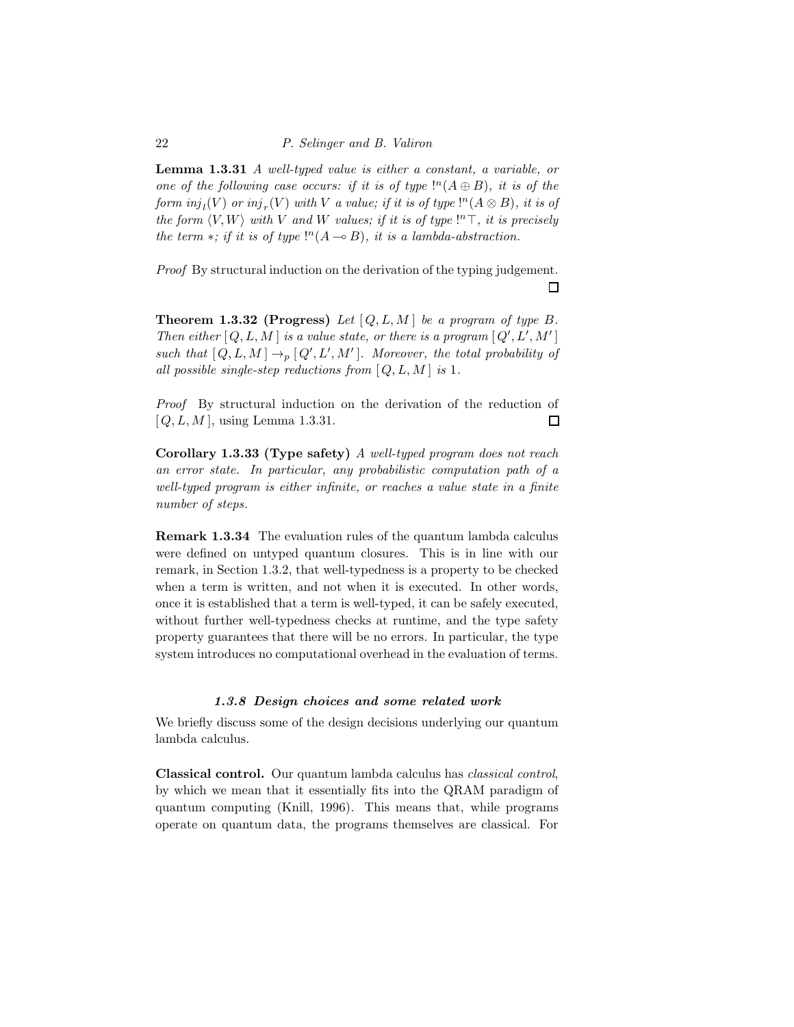**Lemma 1.3.31** *A well-typed value is either a constant, a variable, or one of the following case occurs: if it is of type $!^n(A \oplus B)$, it is of the form $inj_l(V)$ or $inj_r(V)$ with $V$ a value; if it is of type $!^n(A \otimes B)$, it is of the form $\langle V, W \rangle$ with $V$ and $W$ values; if it is of type $!^n\top$, it is precisely the term $*$; if it is of type $!^n(A \multimap B)$, it is a lambda-abstraction.*

*Proof* By structural induction on the derivation of the typing judgement. □

**Theorem 1.3.32 (Progress)** *Let $[Q, L, M]$ be a program of type $B$. Then either $[Q, L, M]$ is a value state, or there is a program $[Q', L', M']$ such that $[Q, L, M] \to_p [Q', L', M']$. Moreover, the total probability of all possible single-step reductions from $[Q, L, M]$ is 1.*

*Proof* By structural induction on the derivation of the reduction of $[Q, L, M]$, using Lemma 1.3.31. □

**Corollary 1.3.33 (Type safety)** *A well-typed program does not reach an error state. In particular, any probabilistic computation path of a well-typed program is either infinite, or reaches a value state in a finite number of steps.*

**Remark 1.3.34** The evaluation rules of the quantum lambda calculus were defined on untyped quantum closures. This is in line with our remark, in Section 1.3.2, that well-typedness is a property to be checked when a term is written, and not when it is executed. In other words, once it is established that a term is well-typed, it can be safely executed, without further well-typedness checks at runtime, and the type safety property guarantees that there will be no errors. In particular, the type system introduces no computational overhead in the evaluation of terms.

### *1.3.8 Design choices and some related work*

We briefly discuss some of the design decisions underlying our quantum lambda calculus.

**Classical control.** Our quantum lambda calculus has *classical control*, by which we mean that it essentially fits into the QRAM paradigm of quantum computing (Knill, 1996). This means that, while programs operate on quantum data, the programs themselves are classical. For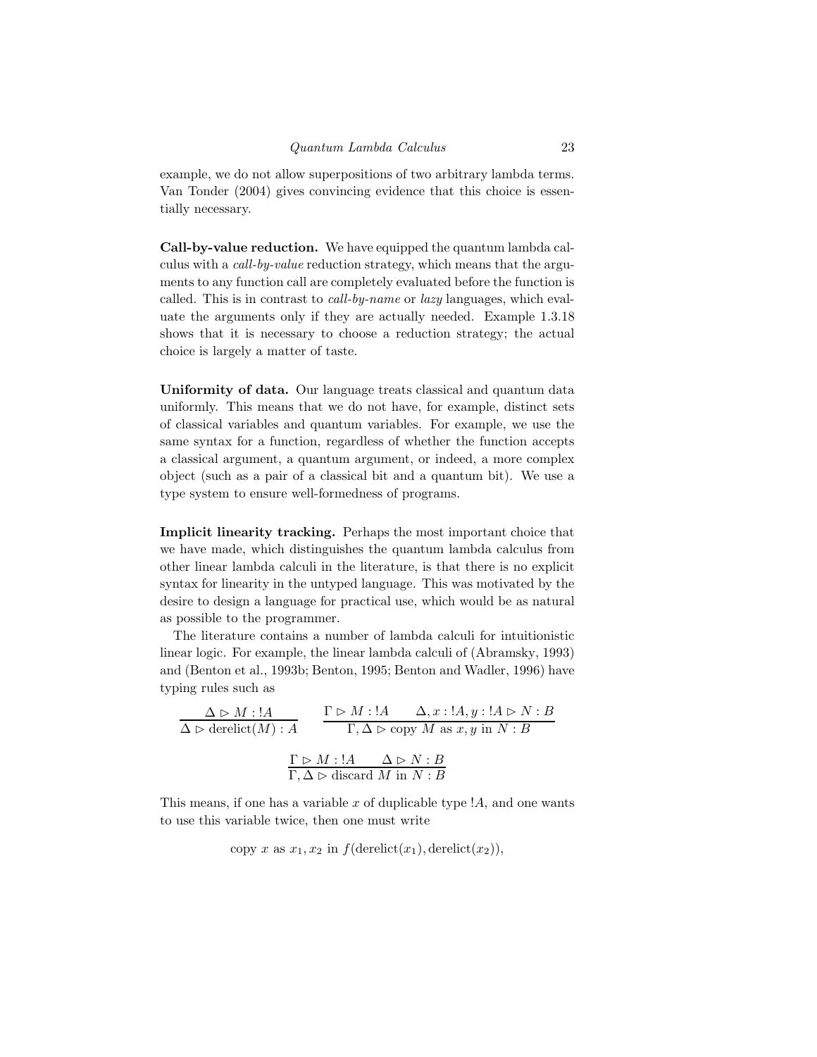example, we do not allow superpositions of two arbitrary lambda terms. Van Tonder (2004) gives convincing evidence that this choice is essentially necessary.

**Call-by-value reduction.** We have equipped the quantum lambda calculus with a *call-by-value* reduction strategy, which means that the arguments to any function call are completely evaluated before the function is called. This is in contrast to *call-by-name* or *lazy* languages, which evaluate the arguments only if they are actually needed. Example 1.3.18 shows that it is necessary to choose a reduction strategy; the actual choice is largely a matter of taste.

**Uniformity of data.** Our language treats classical and quantum data uniformly. This means that we do not have, for example, distinct sets of classical variables and quantum variables. For example, we use the same syntax for a function, regardless of whether the function accepts a classical argument, a quantum argument, or indeed, a more complex object (such as a pair of a classical bit and a quantum bit). We use a type system to ensure well-formedness of programs.

**Implicit linearity tracking.** Perhaps the most important choice that we have made, which distinguishes the quantum lambda calculus from other linear lambda calculi in the literature, is that there is no explicit syntax for linearity in the untyped language. This was motivated by the desire to design a language for practical use, which would be as natural as possible to the programmer.

The literature contains a number of lambda calculi for intuitionistic linear logic. For example, the linear lambda calculi of (Abramsky, 1993) and (Benton et al., 1993b; Benton, 1995; Benton and Wadler, 1996) have typing rules such as

$$\frac{\Delta \rhd M : !A}{\Delta \rhd \mathrm{derelict}(M) : A} \qquad \frac{\Gamma \rhd M : !A \qquad \Delta, x : !A, y : !A \rhd N : B}{\Gamma, \Delta \rhd \text{copy } M \text{ as } x, y \text{ in } N : B}$$

$$\frac{\Gamma \rhd M : !A \qquad \Delta \rhd N : B}{\Gamma, \Delta \rhd \text{discard } M \text{ in } N : B}$$

This means, if one has a variable $x$ of duplicable type $!A$, and one wants to use this variable twice, then one must write

$$\text{copy } x \text{ as } x_1, x_2 \text{ in } f(\mathrm{derelict}(x_1), \mathrm{derelict}(x_2)),$$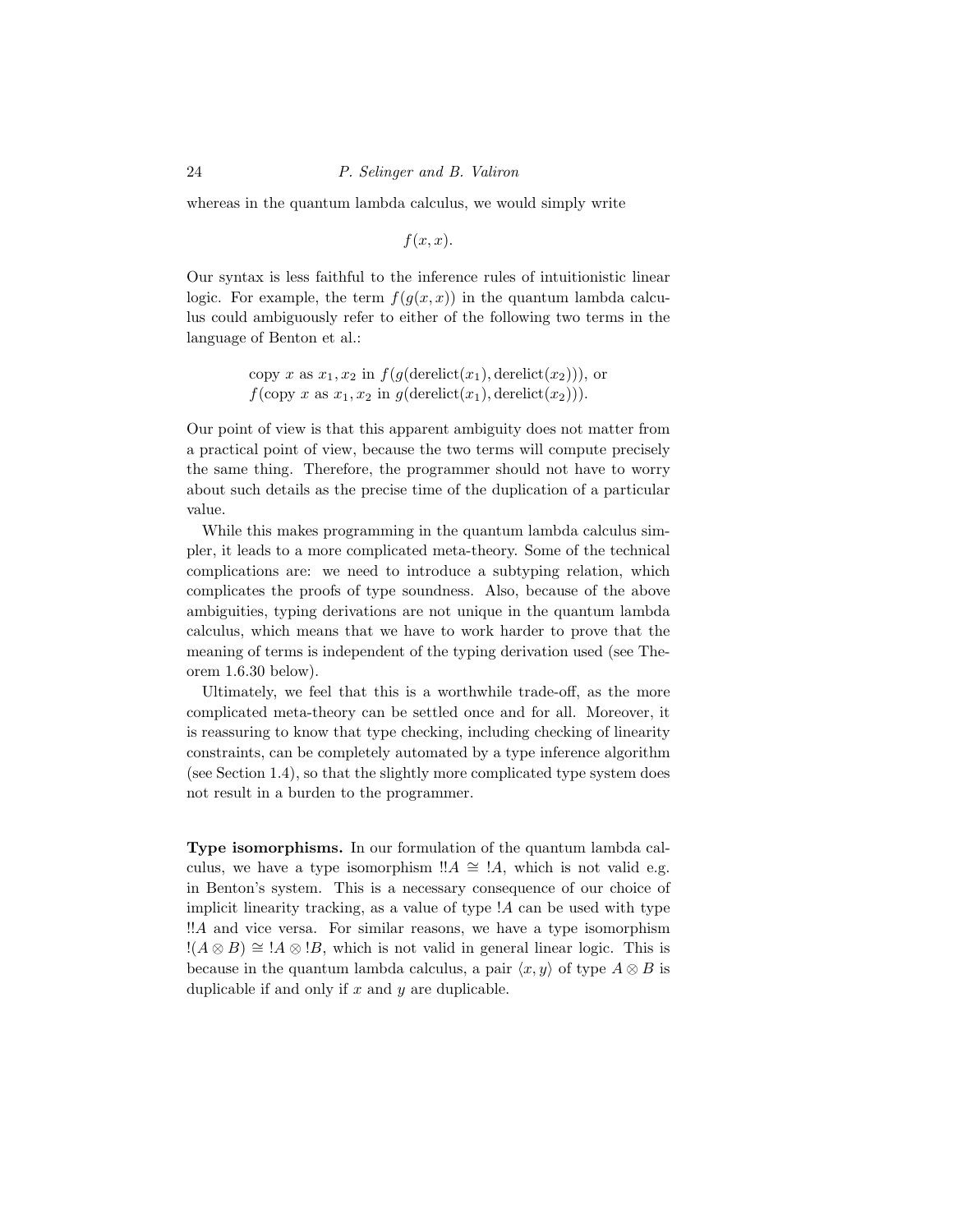whereas in the quantum lambda calculus, we would simply write

$$f(x, x).$$

Our syntax is less faithful to the inference rules of intuitionistic linear logic. For example, the term $f(g(x, x))$ in the quantum lambda calculus could ambiguously refer to either of the following two terms in the language of Benton et al.:

$$\text{copy } x \text{ as } x_1, x_2 \text{ in } f(g(\text{derelict}(x_1), \text{derelict}(x_2))), \text{ or}$$
$$f(\text{copy } x \text{ as } x_1, x_2 \text{ in } g(\text{derelict}(x_1), \text{derelict}(x_2))).$$

Our point of view is that this apparent ambiguity does not matter from a practical point of view, because the two terms will compute precisely the same thing. Therefore, the programmer should not have to worry about such details as the precise time of the duplication of a particular value.

While this makes programming in the quantum lambda calculus simpler, it leads to a more complicated meta-theory. Some of the technical complications are: we need to introduce a subtyping relation, which complicates the proofs of type soundness. Also, because of the above ambiguities, typing derivations are not unique in the quantum lambda calculus, which means that we have to work harder to prove that the meaning of terms is independent of the typing derivation used (see Theorem 1.6.30 below).

Ultimately, we feel that this is a worthwhile trade-off, as the more complicated meta-theory can be settled once and for all. Moreover, it is reassuring to know that type checking, including checking of linearity constraints, can be completely automated by a type inference algorithm (see Section 1.4), so that the slightly more complicated type system does not result in a burden to the programmer.

**Type isomorphisms.** In our formulation of the quantum lambda calculus, we have a type isomorphism $!!A \cong !A$, which is not valid e.g. in Benton's system. This is a necessary consequence of our choice of implicit linearity tracking, as a value of type $!A$ can be used with type $!!A$ and vice versa. For similar reasons, we have a type isomorphism $!(A \otimes B) \cong !A \otimes !B$, which is not valid in general linear logic. This is because in the quantum lambda calculus, a pair $\langle x, y \rangle$ of type $A \otimes B$ is duplicable if and only if $x$ and $y$ are duplicable.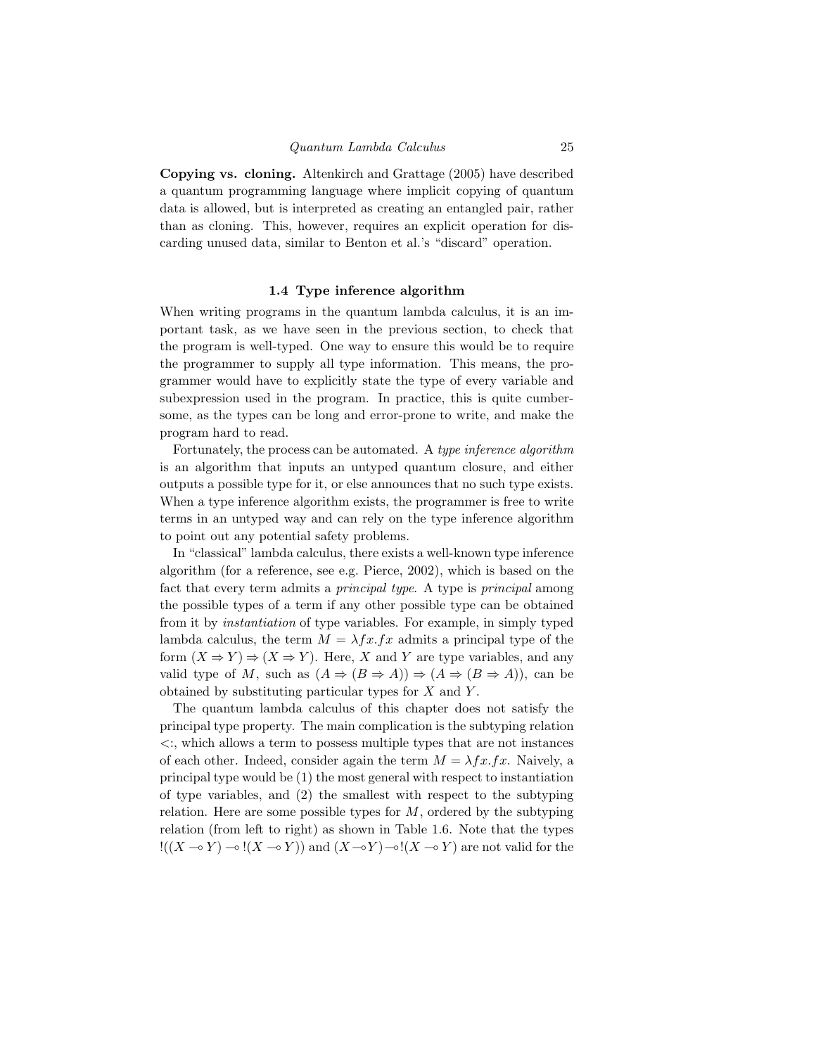**Copying vs. cloning.** Altenkirch and Grattage (2005) have described a quantum programming language where implicit copying of quantum data is allowed, but is interpreted as creating an entangled pair, rather than as cloning. This, however, requires an explicit operation for discarding unused data, similar to Benton et al.'s "discard" operation.

### 1.4 Type inference algorithm

When writing programs in the quantum lambda calculus, it is an important task, as we have seen in the previous section, to check that the program is well-typed. One way to ensure this would be to require the programmer to supply all type information. This means, the programmer would have to explicitly state the type of every variable and subexpression used in the program. In practice, this is quite cumbersome, as the types can be long and error-prone to write, and make the program hard to read.

Fortunately, the process can be automated. A *type inference algorithm* is an algorithm that inputs an untyped quantum closure, and either outputs a possible type for it, or else announces that no such type exists. When a type inference algorithm exists, the programmer is free to write terms in an untyped way and can rely on the type inference algorithm to point out any potential safety problems.

In "classical" lambda calculus, there exists a well-known type inference algorithm (for a reference, see e.g. Pierce, 2002), which is based on the fact that every term admits a *principal type*. A type is *principal* among the possible types of a term if any other possible type can be obtained from it by *instantiation* of type variables. For example, in simply typed lambda calculus, the term $M = \lambda fx.fx$ admits a principal type of the form $(X \Rightarrow Y) \Rightarrow (X \Rightarrow Y)$. Here, $X$ and $Y$ are type variables, and any valid type of $M$, such as $(A \Rightarrow (B \Rightarrow A)) \Rightarrow (A \Rightarrow (B \Rightarrow A))$, can be obtained by substituting particular types for $X$ and $Y$.

The quantum lambda calculus of this chapter does not satisfy the principal type property. The main complication is the subtyping relation $<:$, which allows a term to possess multiple types that are not instances of each other. Indeed, consider again the term $M = \lambda fx.fx$. Naively, a principal type would be (1) the most general with respect to instantiation of type variables, and (2) the smallest with respect to the subtyping relation. Here are some possible types for $M$, ordered by the subtyping relation (from left to right) as shown in Table 1.6. Note that the types $!((X \multimap Y) \multimap !(X \multimap Y))$ and $(X \multimap Y) \multimap !(X \multimap Y)$ are not valid for the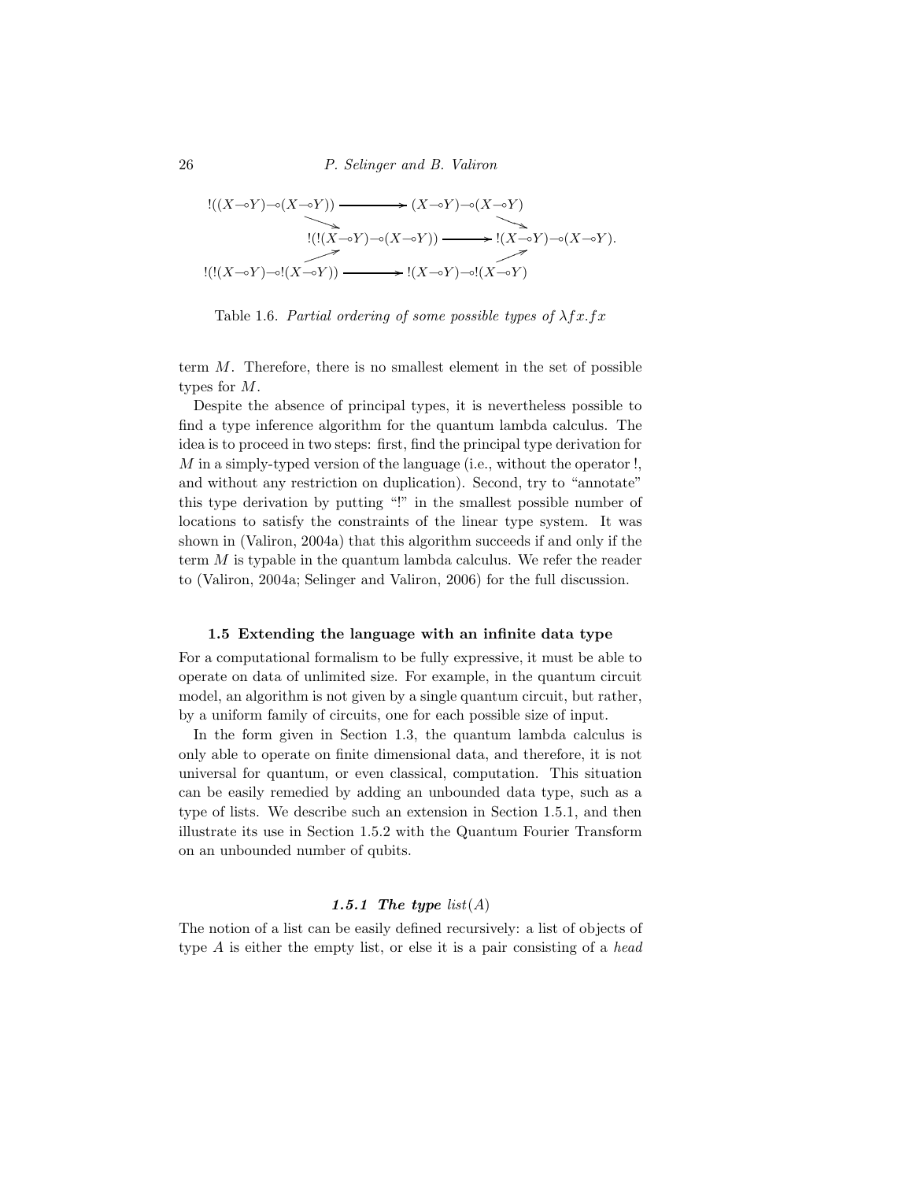$$
\begin{array}{ccccc}
!((X \multimap Y) \multimap (X \multimap Y)) & \longrightarrow & (X \multimap Y) \multimap (X \multimap Y) & & \\
& \searrow & & \searrow & \\
& & !(!(X \multimap Y) \multimap (X \multimap Y)) & \longrightarrow & !(X \multimap Y) \multimap (X \multimap Y). \\
& \nearrow & & \nearrow & \\
!(!(X \multimap Y) \multimap !(X \multimap Y)) & \longrightarrow & !(X \multimap Y) \multimap !(X \multimap Y) & &
\end{array}
$$

Table 1.6. *Partial ordering of some possible types of* $\lambda f x . f x$

term $M$. Therefore, there is no smallest element in the set of possible types for $M$.

Despite the absence of principal types, it is nevertheless possible to find a type inference algorithm for the quantum lambda calculus. The idea is to proceed in two steps: first, find the principal type derivation for $M$ in a simply-typed version of the language (i.e., without the operator !, and without any restriction on duplication). Second, try to "annotate" this type derivation by putting "!" in the smallest possible number of locations to satisfy the constraints of the linear type system. It was shown in (Valiron, 2004a) that this algorithm succeeds if and only if the term $M$ is typable in the quantum lambda calculus. We refer the reader to (Valiron, 2004a; Selinger and Valiron, 2006) for the full discussion.

## 1.5 Extending the language with an infinite data type

For a computational formalism to be fully expressive, it must be able to operate on data of unlimited size. For example, in the quantum circuit model, an algorithm is not given by a single quantum circuit, but rather, by a uniform family of circuits, one for each possible size of input.

In the form given in Section 1.3, the quantum lambda calculus is only able to operate on finite dimensional data, and therefore, it is not universal for quantum, or even classical, computation. This situation can be easily remedied by adding an unbounded data type, such as a type of lists. We describe such an extension in Section 1.5.1, and then illustrate its use in Section 1.5.2 with the Quantum Fourier Transform on an unbounded number of qubits.

### 1.5.1 The type *list*($A$)

The notion of a list can be easily defined recursively: a list of objects of type $A$ is either the empty list, or else it is a pair consisting of a *head*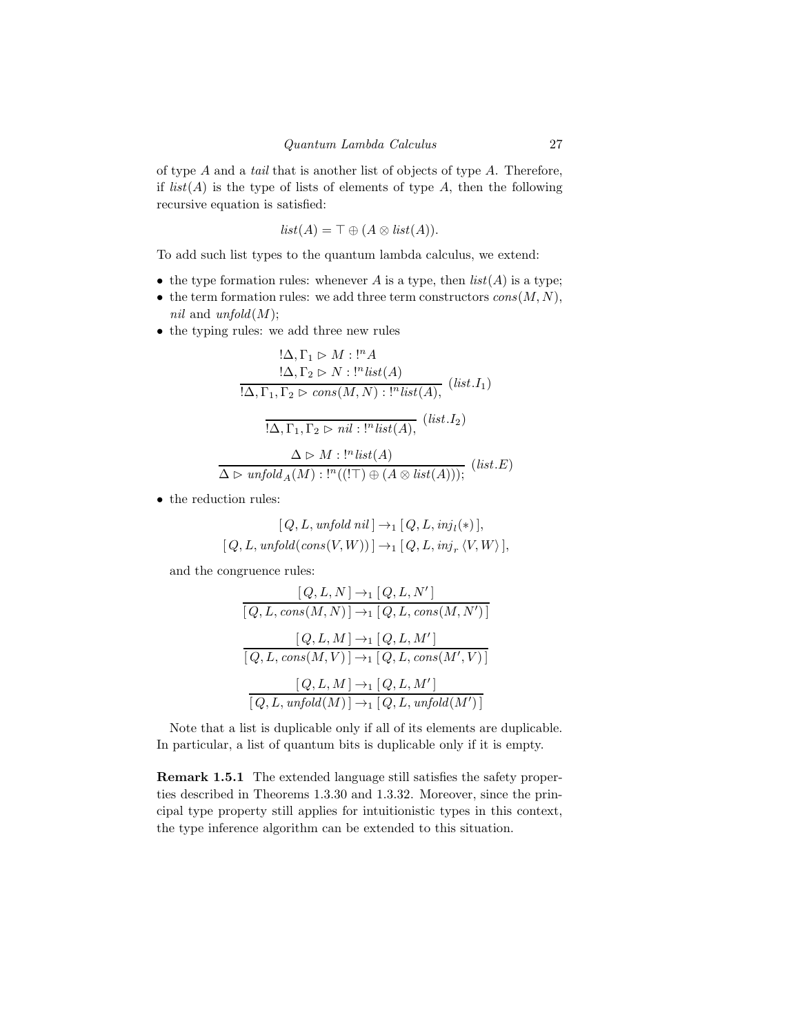of type $A$ and a *tail* that is another list of objects of type $A$. Therefore, if $list(A)$ is the type of lists of elements of type $A$, then the following recursive equation is satisfied:

$$list(A) = \top \oplus (A \otimes list(A)).$$

To add such list types to the quantum lambda calculus, we extend:

- the type formation rules: whenever $A$ is a type, then $list(A)$ is a type;
- the term formation rules: we add three term constructors $cons(M, N)$, $nil$ and $unfold(M)$;
- the typing rules: we add three new rules

$$\frac{\begin{array}{c} !\Delta, \Gamma_1 \rhd M : !^n A \\ !\Delta, \Gamma_2 \rhd N : !^n list(A) \end{array}}{!\Delta, \Gamma_1, \Gamma_2 \rhd cons(M, N) : !^n list(A),} \ (list.I_1)$$

$$\frac{}{!\Delta, \Gamma_1, \Gamma_2 \rhd nil : !^n list(A),} \ (list.I_2)$$

$$\frac{\Delta \rhd M : !^n list(A)}{\Delta \rhd unfold_A(M) : !^n((!\top) \oplus (A \otimes list(A)));} \ (list.E)$$

- the reduction rules:

$$[\, Q, L, unfold\ nil \,] \rightarrow_1 [\, Q, L, inj_l(*) \,],$$
$$[\, Q, L, unfold(cons(V, W)) \,] \rightarrow_1 [\, Q, L, inj_r \langle V, W \rangle \,],$$

and the congruence rules:

$$\frac{[\, Q, L, N \,] \rightarrow_1 [\, Q, L, N' \,]}{[\, Q, L, cons(M, N) \,] \rightarrow_1 [\, Q, L, cons(M, N') \,]}$$

$$\frac{[\, Q, L, M \,] \rightarrow_1 [\, Q, L, M' \,]}{[\, Q, L, cons(M, V) \,] \rightarrow_1 [\, Q, L, cons(M', V) \,]}$$

$$\frac{[\, Q, L, M \,] \rightarrow_1 [\, Q, L, M' \,]}{[\, Q, L, unfold(M) \,] \rightarrow_1 [\, Q, L, unfold(M') \,]}$$

Note that a list is duplicable only if all of its elements are duplicable. In particular, a list of quantum bits is duplicable only if it is empty.

**Remark 1.5.1** The extended language still satisfies the safety properties described in Theorems 1.3.30 and 1.3.32. Moreover, since the principal type property still applies for intuitionistic types in this context, the type inference algorithm can be extended to this situation.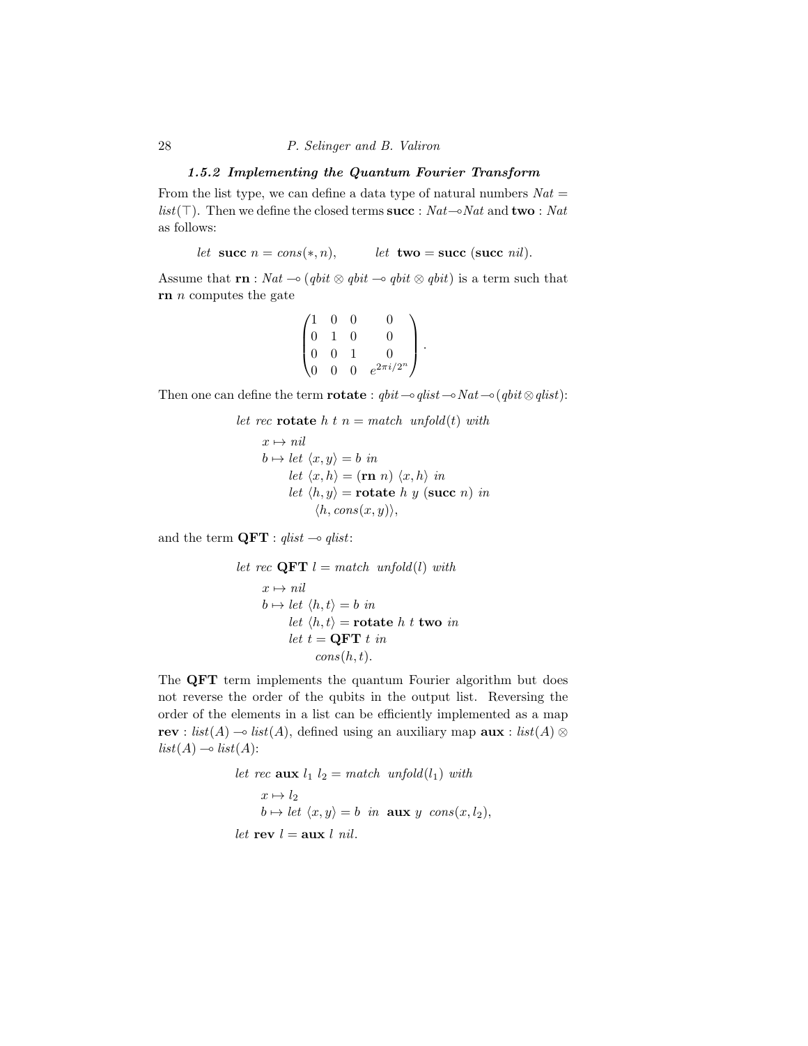### 1.5.2 Implementing the Quantum Fourier Transform

From the list type, we can define a data type of natural numbers $Nat = list(\top)$. Then we define the closed terms $\mathbf{succ} : Nat \multimap Nat$ and $\mathbf{two} : Nat$ as follows:

$$let\ \ \mathbf{succ}\ n = cons(*, n), \qquad let\ \ \mathbf{two} = \mathbf{succ}\ (\mathbf{succ}\ nil).$$

Assume that $\mathbf{rn} : Nat \multimap (qbit \otimes qbit \multimap qbit \otimes qbit)$ is a term such that $\mathbf{rn}\ n$ computes the gate

$$\begin{pmatrix} 1 & 0 & 0 & 0 \\ 0 & 1 & 0 & 0 \\ 0 & 0 & 1 & 0 \\ 0 & 0 & 0 & e^{2\pi i/2^n} \end{pmatrix}.$$

Then one can define the term $\mathbf{rotate} : qbit \multimap qlist \multimap Nat \multimap (qbit \otimes qlist)$:

$$
\begin{array}{l}
let\ rec\ \mathbf{rotate}\ h\ t\ n = match\ \ unfold(t)\ \ with \\
\quad x \mapsto nil \\
\quad b \mapsto let\ \langle x, y\rangle = b\ \ in \\
\quad\qquad let\ \langle x, h\rangle = (\mathbf{rn}\ n)\ \langle x, h\rangle\ \ in \\
\quad\qquad let\ \langle h, y\rangle = \mathbf{rotate}\ h\ y\ (\mathbf{succ}\ n)\ \ in \\
\quad\qquad\quad \langle h, cons(x, y)\rangle,
\end{array}
$$

and the term $\mathbf{QFT} : qlist \multimap qlist$:

$$
\begin{array}{l}
let\ rec\ \mathbf{QFT}\ l = match\ \ unfold(l)\ \ with \\
\quad x \mapsto nil \\
\quad b \mapsto let\ \langle h, t\rangle = b\ \ in \\
\quad\qquad let\ \langle h, t\rangle = \mathbf{rotate}\ h\ t\ \mathbf{two}\ \ in \\
\quad\qquad let\ t = \mathbf{QFT}\ t\ \ in \\
\quad\qquad\quad cons(h, t).
\end{array}
$$

The **QFT** term implements the quantum Fourier algorithm but does not reverse the order of the qubits in the output list. Reversing the order of the elements in a list can be efficiently implemented as a map $\mathbf{rev} : list(A) \multimap list(A)$, defined using an auxiliary map $\mathbf{aux} : list(A) \otimes list(A) \multimap list(A)$:

$$
\begin{array}{l}
let\ rec\ \mathbf{aux}\ l_1\ l_2 = match\ \ unfold(l_1)\ \ with \\
\quad x \mapsto l_2 \\
\quad b \mapsto let\ \langle x, y\rangle = b\ \ in\ \ \mathbf{aux}\ y\ \ cons(x, l_2), \\
let\ \mathbf{rev}\ l = \mathbf{aux}\ l\ nil.
\end{array}
$$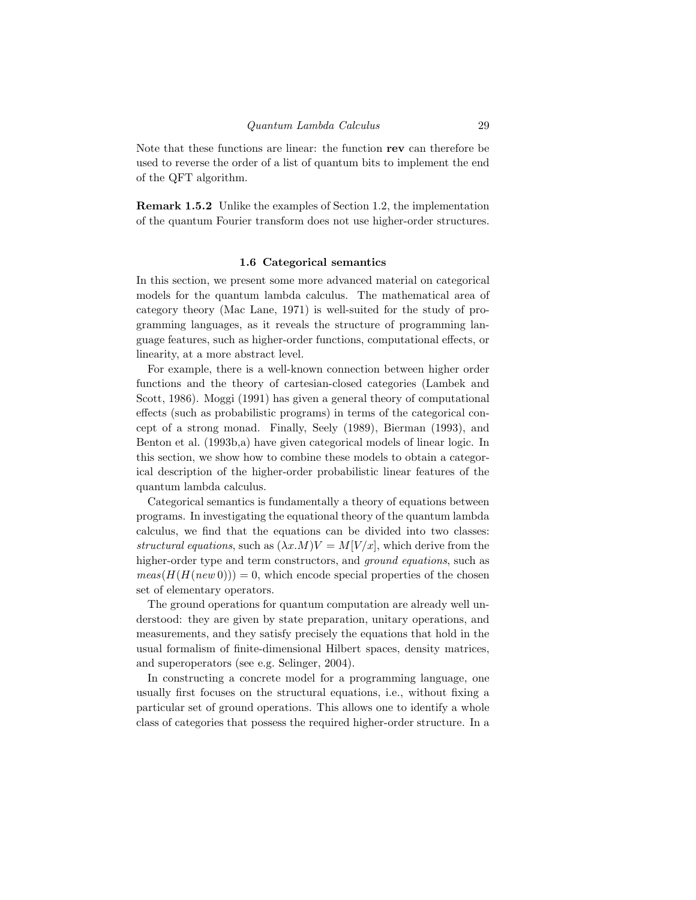Note that these functions are linear: the function **rev** can therefore be used to reverse the order of a list of quantum bits to implement the end of the QFT algorithm.

**Remark 1.5.2** Unlike the examples of Section 1.2, the implementation of the quantum Fourier transform does not use higher-order structures.

### 1.6 Categorical semantics

In this section, we present some more advanced material on categorical models for the quantum lambda calculus. The mathematical area of category theory (Mac Lane, 1971) is well-suited for the study of programming languages, as it reveals the structure of programming language features, such as higher-order functions, computational effects, or linearity, at a more abstract level.

For example, there is a well-known connection between higher order functions and the theory of cartesian-closed categories (Lambek and Scott, 1986). Moggi (1991) has given a general theory of computational effects (such as probabilistic programs) in terms of the categorical concept of a strong monad. Finally, Seely (1989), Bierman (1993), and Benton et al. (1993b,a) have given categorical models of linear logic. In this section, we show how to combine these models to obtain a categorical description of the higher-order probabilistic linear features of the quantum lambda calculus.

Categorical semantics is fundamentally a theory of equations between programs. In investigating the equational theory of the quantum lambda calculus, we find that the equations can be divided into two classes: *structural equations*, such as $(\lambda x.M)V = M[V/x]$, which derive from the higher-order type and term constructors, and *ground equations*, such as $meas(H(H(new\,0))) = 0$, which encode special properties of the chosen set of elementary operators.

The ground operations for quantum computation are already well understood: they are given by state preparation, unitary operations, and measurements, and they satisfy precisely the equations that hold in the usual formalism of finite-dimensional Hilbert spaces, density matrices, and superoperators (see e.g. Selinger, 2004).

In constructing a concrete model for a programming language, one usually first focuses on the structural equations, i.e., without fixing a particular set of ground operations. This allows one to identify a whole class of categories that possess the required higher-order structure. In a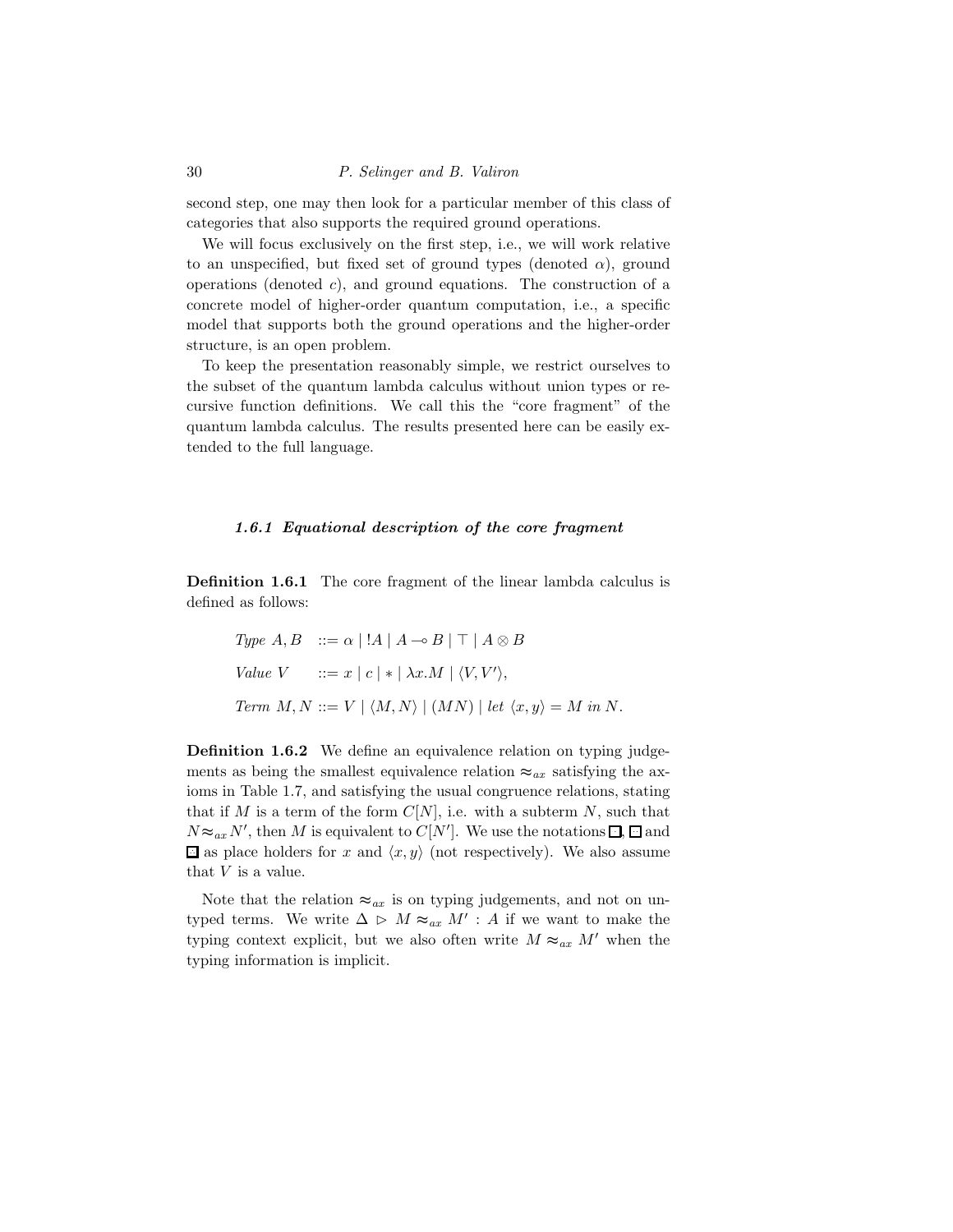second step, one may then look for a particular member of this class of categories that also supports the required ground operations.

We will focus exclusively on the first step, i.e., we will work relative to an unspecified, but fixed set of ground types (denoted $\alpha$), ground operations (denoted $c$), and ground equations. The construction of a concrete model of higher-order quantum computation, i.e., a specific model that supports both the ground operations and the higher-order structure, is an open problem.

To keep the presentation reasonably simple, we restrict ourselves to the subset of the quantum lambda calculus without union types or recursive function definitions. We call this the "core fragment" of the quantum lambda calculus. The results presented here can be easily extended to the full language.

### *1.6.1 Equational description of the core fragment*

**Definition 1.6.1** The core fragment of the linear lambda calculus is defined as follows:

$$\begin{aligned}
&\textit{Type } A, B && ::= \alpha \mid\ !A \mid A \multimap B \mid \top \mid A \otimes B \\
&\textit{Value } V && ::= x \mid c \mid * \mid \lambda x.M \mid \langle V, V' \rangle, \\
&\textit{Term } M, N && ::= V \mid \langle M, N \rangle \mid (MN) \mid \textit{let } \langle x, y \rangle = M \textit{ in } N.
\end{aligned}$$

**Definition 1.6.2** We define an equivalence relation on typing judgements as being the smallest equivalence relation $\approx_{ax}$ satisfying the axioms in Table 1.7, and satisfying the usual congruence relations, stating that if $M$ is a term of the form $C[N]$, i.e. with a subterm $N$, such that $N \approx_{ax} N'$, then $M$ is equivalent to $C[N']$. We use the notations $\boxdot$, $\boxdot$ and $\boxdot$ as place holders for $x$ and $\langle x, y \rangle$ (not respectively). We also assume that $V$ is a value.

Note that the relation $\approx_{ax}$ is on typing judgements, and not on untyped terms. We write $\Delta \rhd M \approx_{ax} M' : A$ if we want to make the typing context explicit, but we also often write $M \approx_{ax} M'$ when the typing information is implicit.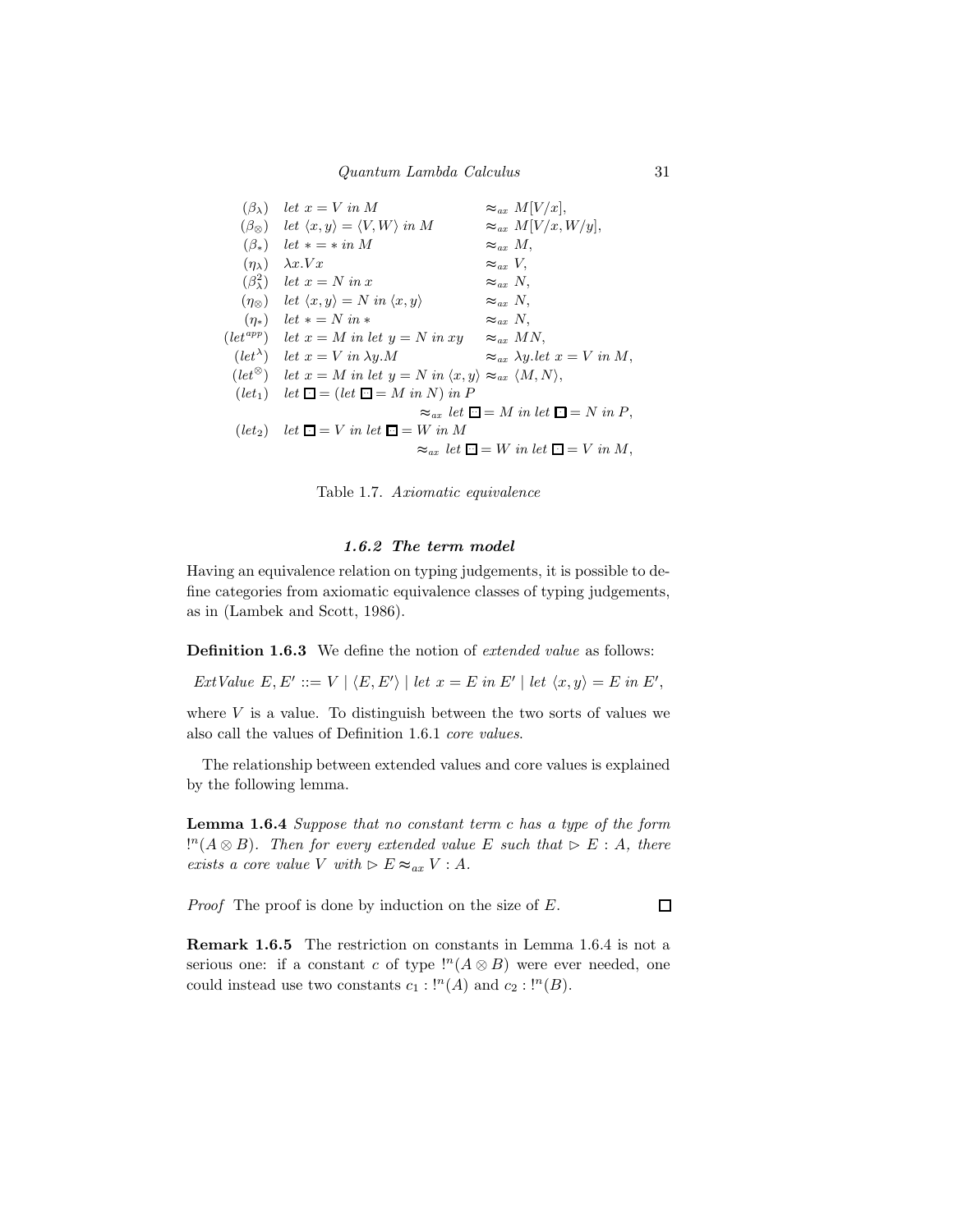$$
\begin{array}{llll}
(\beta_\lambda) & \textit{let } x = V \textit{ in } M & \approx_{ax} & M[V/x], \\
(\beta_\otimes) & \textit{let } \langle x, y \rangle = \langle V, W \rangle \textit{ in } M & \approx_{ax} & M[V/x, W/y], \\
(\beta_*) & \textit{let } * = * \textit{ in } M & \approx_{ax} & M, \\
(\eta_\lambda) & \lambda x. V x & \approx_{ax} & V, \\
(\beta^2_\lambda) & \textit{let } x = N \textit{ in } x & \approx_{ax} & N, \\
(\eta_\otimes) & \textit{let } \langle x, y \rangle = N \textit{ in } \langle x, y \rangle & \approx_{ax} & N, \\
(\eta_*) & \textit{let } * = N \textit{ in } * & \approx_{ax} & N, \\
(let^{app}) & \textit{let } x = M \textit{ in let } y = N \textit{ in } xy & \approx_{ax} & MN, \\
(let^{\lambda}) & \textit{let } x = V \textit{ in } \lambda y. M & \approx_{ax} & \lambda y. \textit{let } x = V \textit{ in } M, \\
(let^{\otimes}) & \textit{let } x = M \textit{ in let } y = N \textit{ in } \langle x, y \rangle & \approx_{ax} & \langle M, N \rangle, \\
(let_1) & \textit{let } \square = (\textit{let } \boxdot = M \textit{ in } N) \textit{ in } P & & \\
 & & \approx_{ax} & \textit{let } \boxdot = M \textit{ in let } \square = N \textit{ in } P, \\
(let_2) & \textit{let } \square = V \textit{ in let } \boxdot = W \textit{ in } M & & \\
 & & \approx_{ax} & \textit{let } \boxdot = W \textit{ in let } \square = V \textit{ in } M,
\end{array}
$$

Table 1.7. *Axiomatic equivalence*

### *1.6.2 The term model*

Having an equivalence relation on typing judgements, it is possible to define categories from axiomatic equivalence classes of typing judgements, as in (Lambek and Scott, 1986).

**Definition 1.6.3** We define the notion of *extended value* as follows:

$$\textit{ExtValue } E, E' ::= V \mid \langle E, E' \rangle \mid \textit{let } x = E \textit{ in } E' \mid \textit{let } \langle x, y \rangle = E \textit{ in } E',$$

where $V$ is a value. To distinguish between the two sorts of values we also call the values of Definition 1.6.1 *core values*.

The relationship between extended values and core values is explained by the following lemma.

**Lemma 1.6.4** *Suppose that no constant term $c$ has a type of the form $!^n(A \otimes B)$. Then for every extended value $E$ such that $\rhd E : A$, there exists a core value $V$ with $\rhd E \approx_{ax} V : A$.*

*Proof* The proof is done by induction on the size of $E$. □

**Remark 1.6.5** The restriction on constants in Lemma 1.6.4 is not a serious one: if a constant $c$ of type $!^n(A \otimes B)$ were ever needed, one could instead use two constants $c_1 : !^n(A)$ and $c_2 : !^n(B)$.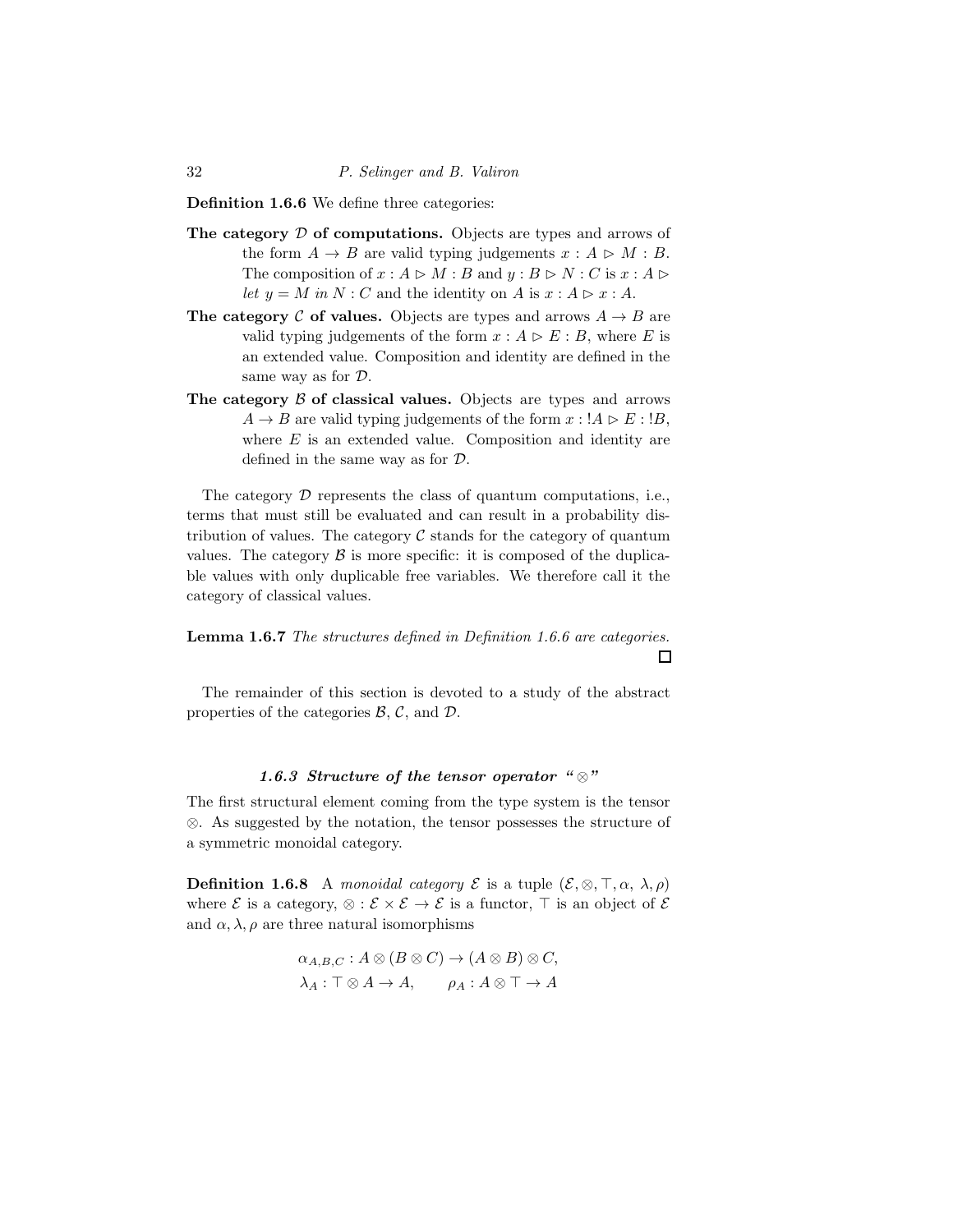**Definition 1.6.6** We define three categories:

**The category $\mathcal{D}$ of computations.** Objects are types and arrows of the form $A \to B$ are valid typing judgements $x : A \rhd M : B$. The composition of $x : A \rhd M : B$ and $y : B \rhd N : C$ is $x : A \rhd$ *let* $y = M$ *in* $N : C$ and the identity on $A$ is $x : A \rhd x : A$.

**The category $\mathcal{C}$ of values.** Objects are types and arrows $A \to B$ are valid typing judgements of the form $x : A \rhd E : B$, where $E$ is an extended value. Composition and identity are defined in the same way as for $\mathcal{D}$.

**The category $\mathcal{B}$ of classical values.** Objects are types and arrows $A \to B$ are valid typing judgements of the form $x : !A \rhd E : !B$, where $E$ is an extended value. Composition and identity are defined in the same way as for $\mathcal{D}$.

The category $\mathcal{D}$ represents the class of quantum computations, i.e., terms that must still be evaluated and can result in a probability distribution of values. The category $\mathcal{C}$ stands for the category of quantum values. The category $\mathcal{B}$ is more specific: it is composed of the duplicable values with only duplicable free variables. We therefore call it the category of classical values.

**Lemma 1.6.7** *The structures defined in Definition 1.6.6 are categories.* □

The remainder of this section is devoted to a study of the abstract properties of the categories $\mathcal{B}$, $\mathcal{C}$, and $\mathcal{D}$.

### *1.6.3 Structure of the tensor operator "$\otimes$"*

The first structural element coming from the type system is the tensor $\otimes$. As suggested by the notation, the tensor possesses the structure of a symmetric monoidal category.

**Definition 1.6.8** A *monoidal category* $\mathcal{E}$ is a tuple $(\mathcal{E}, \otimes, \top, \alpha, \lambda, \rho)$ where $\mathcal{E}$ is a category, $\otimes : \mathcal{E} \times \mathcal{E} \to \mathcal{E}$ is a functor, $\top$ is an object of $\mathcal{E}$ and $\alpha, \lambda, \rho$ are three natural isomorphisms

$$\alpha_{A,B,C} : A \otimes (B \otimes C) \to (A \otimes B) \otimes C,$$
$$\lambda_A : \top \otimes A \to A, \qquad \rho_A : A \otimes \top \to A$$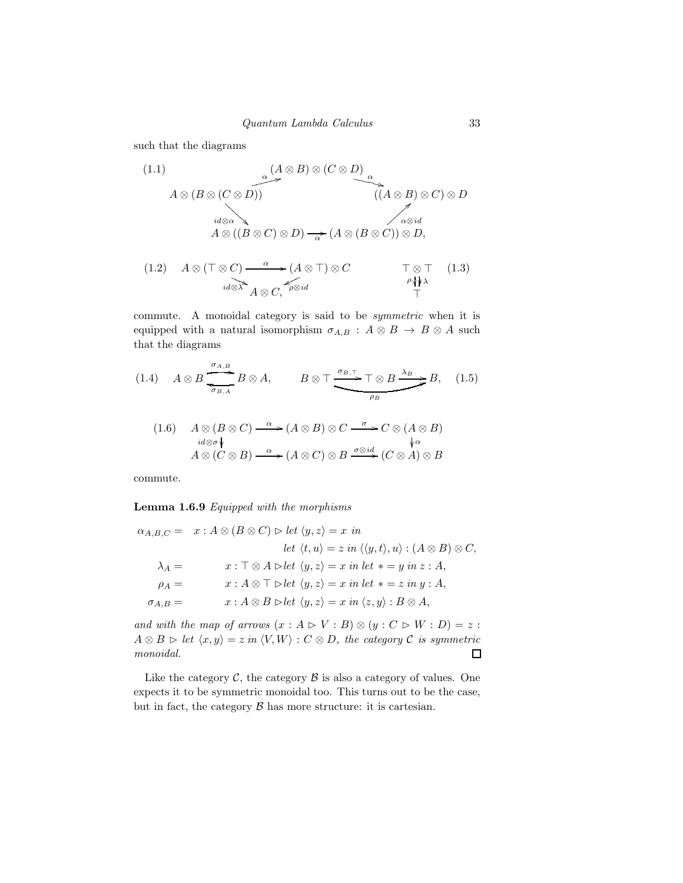such that the diagrams

$$
(1.1)\qquad
\begin{array}{ccccc}
 & & (A\otimes B)\otimes(C\otimes D) & & \\
 & \overset{\alpha}{\nearrow} & & \overset{\alpha}{\searrow} & \\
A\otimes(B\otimes(C\otimes D)) & & & & ((A\otimes B)\otimes C)\otimes D \\
 & \searrow^{id\otimes\alpha} & & \nearrow^{\alpha\otimes id} & \\
 & A\otimes((B\otimes C)\otimes D) & \xrightarrow[\alpha]{} & (A\otimes(B\otimes C))\otimes D, &
\end{array}
$$

$$
(1.2)\qquad
\begin{array}{ccc}
A\otimes(\top\otimes C) & \xrightarrow{\alpha} & (A\otimes\top)\otimes C \\
 & {\scriptstyle id\otimes\lambda}\searrow \quad A\otimes C, \quad \swarrow{\scriptstyle \rho\otimes id} &
\end{array}
\qquad\qquad
\begin{array}{c}
\top\otimes\top \\
\rho\downarrow\downarrow\lambda \\
\top
\end{array}
\qquad (1.3)
$$

commute. A monoidal category is said to be *symmetric* when it is equipped with a natural isomorphism $\sigma_{A,B} : A \otimes B \to B \otimes A$ such that the diagrams

$$
(1.4)\qquad A\otimes B \underset{\sigma_{B,A}}{\overset{\sigma_{A,B}}{\rightleftarrows}} B\otimes A, \qquad\qquad B\otimes\top \xrightarrow{\sigma_{B,\top}} \top\otimes B \xrightarrow{\lambda_B} B, \quad \text{with } \rho_B : B\otimes\top\to B \qquad (1.5)
$$

$$
(1.6)\qquad
\begin{array}{ccccc}
A\otimes(B\otimes C) & \xrightarrow{\alpha} & (A\otimes B)\otimes C & \xrightarrow{\sigma} & C\otimes(A\otimes B) \\
{\scriptstyle id\otimes\sigma}\downarrow & & & & \downarrow{\scriptstyle \alpha} \\
A\otimes(C\otimes B) & \xrightarrow{\alpha} & (A\otimes C)\otimes B & \xrightarrow{\sigma\otimes id} & (C\otimes A)\otimes B
\end{array}
$$

commute.

**Lemma 1.6.9** *Equipped with the morphisms*

$$
\begin{aligned}
\alpha_{A,B,C} = \quad & x : A\otimes(B\otimes C) \rhd \mathit{let}\ \langle y,z\rangle = x\ \mathit{in} \\
& \qquad\qquad \mathit{let}\ \langle t,u\rangle = z\ \mathit{in}\ \langle\langle y,t\rangle,u\rangle : (A\otimes B)\otimes C, \\
\lambda_A = \quad & x : \top\otimes A \rhd \mathit{let}\ \langle y,z\rangle = x\ \mathit{in}\ \mathit{let}\ * = y\ \mathit{in}\ z : A, \\
\rho_A = \quad & x : A\otimes\top \rhd \mathit{let}\ \langle y,z\rangle = x\ \mathit{in}\ \mathit{let}\ * = z\ \mathit{in}\ y : A, \\
\sigma_{A,B} = \quad & x : A\otimes B \rhd \mathit{let}\ \langle y,z\rangle = x\ \mathit{in}\ \langle z,y\rangle : B\otimes A,
\end{aligned}
$$

*and with the map of arrows* $(x : A \rhd V : B)\otimes(y : C \rhd W : D) = z : A\otimes B \rhd \mathit{let}\ \langle x,y\rangle = z\ \mathit{in}\ \langle V,W\rangle : C\otimes D$, *the category* $\mathcal{C}$ *is symmetric monoidal.* □

Like the category $\mathcal{C}$, the category $\mathcal{B}$ is also a category of values. One expects it to be symmetric monoidal too. This turns out to be the case, but in fact, the category $\mathcal{B}$ has more structure: it is cartesian.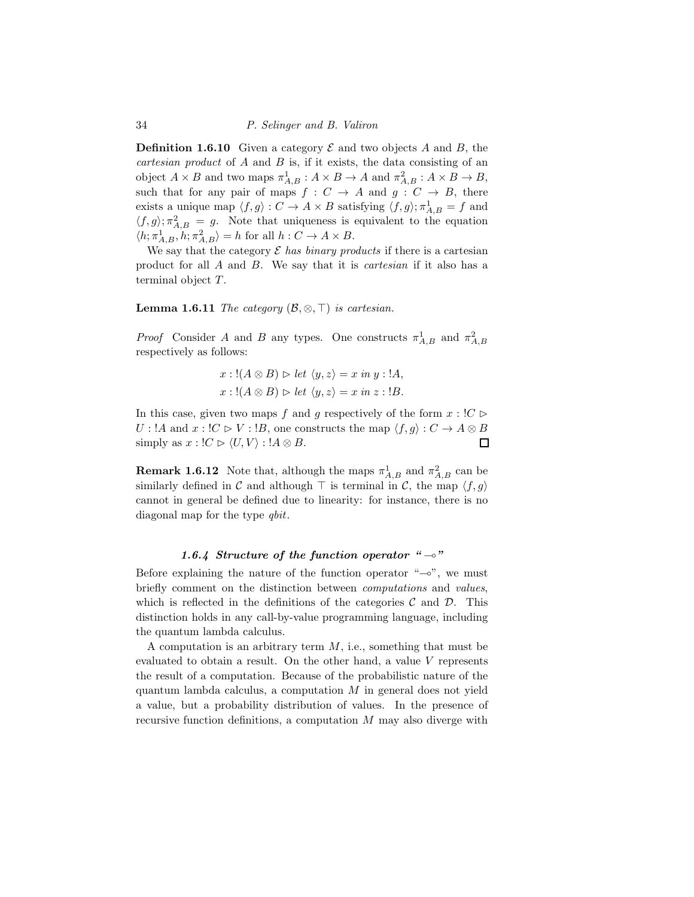**Definition 1.6.10** Given a category $\mathcal{E}$ and two objects $A$ and $B$, the *cartesian product* of $A$ and $B$ is, if it exists, the data consisting of an object $A \times B$ and two maps $\pi^1_{A,B} : A \times B \to A$ and $\pi^2_{A,B} : A \times B \to B$, such that for any pair of maps $f : C \to A$ and $g : C \to B$, there exists a unique map $\langle f, g \rangle : C \to A \times B$ satisfying $\langle f, g \rangle ; \pi^1_{A,B} = f$ and $\langle f, g \rangle ; \pi^2_{A,B} = g$. Note that uniqueness is equivalent to the equation $\langle h; \pi^1_{A,B}, h; \pi^2_{A,B} \rangle = h$ for all $h : C \to A \times B$.

We say that the category $\mathcal{E}$ *has binary products* if there is a cartesian product for all $A$ and $B$. We say that it is *cartesian* if it also has a terminal object $T$.

**Lemma 1.6.11** *The category $(\mathcal{B}, \otimes, \top)$ is cartesian.*

*Proof* Consider $A$ and $B$ any types. One constructs $\pi^1_{A,B}$ and $\pi^2_{A,B}$ respectively as follows:

$$x : !(A \otimes B) \rhd \mathit{let}\ \langle y, z \rangle = x\ \mathit{in}\ y : !A,$$
$$x : !(A \otimes B) \rhd \mathit{let}\ \langle y, z \rangle = x\ \mathit{in}\ z : !B.$$

In this case, given two maps $f$ and $g$ respectively of the form $x : !C \rhd U : !A$ and $x : !C \rhd V : !B$, one constructs the map $\langle f, g \rangle : C \to A \otimes B$ simply as $x : !C \rhd \langle U, V \rangle : !A \otimes B$. □

**Remark 1.6.12** Note that, although the maps $\pi^1_{A,B}$ and $\pi^2_{A,B}$ can be similarly defined in $\mathcal{C}$ and although $\top$ is terminal in $\mathcal{C}$, the map $\langle f, g \rangle$ cannot in general be defined due to linearity: for instance, there is no diagonal map for the type *qbit*.

### *1.6.4 Structure of the function operator "$\multimap$"*

Before explaining the nature of the function operator "$\multimap$", we must briefly comment on the distinction between *computations* and *values*, which is reflected in the definitions of the categories $\mathcal{C}$ and $\mathcal{D}$. This distinction holds in any call-by-value programming language, including the quantum lambda calculus.

A computation is an arbitrary term $M$, i.e., something that must be evaluated to obtain a result. On the other hand, a value $V$ represents the result of a computation. Because of the probabilistic nature of the quantum lambda calculus, a computation $M$ in general does not yield a value, but a probability distribution of values. In the presence of recursive function definitions, a computation $M$ may also diverge with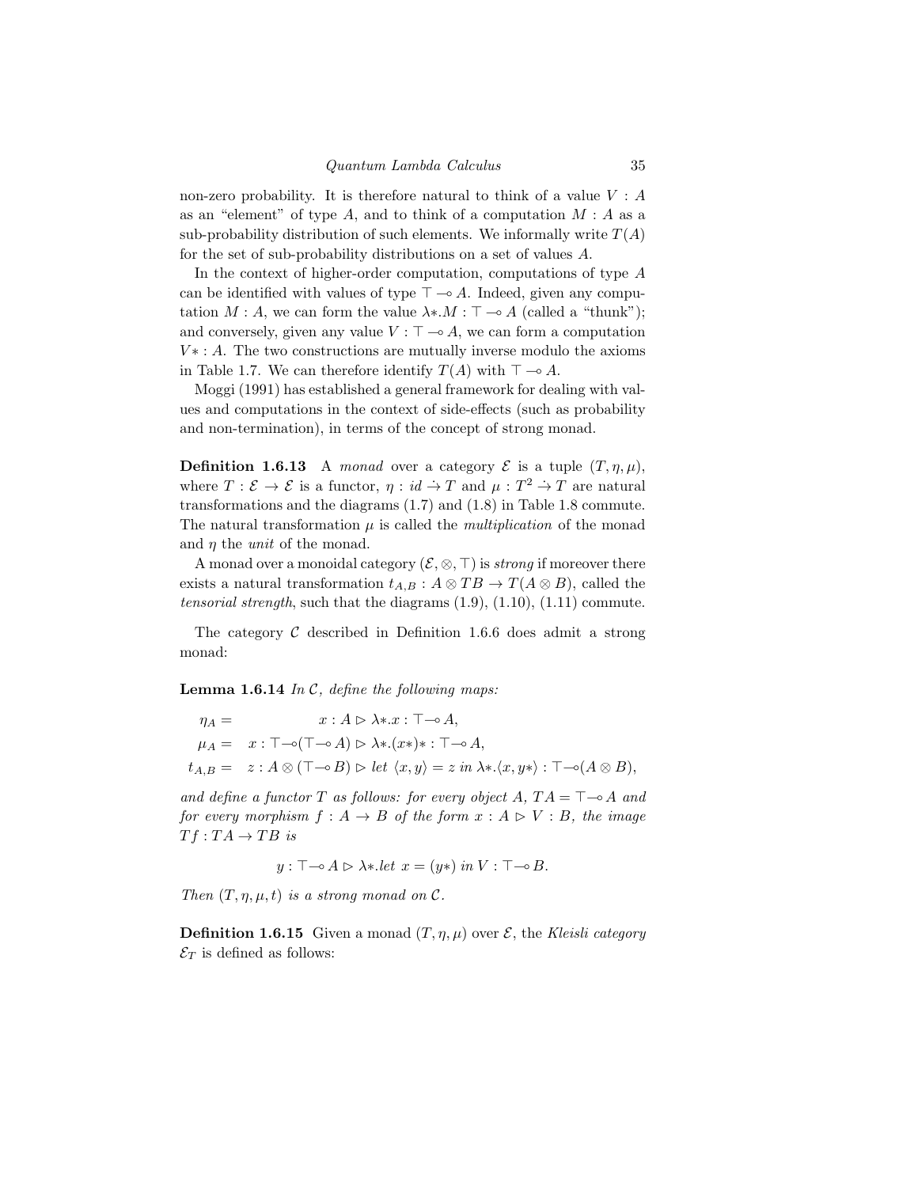non-zero probability. It is therefore natural to think of a value $V : A$ as an "element" of type $A$, and to think of a computation $M : A$ as a sub-probability distribution of such elements. We informally write $T(A)$ for the set of sub-probability distributions on a set of values $A$.

In the context of higher-order computation, computations of type $A$ can be identified with values of type $\top \multimap A$. Indeed, given any computation $M : A$, we can form the value $\lambda *.M : \top \multimap A$ (called a "thunk"); and conversely, given any value $V : \top \multimap A$, we can form a computation $V* : A$. The two constructions are mutually inverse modulo the axioms in Table 1.7. We can therefore identify $T(A)$ with $\top \multimap A$.

Moggi (1991) has established a general framework for dealing with values and computations in the context of side-effects (such as probability and non-termination), in terms of the concept of strong monad.

**Definition 1.6.13** A *monad* over a category $\mathcal{E}$ is a tuple $(T, \eta, \mu)$, where $T : \mathcal{E} \to \mathcal{E}$ is a functor, $\eta : id \dot{\to} T$ and $\mu : T^2 \dot{\to} T$ are natural transformations and the diagrams (1.7) and (1.8) in Table 1.8 commute. The natural transformation $\mu$ is called the *multiplication* of the monad and $\eta$ the *unit* of the monad.

A monad over a monoidal category $(\mathcal{E}, \otimes, \top)$ is *strong* if moreover there exists a natural transformation $t_{A,B} : A \otimes TB \to T(A \otimes B)$, called the *tensorial strength*, such that the diagrams (1.9), (1.10), (1.11) commute.

The category $\mathcal{C}$ described in Definition 1.6.6 does admit a strong monad:

**Lemma 1.6.14** *In $\mathcal{C}$, define the following maps:*

$$
\begin{aligned}
\eta_A &= \quad x : A \rhd \lambda *.x : \top \multimap A,\\
\mu_A &= \quad x : \top \multimap (\top \multimap A) \rhd \lambda *.(x*)* : \top \multimap A,\\
t_{A,B} &= \quad z : A \otimes (\top \multimap B) \rhd \mathit{let}\ \langle x, y\rangle = z\ \mathit{in}\ \lambda *.\langle x, y*\rangle : \top \multimap (A \otimes B),
\end{aligned}
$$

*and define a functor $T$ as follows: for every object $A$, $TA = \top \multimap A$ and for every morphism $f : A \to B$ of the form $x : A \rhd V : B$, the image $Tf : TA \to TB$ is*

$$
y : \top \multimap A \rhd \lambda *.\mathit{let}\ x = (y*)\ \mathit{in}\ V : \top \multimap B.
$$

*Then $(T, \eta, \mu, t)$ is a strong monad on $\mathcal{C}$.*

**Definition 1.6.15** Given a monad $(T, \eta, \mu)$ over $\mathcal{E}$, the *Kleisli category* $\mathcal{E}_T$ is defined as follows: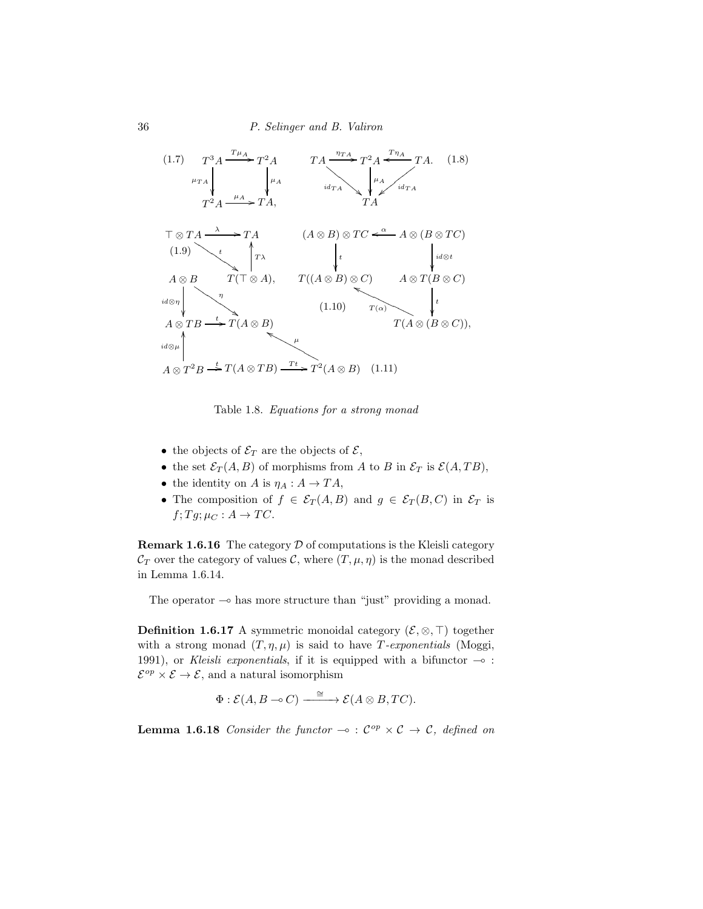$$
\begin{array}{ccc}
T^3A & \xrightarrow{T\mu_A} & T^2A \\
{\scriptstyle \mu_{TA}}\downarrow & & \downarrow{\scriptstyle \mu_A} \\
T^2A & \xrightarrow{\mu_A} & TA,
\end{array}
\qquad (1.7)
$$

$$
TA \xrightarrow{\eta_{TA}} T^2A \xleftarrow{T\eta_A} TA, \qquad \mu_A : T^2A \to TA, \qquad \eta_{TA};\mu_A = id_{TA} = T\eta_A;\mu_A \qquad (1.8)
$$

$$
\top \otimes TA \xrightarrow{\lambda} TA, \qquad \top \otimes TA \xrightarrow{t} T(\top \otimes A) \xrightarrow{T\lambda} TA \qquad (1.9)
$$

$$
A \otimes B \xrightarrow{id\otimes\eta} A \otimes TB \xrightarrow{t} T(A\otimes B), \qquad A \otimes B \xrightarrow{\eta} T(A\otimes B),
$$

$$
A \otimes T^2B \xrightarrow{id\otimes\mu} A \otimes TB \xrightarrow{t} T(A\otimes B), \qquad A\otimes T^2B \xrightarrow{t} T(A\otimes TB) \xrightarrow{Tt} T^2(A\otimes B) \xrightarrow{\mu} T(A\otimes B) \qquad (1.11)
$$

$$
A\otimes(B\otimes TC) \xrightarrow{\alpha} (A\otimes B)\otimes TC \xrightarrow{t} T((A\otimes B)\otimes C),
$$

$$
A\otimes(B\otimes TC) \xrightarrow{id\otimes t} A\otimes T(B\otimes C) \xrightarrow{t} T(A\otimes(B\otimes C)) \xrightarrow{T(\alpha)} T((A\otimes B)\otimes C), \qquad (1.10)
$$

Table 1.8. *Equations for a strong monad*

- the objects of $\mathcal{E}_T$ are the objects of $\mathcal{E}$,
- the set $\mathcal{E}_T(A, B)$ of morphisms from $A$ to $B$ in $\mathcal{E}_T$ is $\mathcal{E}(A, TB)$,
- the identity on $A$ is $\eta_A : A \to TA$,
- The composition of $f \in \mathcal{E}_T(A, B)$ and $g \in \mathcal{E}_T(B, C)$ in $\mathcal{E}_T$ is $f; Tg; \mu_C : A \to TC$.

**Remark 1.6.16** The category $\mathcal{D}$ of computations is the Kleisli category $\mathcal{C}_T$ over the category of values $\mathcal{C}$, where $(T, \mu, \eta)$ is the monad described in Lemma 1.6.14.

The operator $\multimap$ has more structure than "just" providing a monad.

**Definition 1.6.17** A symmetric monoidal category $(\mathcal{E}, \otimes, \top)$ together with a strong monad $(T, \eta, \mu)$ is said to have *T-exponentials* (Moggi, 1991), or *Kleisli exponentials*, if it is equipped with a bifunctor $\multimap$ : $\mathcal{E}^{op} \times \mathcal{E} \to \mathcal{E}$, and a natural isomorphism

$$
\Phi : \mathcal{E}(A, B \multimap C) \xrightarrow{\cong} \mathcal{E}(A \otimes B, TC).
$$

**Lemma 1.6.18** *Consider the functor* $\multimap : \mathcal{C}^{op} \times \mathcal{C} \to \mathcal{C}$*, defined on*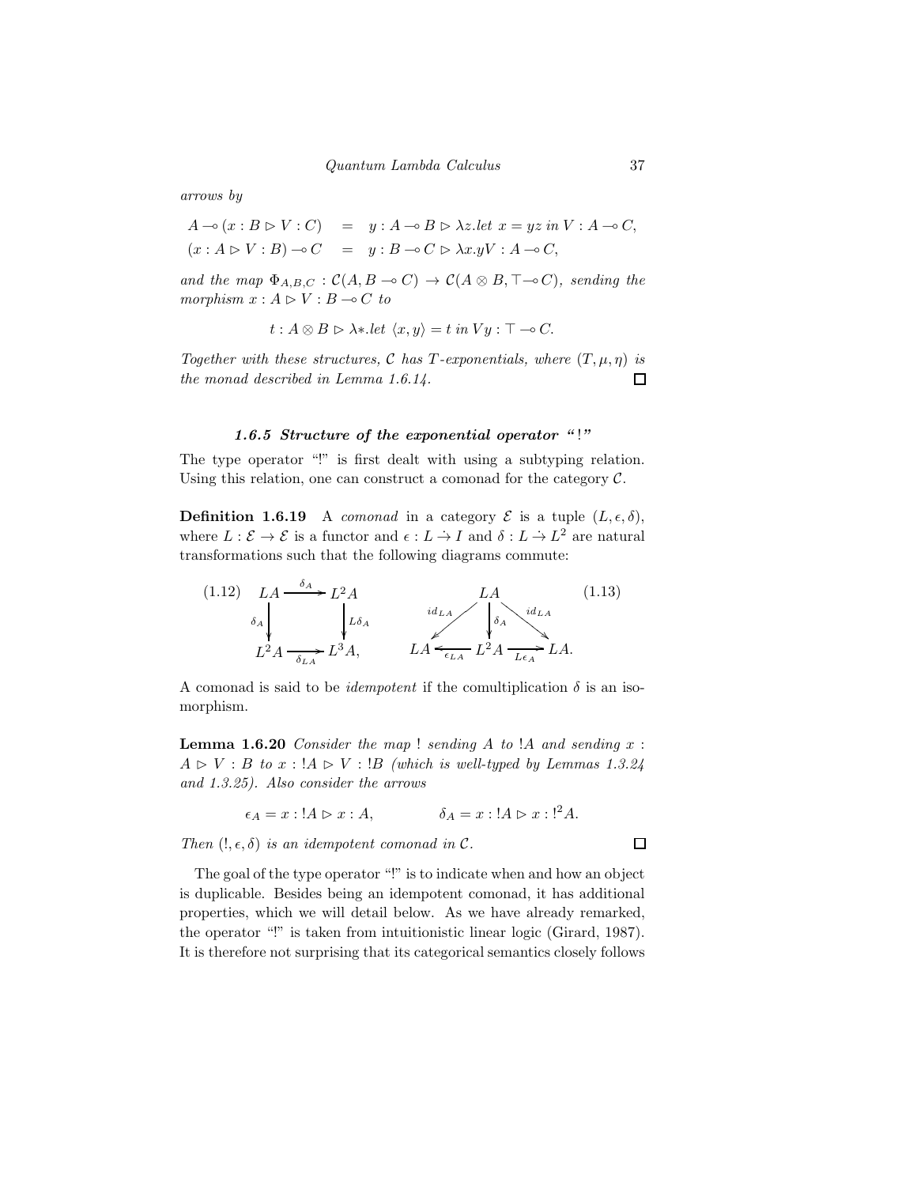*arrows by*

$$A \multimap (x : B \rhd V : C) \quad = \quad y : A \multimap B \rhd \lambda z.let\ x = yz\ in\ V : A \multimap C,$$
$$(x : A \rhd V : B) \multimap C \quad = \quad y : B \multimap C \rhd \lambda x.yV : A \multimap C,$$

*and the map* $\Phi_{A,B,C} : \mathcal{C}(A, B \multimap C) \to \mathcal{C}(A \otimes B, \top \multimap C)$*, sending the morphism* $x : A \rhd V : B \multimap C$ *to*

$$t : A \otimes B \rhd \lambda *.let\ \langle x, y\rangle = t\ in\ Vy : \top \multimap C.$$

*Together with these structures,* $\mathcal{C}$ *has* $T$*-exponentials, where* $(T, \mu, \eta)$ *is the monad described in Lemma 1.6.14.* □

### *1.6.5 Structure of the exponential operator "!"*

The type operator "!" is first dealt with using a subtyping relation. Using this relation, one can construct a comonad for the category $\mathcal{C}$.

**Definition 1.6.19** A *comonad* in a category $\mathcal{E}$ is a tuple $(L, \epsilon, \delta)$, where $L : \mathcal{E} \to \mathcal{E}$ is a functor and $\epsilon : L \dot{\to} I$ and $\delta : L \dot{\to} L^2$ are natural transformations such that the following diagrams commute:

$$(1.12) \qquad \begin{array}{ccc} LA & \xrightarrow{\delta_A} & L^2A \\ {\scriptstyle \delta_A}\downarrow & & \downarrow{\scriptstyle L\delta_A} \\ L^2A & \xrightarrow[\delta_{LA}]{} & L^3A, \end{array} \qquad\qquad \begin{array}{c} LA \xrightarrow{\delta_A} L^2A, \quad \epsilon_{LA} \circ \delta_A = id_{LA} = L\epsilon_A \circ \delta_A \end{array} \qquad (1.13)$$

A comonad is said to be *idempotent* if the comultiplication $\delta$ is an isomorphism.

**Lemma 1.6.20** *Consider the map* ! *sending* $A$ *to* $!A$ *and sending* $x : A \rhd V : B$ *to* $x : !A \rhd V : !B$ *(which is well-typed by Lemmas 1.3.24 and 1.3.25). Also consider the arrows*

$$\epsilon_A = x : !A \rhd x : A, \qquad\qquad \delta_A = x : !A \rhd x : !^2A.$$

*Then* $(!, \epsilon, \delta)$ *is an idempotent comonad in* $\mathcal{C}$*.* □

The goal of the type operator "!" is to indicate when and how an object is duplicable. Besides being an idempotent comonad, it has additional properties, which we will detail below. As we have already remarked, the operator "!" is taken from intuitionistic linear logic (Girard, 1987). It is therefore not surprising that its categorical semantics closely follows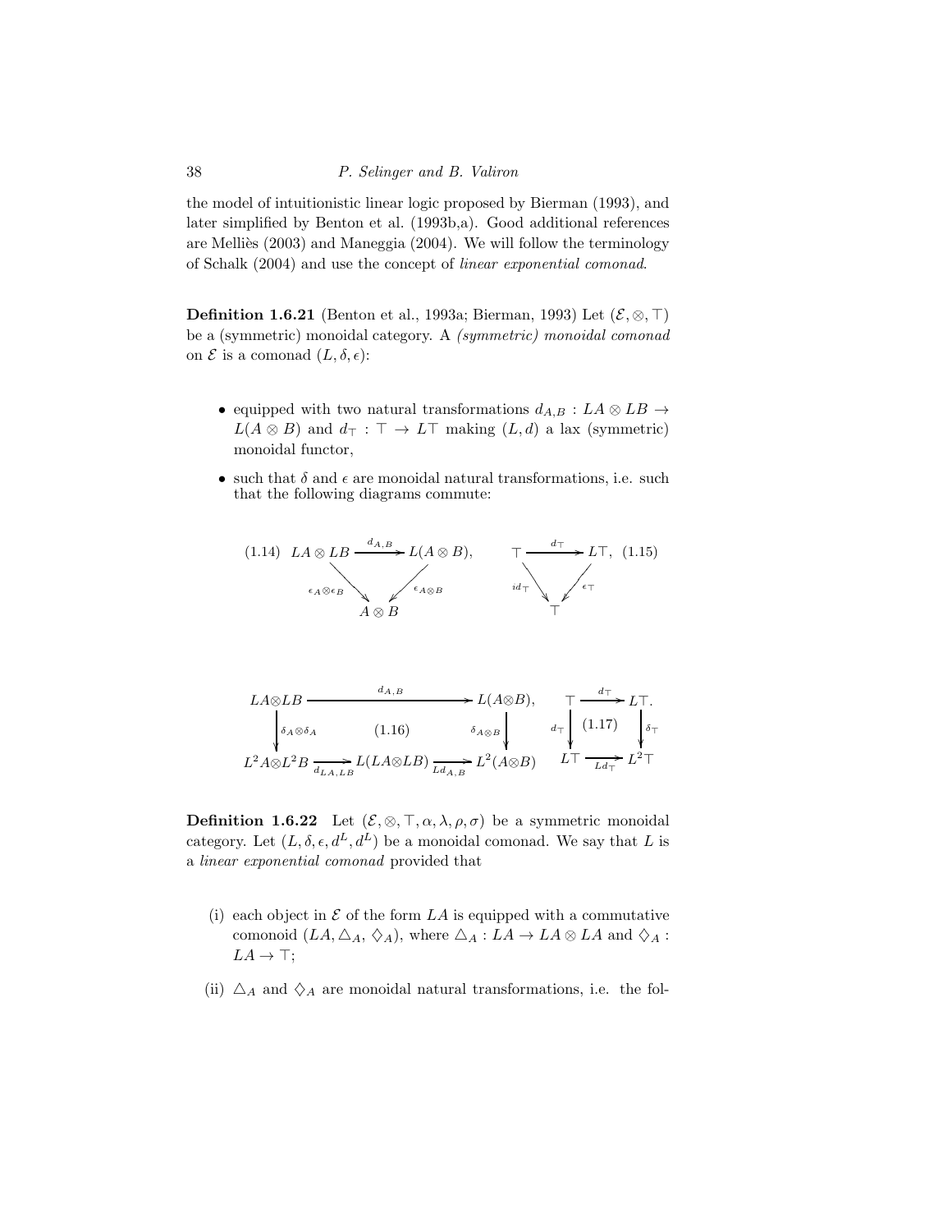the model of intuitionistic linear logic proposed by Bierman (1993), and later simplified by Benton et al. (1993b,a). Good additional references are Melliès (2003) and Maneggia (2004). We will follow the terminology of Schalk (2004) and use the concept of *linear exponential comonad*.

**Definition 1.6.21** (Benton et al., 1993a; Bierman, 1993) Let $(\mathcal{E}, \otimes, \top)$ be a (symmetric) monoidal category. A *(symmetric) monoidal comonad* on $\mathcal{E}$ is a comonad $(L, \delta, \epsilon)$:

- equipped with two natural transformations $d_{A,B} : LA \otimes LB \to L(A \otimes B)$ and $d_\top : \top \to L\top$ making $(L, d)$ a lax (symmetric) monoidal functor,
- such that $\delta$ and $\epsilon$ are monoidal natural transformations, i.e. such that the following diagrams commute:

$$
(1.14)\quad
\begin{array}{ccc}
LA \otimes LB & \xrightarrow{d_{A,B}} & L(A \otimes B), \\
& {\scriptstyle \epsilon_A \otimes \epsilon_B} \searrow \quad \swarrow {\scriptstyle \epsilon_{A \otimes B}} & \\
& A \otimes B &
\end{array}
\qquad
\begin{array}{ccc}
\top & \xrightarrow{d_\top} & L\top, \\
& {\scriptstyle id_\top} \searrow \quad \swarrow {\scriptstyle \epsilon_\top} & \\
& \top &
\end{array}
\quad (1.15)
$$

$$
\begin{array}{ccccc}
LA \otimes LB & & \xrightarrow{\quad d_{A,B} \quad} & & L(A \otimes B), \\
\Big\downarrow {\scriptstyle \delta_A \otimes \delta_A} & & (1.16) & & \Big\downarrow {\scriptstyle \delta_{A \otimes B}} \\
L^2 A \otimes L^2 B & \xrightarrow[d_{LA,LB}]{} & L(LA \otimes LB) & \xrightarrow[Ld_{A,B}]{} & L^2(A \otimes B)
\end{array}
\qquad
\begin{array}{ccc}
\top & \xrightarrow{d_\top} & L\top. \\
\Big\downarrow {\scriptstyle d_\top} & (1.17) & \Big\downarrow {\scriptstyle \delta_\top} \\
L\top & \xrightarrow[Ld_\top]{} & L^2\top
\end{array}
$$

**Definition 1.6.22** Let $(\mathcal{E}, \otimes, \top, \alpha, \lambda, \rho, \sigma)$ be a symmetric monoidal category. Let $(L, \delta, \epsilon, d^L, d^L)$ be a monoidal comonad. We say that $L$ is a *linear exponential comonad* provided that

(i) each object in $\mathcal{E}$ of the form $LA$ is equipped with a commutative comonoid $(LA, \triangle_A, \diamondsuit_A)$, where $\triangle_A : LA \to LA \otimes LA$ and $\diamondsuit_A : LA \to \top$;

(ii) $\triangle_A$ and $\diamondsuit_A$ are monoidal natural transformations, i.e. the fol-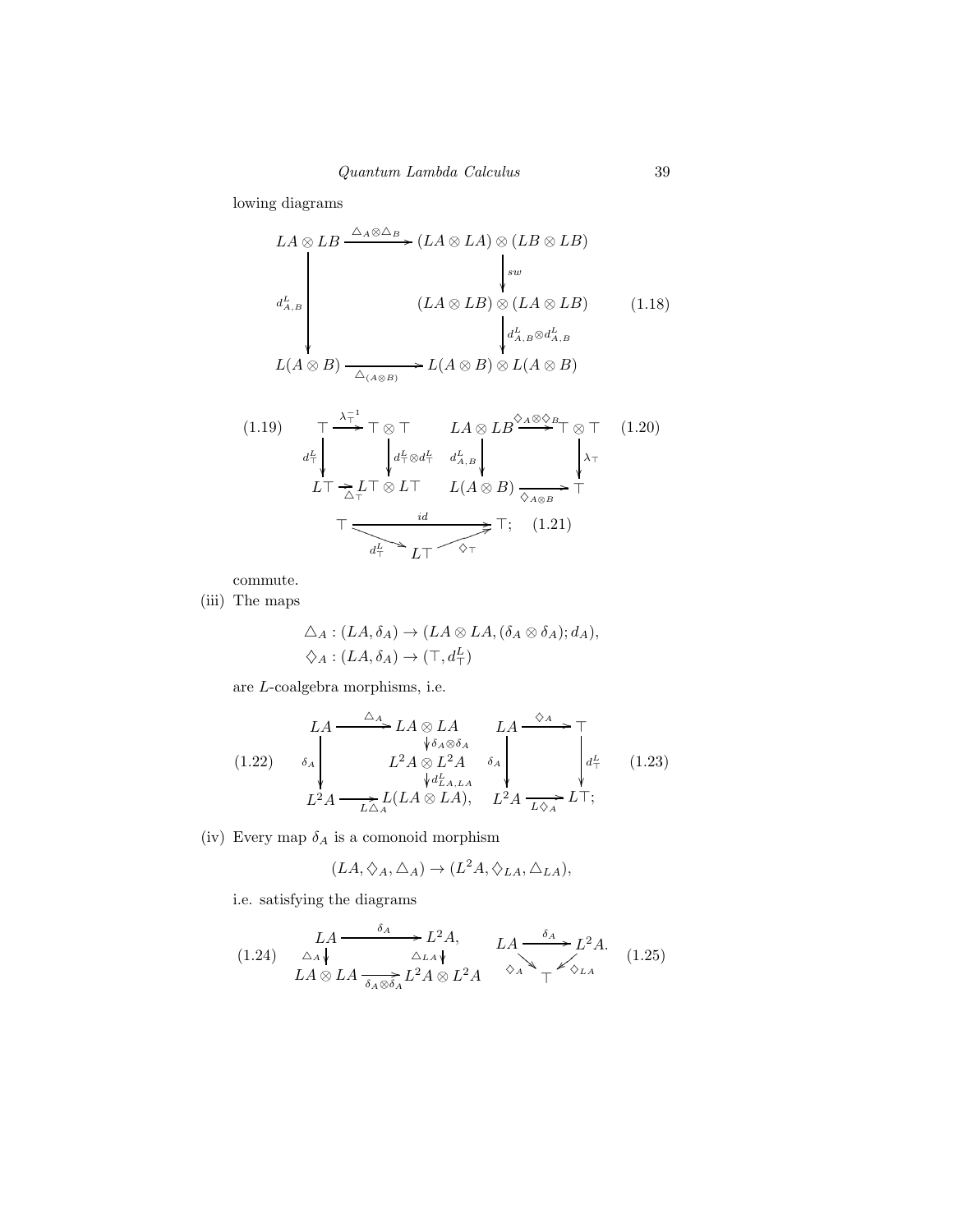lowing diagrams

$$
\begin{array}{ccc}
LA \otimes LB & \xrightarrow{\triangle_A \otimes \triangle_B} & (LA \otimes LA) \otimes (LB \otimes LB) \\
 & & \downarrow{\scriptstyle sw} \\
\downarrow{\scriptstyle d^L_{A,B}} & & (LA \otimes LB) \otimes (LA \otimes LB) \\
 & & \downarrow{\scriptstyle d^L_{A,B} \otimes d^L_{A,B}} \\
L(A \otimes B) & \xrightarrow[\triangle_{(A \otimes B)}]{} & L(A \otimes B) \otimes L(A \otimes B)
\end{array}
\qquad (1.18)
$$

$$
(1.19) \quad
\begin{array}{ccc}
\top & \xrightarrow{\lambda_\top^{-1}} & \top \otimes \top \\
\downarrow{\scriptstyle d^L_\top} & & \downarrow{\scriptstyle d^L_\top \otimes d^L_\top} \\
L\top & \xrightarrow[\triangle_\top]{} & L\top \otimes L\top
\end{array}
\qquad
\begin{array}{ccc}
LA \otimes LB & \xrightarrow{\Diamond_A \otimes \Diamond_B} & \top \otimes \top \\
\downarrow{\scriptstyle d^L_{A,B}} & & \downarrow{\scriptstyle \lambda_\top} \\
L(A \otimes B) & \xrightarrow[\Diamond_{A \otimes B}]{} & \top
\end{array}
\quad (1.20)
$$

$$
\top \xrightarrow{id} \top; \qquad \top \xrightarrow{d^L_\top} L\top \xrightarrow{\Diamond_\top} \top \qquad (1.21)
$$

commute.

(iii) The maps

$$
\triangle_A : (LA, \delta_A) \to (LA \otimes LA, (\delta_A \otimes \delta_A); d_A),
$$
$$
\Diamond_A : (LA, \delta_A) \to (\top, d^L_\top)
$$

are $L$-coalgebra morphisms, i.e.

$$
(1.22) \quad
\begin{array}{ccc}
LA & \xrightarrow{\triangle_A} & LA \otimes LA \\
 & & \downarrow{\scriptstyle \delta_A \otimes \delta_A} \\
\downarrow{\scriptstyle \delta_A} & & L^2A \otimes L^2A \\
 & & \downarrow{\scriptstyle d^L_{LA,LA}} \\
L^2A & \xrightarrow[L\triangle_A]{} & L(LA \otimes LA),
\end{array}
\qquad
\begin{array}{ccc}
LA & \xrightarrow{\Diamond_A} & \top \\
\downarrow{\scriptstyle \delta_A} & & \downarrow{\scriptstyle d^L_\top} \\
L^2A & \xrightarrow[L\Diamond_A]{} & L\top;
\end{array}
\quad (1.23)
$$

(iv) Every map $\delta_A$ is a comonoid morphism

$$
(LA, \Diamond_A, \triangle_A) \to (L^2A, \Diamond_{LA}, \triangle_{LA}),
$$

i.e. satisfying the diagrams

$$
(1.24) \quad
\begin{array}{ccc}
LA & \xrightarrow{\delta_A} & L^2A, \\
\downarrow{\scriptstyle \triangle_A} & & \downarrow{\scriptstyle \triangle_{LA}} \\
LA \otimes LA & \xrightarrow[\delta_A \otimes \delta_A]{} & L^2A \otimes L^2A
\end{array}
\qquad
\begin{array}{ccc}
LA & \xrightarrow{\delta_A} & L^2A. \\
 & {\scriptstyle \Diamond_A} \searrow \quad \swarrow {\scriptstyle \Diamond_{LA}} & \\
 & \top &
\end{array}
\quad (1.25)
$$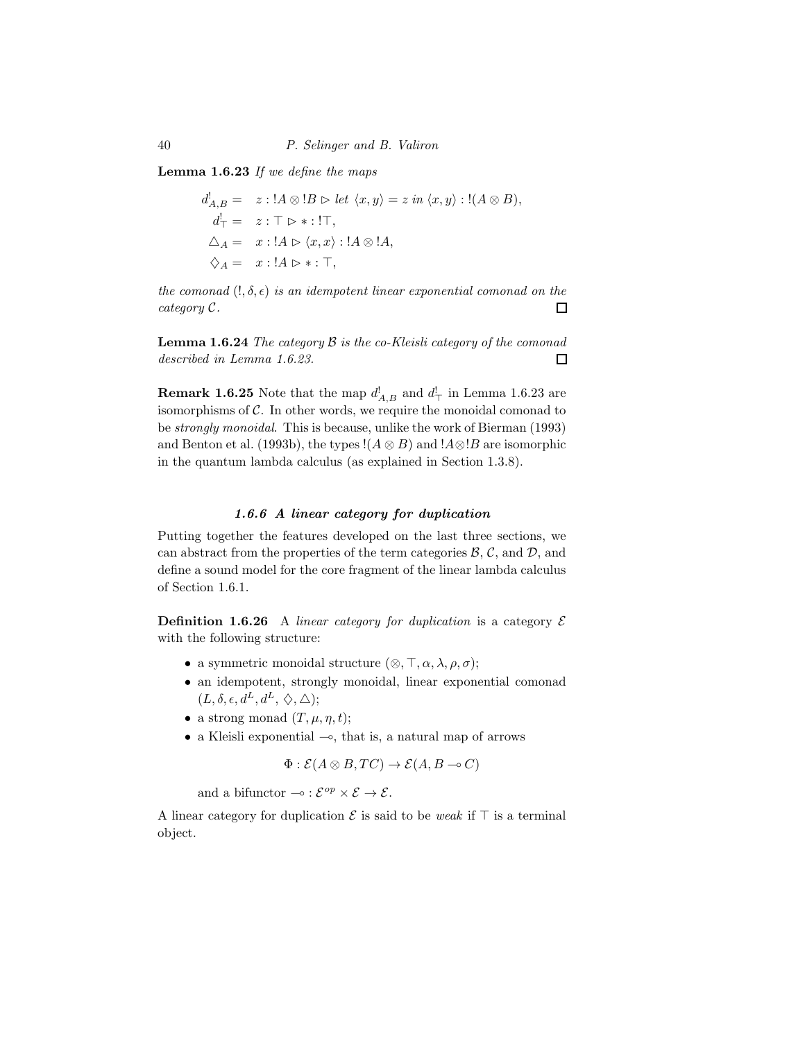**Lemma 1.6.23** *If we define the maps*

$$
\begin{aligned}
d^!_{A,B} &= \quad z : !A \otimes !B \rhd \textit{let } \langle x, y \rangle = z \textit{ in } \langle x, y \rangle : !(A \otimes B), \\
d^!_{\top} &= \quad z : \top \rhd * : !\top, \\
\triangle_A &= \quad x : !A \rhd \langle x, x \rangle : !A \otimes !A, \\
\diamondsuit_A &= \quad x : !A \rhd * : \top,
\end{aligned}
$$

*the comonad* $(!, \delta, \epsilon)$ *is an idempotent linear exponential comonad on the category* $\mathcal{C}$. □

**Lemma 1.6.24** *The category* $\mathcal{B}$ *is the co-Kleisli category of the comonad described in Lemma 1.6.23.* □

**Remark 1.6.25** Note that the map $d^!_{A,B}$ and $d^!_{\top}$ in Lemma 1.6.23 are isomorphisms of $\mathcal{C}$. In other words, we require the monoidal comonad to be *strongly monoidal*. This is because, unlike the work of Bierman (1993) and Benton et al. (1993b), the types $!(A \otimes B)$ and $!A \otimes !B$ are isomorphic in the quantum lambda calculus (as explained in Section 1.3.8).

### *1.6.6 A linear category for duplication*

Putting together the features developed on the last three sections, we can abstract from the properties of the term categories $\mathcal{B}$, $\mathcal{C}$, and $\mathcal{D}$, and define a sound model for the core fragment of the linear lambda calculus of Section 1.6.1.

**Definition 1.6.26** A *linear category for duplication* is a category $\mathcal{E}$ with the following structure:

- a symmetric monoidal structure $(\otimes, \top, \alpha, \lambda, \rho, \sigma)$;
- an idempotent, strongly monoidal, linear exponential comonad $(L, \delta, \epsilon, d^L, d^L, \diamondsuit, \triangle)$;
- a strong monad $(T, \mu, \eta, t)$;
- a Kleisli exponential $\multimap$, that is, a natural map of arrows

$$\Phi : \mathcal{E}(A \otimes B, TC) \to \mathcal{E}(A, B \multimap C)$$

  and a bifunctor $\multimap : \mathcal{E}^{op} \times \mathcal{E} \to \mathcal{E}$.

A linear category for duplication $\mathcal{E}$ is said to be *weak* if $\top$ is a terminal object.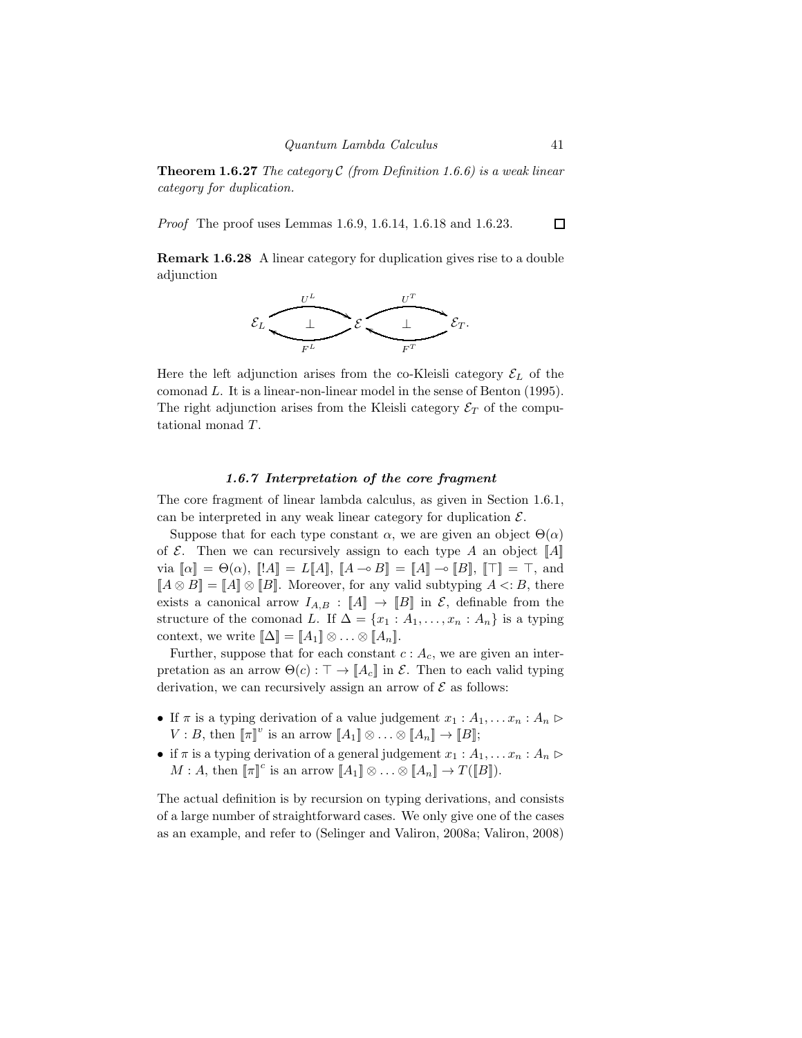**Theorem 1.6.27** *The category $\mathcal{C}$ (from Definition 1.6.6) is a weak linear category for duplication.*

*Proof* The proof uses Lemmas 1.6.9, 1.6.14, 1.6.18 and 1.6.23. $\square$

**Remark 1.6.28** A linear category for duplication gives rise to a double adjunction

$$\mathcal{E}_L \underset{F^L}{\overset{U^L}{\rightleftarrows}} \mathcal{E} \underset{F^T}{\overset{U^T}{\rightleftarrows}} \mathcal{E}_T.$$

(with $\bot$ between each pair of arrows)

Here the left adjunction arises from the co-Kleisli category $\mathcal{E}_L$ of the comonad $L$. It is a linear-non-linear model in the sense of Benton (1995). The right adjunction arises from the Kleisli category $\mathcal{E}_T$ of the computational monad $T$.

### *1.6.7 Interpretation of the core fragment*

The core fragment of linear lambda calculus, as given in Section 1.6.1, can be interpreted in any weak linear category for duplication $\mathcal{E}$.

Suppose that for each type constant $\alpha$, we are given an object $\Theta(\alpha)$ of $\mathcal{E}$. Then we can recursively assign to each type $A$ an object $[\![A]\!]$ via $[\![\alpha]\!] = \Theta(\alpha)$, $[\![!A]\!] = L[\![A]\!]$, $[\![A \multimap B]\!] = [\![A]\!] \multimap [\![B]\!]$, $[\![\top]\!] = \top$, and $[\![A \otimes B]\!] = [\![A]\!] \otimes [\![B]\!]$. Moreover, for any valid subtyping $A <: B$, there exists a canonical arrow $I_{A,B} : [\![A]\!] \to [\![B]\!]$ in $\mathcal{E}$, definable from the structure of the comonad $L$. If $\Delta = \{x_1 : A_1, \ldots, x_n : A_n\}$ is a typing context, we write $[\![\Delta]\!] = [\![A_1]\!] \otimes \ldots \otimes [\![A_n]\!]$.

Further, suppose that for each constant $c : A_c$, we are given an interpretation as an arrow $\Theta(c) : \top \to [\![A_c]\!]$ in $\mathcal{E}$. Then to each valid typing derivation, we can recursively assign an arrow of $\mathcal{E}$ as follows:

- If $\pi$ is a typing derivation of a value judgement $x_1 : A_1, \ldots x_n : A_n \rhd V : B$, then $[\![\pi]\!]^v$ is an arrow $[\![A_1]\!] \otimes \ldots \otimes [\![A_n]\!] \to [\![B]\!]$;
- if $\pi$ is a typing derivation of a general judgement $x_1 : A_1, \ldots x_n : A_n \rhd M : A$, then $[\![\pi]\!]^c$ is an arrow $[\![A_1]\!] \otimes \ldots \otimes [\![A_n]\!] \to T([\![B]\!])$.

The actual definition is by recursion on typing derivations, and consists of a large number of straightforward cases. We only give one of the cases as an example, and refer to (Selinger and Valiron, 2008a; Valiron, 2008)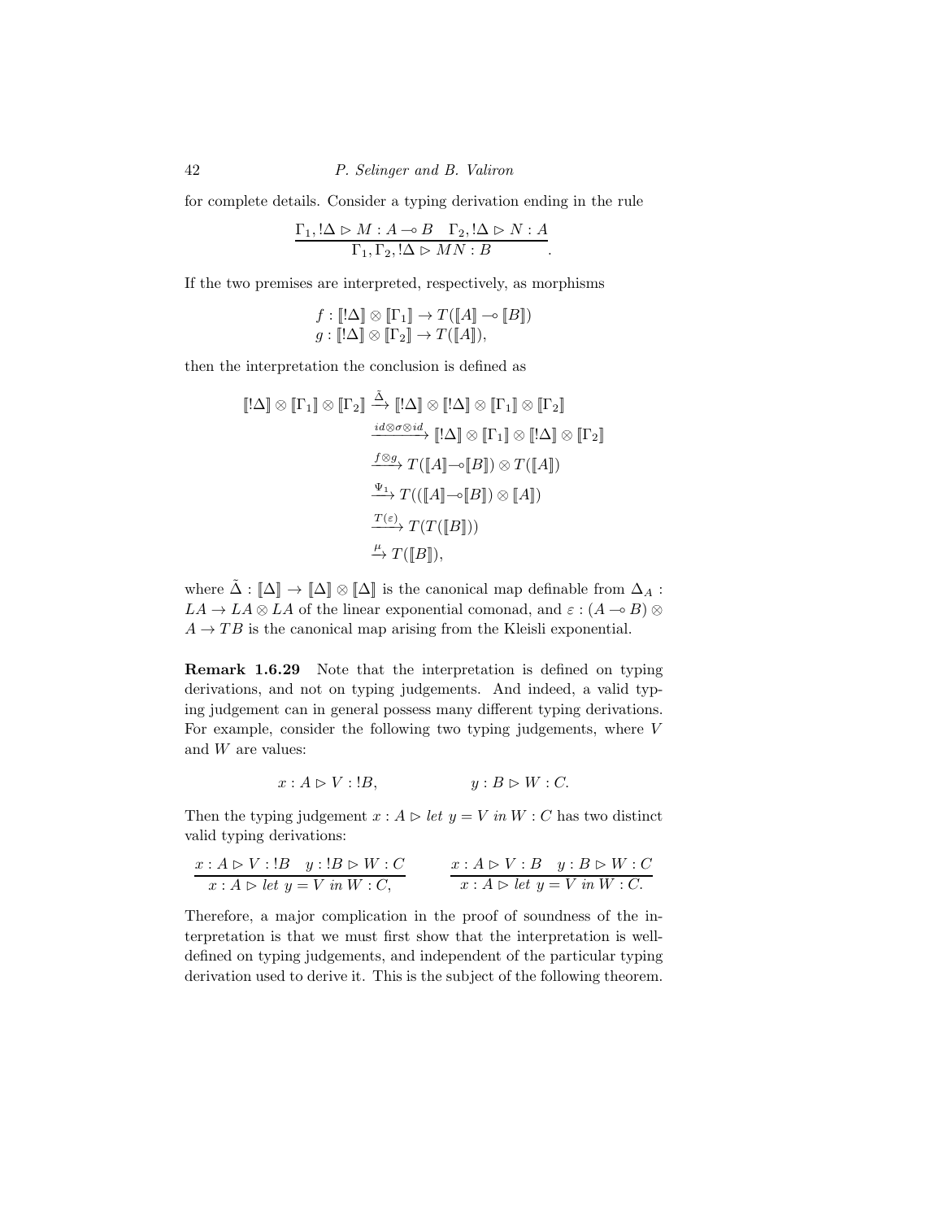for complete details. Consider a typing derivation ending in the rule

$$\frac{\Gamma_1, !\Delta \rhd M : A \multimap B \quad \Gamma_2, !\Delta \rhd N : A}{\Gamma_1, \Gamma_2, !\Delta \rhd MN : B}.$$

If the two premises are interpreted, respectively, as morphisms

$$f : [\![!\Delta]\!] \otimes [\![\Gamma_1]\!] \to T([\![A]\!] \multimap [\![B]\!])$$
$$g : [\![!\Delta]\!] \otimes [\![\Gamma_2]\!] \to T([\![A]\!]),$$

then the interpretation the conclusion is defined as

$$\begin{aligned}
[\![!\Delta]\!] \otimes [\![\Gamma_1]\!] \otimes [\![\Gamma_2]\!] &\xrightarrow{\tilde{\Delta}} [\![!\Delta]\!] \otimes [\![!\Delta]\!] \otimes [\![\Gamma_1]\!] \otimes [\![\Gamma_2]\!] \\
&\xrightarrow{id \otimes \sigma \otimes id} [\![!\Delta]\!] \otimes [\![\Gamma_1]\!] \otimes [\![!\Delta]\!] \otimes [\![\Gamma_2]\!] \\
&\xrightarrow{f \otimes g} T([\![A]\!] \multimap [\![B]\!]) \otimes T([\![A]\!]) \\
&\xrightarrow{\Psi_1} T(([\![A]\!] \multimap [\![B]\!]) \otimes [\![A]\!]) \\
&\xrightarrow{T(\varepsilon)} T(T([\![B]\!])) \\
&\xrightarrow{\mu} T([\![B]\!]),
\end{aligned}$$

where $\tilde{\Delta} : [\![\Delta]\!] \to [\![\Delta]\!] \otimes [\![\Delta]\!]$ is the canonical map definable from $\Delta_A : LA \to LA \otimes LA$ of the linear exponential comonad, and $\varepsilon : (A \multimap B) \otimes A \to TB$ is the canonical map arising from the Kleisli exponential.

**Remark 1.6.29** Note that the interpretation is defined on typing derivations, and not on typing judgements. And indeed, a valid typing judgement can in general possess many different typing derivations. For example, consider the following two typing judgements, where $V$ and $W$ are values:

$$x : A \rhd V : !B, \qquad\qquad y : B \rhd W : C.$$

Then the typing judgement $x : A \rhd \mathit{let}\ y = V\ \mathit{in}\ W : C$ has two distinct valid typing derivations:

$$\frac{x : A \rhd V : !B \quad y : !B \rhd W : C}{x : A \rhd \mathit{let}\ y = V\ \mathit{in}\ W : C,} \qquad \frac{x : A \rhd V : B \quad y : B \rhd W : C}{x : A \rhd \mathit{let}\ y = V\ \mathit{in}\ W : C.}$$

Therefore, a major complication in the proof of soundness of the interpretation is that we must first show that the interpretation is well-defined on typing judgements, and independent of the particular typing derivation used to derive it. This is the subject of the following theorem.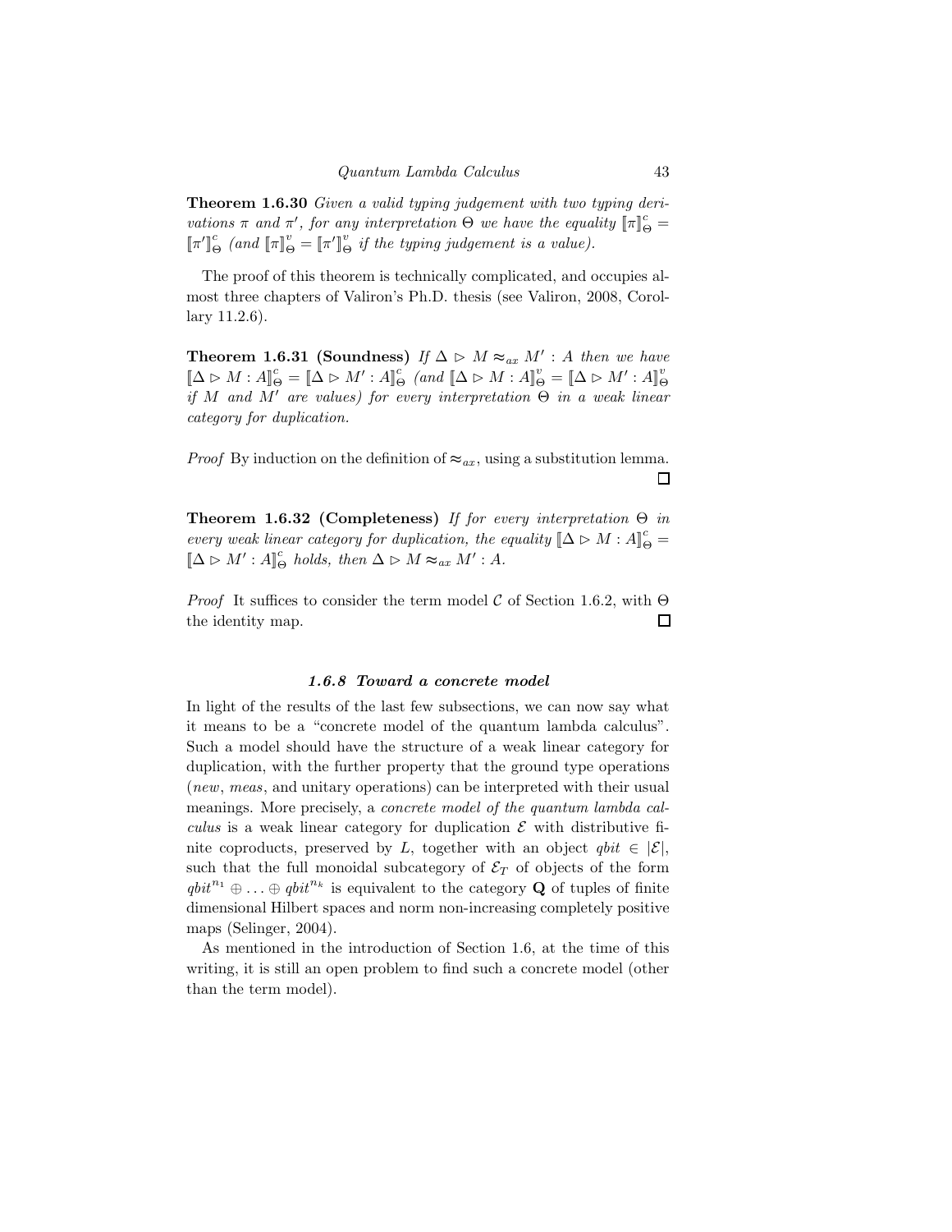**Theorem 1.6.30** *Given a valid typing judgement with two typing derivations $\pi$ and $\pi'$, for any interpretation $\Theta$ we have the equality $[\![\pi]\!]^c_\Theta = [\![\pi']\!]^c_\Theta$ (and $[\![\pi]\!]^v_\Theta = [\![\pi']\!]^v_\Theta$ if the typing judgement is a value).*

The proof of this theorem is technically complicated, and occupies almost three chapters of Valiron's Ph.D. thesis (see Valiron, 2008, Corollary 11.2.6).

**Theorem 1.6.31 (Soundness)** *If $\Delta \rhd M \approx_{ax} M' : A$ then we have $[\![\Delta \rhd M : A]\!]^c_\Theta = [\![\Delta \rhd M' : A]\!]^c_\Theta$ (and $[\![\Delta \rhd M : A]\!]^v_\Theta = [\![\Delta \rhd M' : A]\!]^v_\Theta$ if $M$ and $M'$ are values) for every interpretation $\Theta$ in a weak linear category for duplication.*

*Proof* By induction on the definition of $\approx_{ax}$, using a substitution lemma. ☐

**Theorem 1.6.32 (Completeness)** *If for every interpretation $\Theta$ in every weak linear category for duplication, the equality $[\![\Delta \rhd M : A]\!]^c_\Theta = [\![\Delta \rhd M' : A]\!]^c_\Theta$ holds, then $\Delta \rhd M \approx_{ax} M' : A$.*

*Proof* It suffices to consider the term model $\mathcal{C}$ of Section 1.6.2, with $\Theta$ the identity map. ☐

### 1.6.8 Toward a concrete model

In light of the results of the last few subsections, we can now say what it means to be a "concrete model of the quantum lambda calculus". Such a model should have the structure of a weak linear category for duplication, with the further property that the ground type operations (*new*, *meas*, and unitary operations) can be interpreted with their usual meanings. More precisely, a *concrete model of the quantum lambda calculus* is a weak linear category for duplication $\mathcal{E}$ with distributive finite coproducts, preserved by $L$, together with an object $qbit \in |\mathcal{E}|$, such that the full monoidal subcategory of $\mathcal{E}_T$ of objects of the form $qbit^{n_1} \oplus \ldots \oplus qbit^{n_k}$ is equivalent to the category $\mathbf{Q}$ of tuples of finite dimensional Hilbert spaces and norm non-increasing completely positive maps (Selinger, 2004).

As mentioned in the introduction of Section 1.6, at the time of this writing, it is still an open problem to find such a concrete model (other than the term model).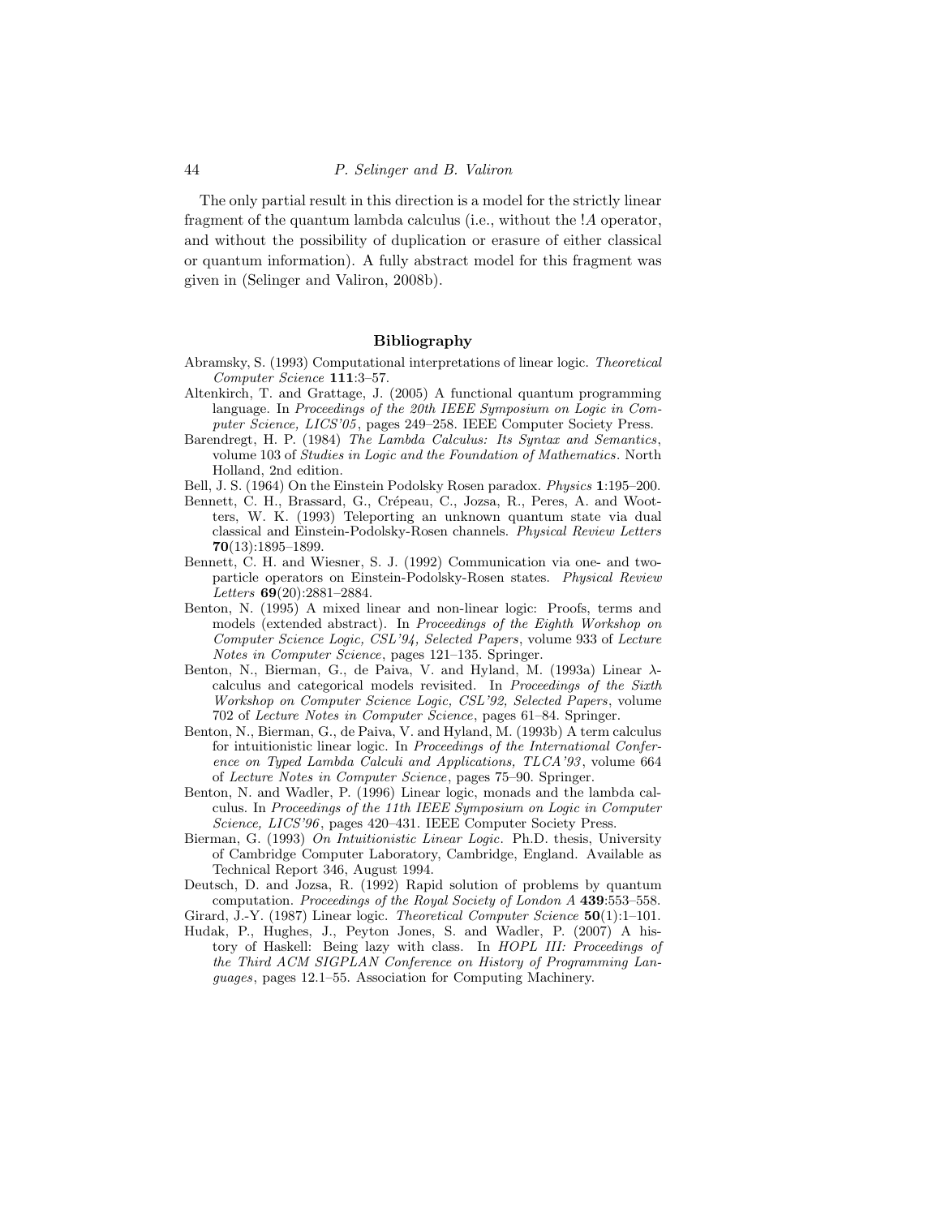The only partial result in this direction is a model for the strictly linear fragment of the quantum lambda calculus (i.e., without the $!A$ operator, and without the possibility of duplication or erasure of either classical or quantum information). A fully abstract model for this fragment was given in (Selinger and Valiron, 2008b).

## Bibliography

Abramsky, S. (1993) Computational interpretations of linear logic. *Theoretical Computer Science* **111**:3–57.

Altenkirch, T. and Grattage, J. (2005) A functional quantum programming language. In *Proceedings of the 20th IEEE Symposium on Logic in Computer Science, LICS'05*, pages 249–258. IEEE Computer Society Press.

Barendregt, H. P. (1984) *The Lambda Calculus: Its Syntax and Semantics*, volume 103 of *Studies in Logic and the Foundation of Mathematics*. North Holland, 2nd edition.

Bell, J. S. (1964) On the Einstein Podolsky Rosen paradox. *Physics* **1**:195–200.

Bennett, C. H., Brassard, G., Crépeau, C., Jozsa, R., Peres, A. and Wootters, W. K. (1993) Teleporting an unknown quantum state via dual classical and Einstein-Podolsky-Rosen channels. *Physical Review Letters* **70**(13):1895–1899.

Bennett, C. H. and Wiesner, S. J. (1992) Communication via one- and two-particle operators on Einstein-Podolsky-Rosen states. *Physical Review Letters* **69**(20):2881–2884.

Benton, N. (1995) A mixed linear and non-linear logic: Proofs, terms and models (extended abstract). In *Proceedings of the Eighth Workshop on Computer Science Logic, CSL'94, Selected Papers*, volume 933 of *Lecture Notes in Computer Science*, pages 121–135. Springer.

Benton, N., Bierman, G., de Paiva, V. and Hyland, M. (1993a) Linear $\lambda$-calculus and categorical models revisited. In *Proceedings of the Sixth Workshop on Computer Science Logic, CSL'92, Selected Papers*, volume 702 of *Lecture Notes in Computer Science*, pages 61–84. Springer.

Benton, N., Bierman, G., de Paiva, V. and Hyland, M. (1993b) A term calculus for intuitionistic linear logic. In *Proceedings of the International Conference on Typed Lambda Calculi and Applications, TLCA'93*, volume 664 of *Lecture Notes in Computer Science*, pages 75–90. Springer.

Benton, N. and Wadler, P. (1996) Linear logic, monads and the lambda calculus. In *Proceedings of the 11th IEEE Symposium on Logic in Computer Science, LICS'96*, pages 420–431. IEEE Computer Society Press.

Bierman, G. (1993) *On Intuitionistic Linear Logic*. Ph.D. thesis, University of Cambridge Computer Laboratory, Cambridge, England. Available as Technical Report 346, August 1994.

Deutsch, D. and Jozsa, R. (1992) Rapid solution of problems by quantum computation. *Proceedings of the Royal Society of London A* **439**:553–558.

Girard, J.-Y. (1987) Linear logic. *Theoretical Computer Science* **50**(1):1–101.

Hudak, P., Hughes, J., Peyton Jones, S. and Wadler, P. (2007) A history of Haskell: Being lazy with class. In *HOPL III: Proceedings of the Third ACM SIGPLAN Conference on History of Programming Languages*, pages 12.1–55. Association for Computing Machinery.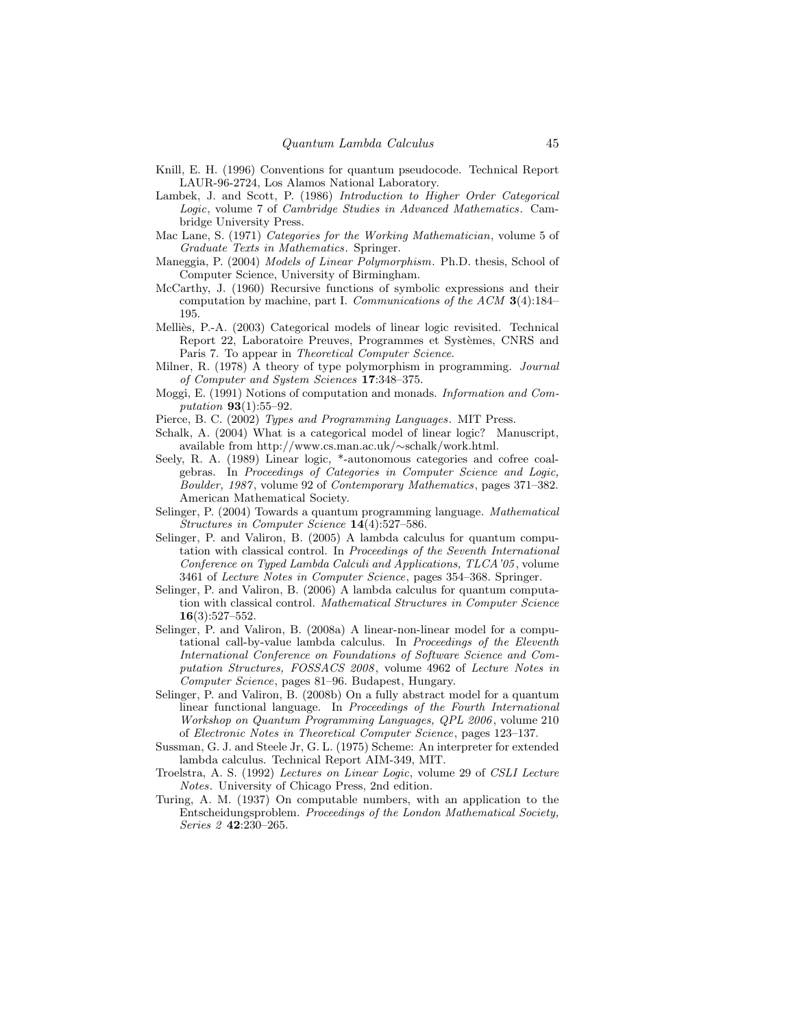Knill, E. H. (1996) Conventions for quantum pseudocode. Technical Report LAUR-96-2724, Los Alamos National Laboratory.

Lambek, J. and Scott, P. (1986) *Introduction to Higher Order Categorical Logic*, volume 7 of *Cambridge Studies in Advanced Mathematics*. Cambridge University Press.

Mac Lane, S. (1971) *Categories for the Working Mathematician*, volume 5 of *Graduate Texts in Mathematics*. Springer.

Maneggia, P. (2004) *Models of Linear Polymorphism*. Ph.D. thesis, School of Computer Science, University of Birmingham.

McCarthy, J. (1960) Recursive functions of symbolic expressions and their computation by machine, part I. *Communications of the ACM* **3**(4):184–195.

Melliès, P.-A. (2003) Categorical models of linear logic revisited. Technical Report 22, Laboratoire Preuves, Programmes et Systèmes, CNRS and Paris 7. To appear in *Theoretical Computer Science*.

Milner, R. (1978) A theory of type polymorphism in programming. *Journal of Computer and System Sciences* **17**:348–375.

Moggi, E. (1991) Notions of computation and monads. *Information and Computation* **93**(1):55–92.

Pierce, B. C. (2002) *Types and Programming Languages*. MIT Press.

Schalk, A. (2004) What is a categorical model of linear logic? Manuscript, available from http://www.cs.man.ac.uk/∼schalk/work.html.

Seely, R. A. (1989) Linear logic, *-autonomous categories and cofree coalgebras. In *Proceedings of Categories in Computer Science and Logic, Boulder, 1987*, volume 92 of *Contemporary Mathematics*, pages 371–382. American Mathematical Society.

Selinger, P. (2004) Towards a quantum programming language. *Mathematical Structures in Computer Science* **14**(4):527–586.

Selinger, P. and Valiron, B. (2005) A lambda calculus for quantum computation with classical control. In *Proceedings of the Seventh International Conference on Typed Lambda Calculi and Applications, TLCA'05*, volume 3461 of *Lecture Notes in Computer Science*, pages 354–368. Springer.

Selinger, P. and Valiron, B. (2006) A lambda calculus for quantum computation with classical control. *Mathematical Structures in Computer Science* **16**(3):527–552.

Selinger, P. and Valiron, B. (2008a) A linear-non-linear model for a computational call-by-value lambda calculus. In *Proceedings of the Eleventh International Conference on Foundations of Software Science and Computation Structures, FOSSACS 2008*, volume 4962 of *Lecture Notes in Computer Science*, pages 81–96. Budapest, Hungary.

Selinger, P. and Valiron, B. (2008b) On a fully abstract model for a quantum linear functional language. In *Proceedings of the Fourth International Workshop on Quantum Programming Languages, QPL 2006*, volume 210 of *Electronic Notes in Theoretical Computer Science*, pages 123–137.

Sussman, G. J. and Steele Jr, G. L. (1975) Scheme: An interpreter for extended lambda calculus. Technical Report AIM-349, MIT.

Troelstra, A. S. (1992) *Lectures on Linear Logic*, volume 29 of *CSLI Lecture Notes*. University of Chicago Press, 2nd edition.

Turing, A. M. (1937) On computable numbers, with an application to the Entscheidungsproblem. *Proceedings of the London Mathematical Society, Series 2* **42**:230–265.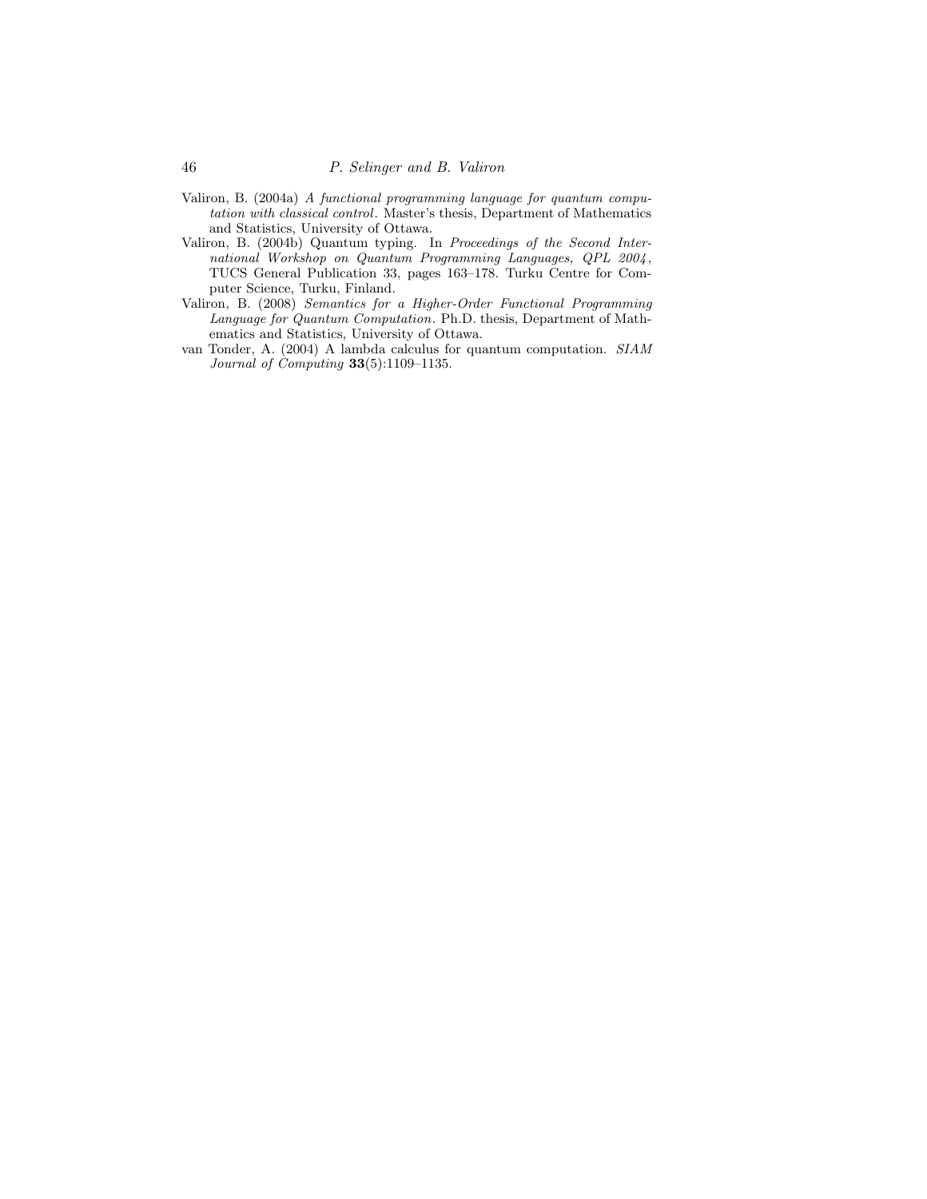Valiron, B. (2004a) *A functional programming language for quantum computation with classical control*. Master's thesis, Department of Mathematics and Statistics, University of Ottawa.

Valiron, B. (2004b) Quantum typing. In *Proceedings of the Second International Workshop on Quantum Programming Languages, QPL 2004*, TUCS General Publication 33, pages 163–178. Turku Centre for Computer Science, Turku, Finland.

Valiron, B. (2008) *Semantics for a Higher-Order Functional Programming Language for Quantum Computation*. Ph.D. thesis, Department of Mathematics and Statistics, University of Ottawa.

van Tonder, A. (2004) A lambda calculus for quantum computation. *SIAM Journal of Computing* **33**(5):1109–1135.